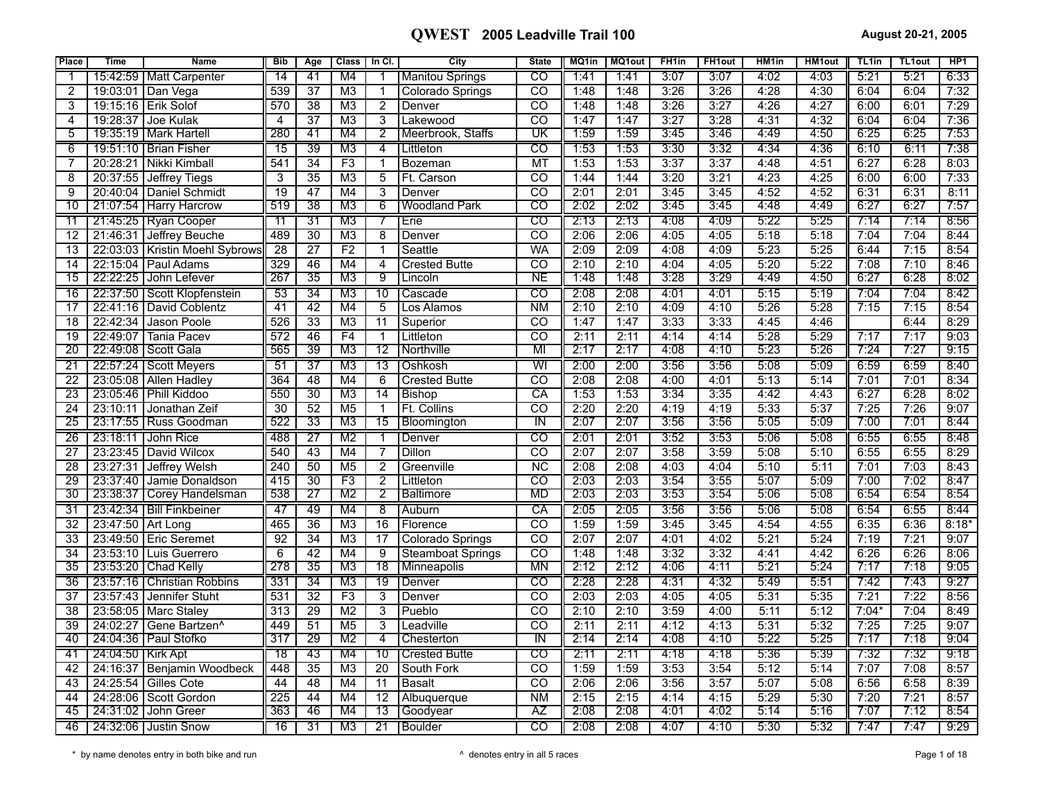# QWEST 2005 Leadville Trail 100

August 20-21, 2005

| Place | Time | Name | Bib | Age | Class | In Cl. | City | State | MQ1in | MQ1out | FH1in | FH1out | HM1in | HM1out | TL1in | TL1out | HP1 |
|---|---|---|---|---|---|---|---|---|---|---|---|---|---|---|---|---|---|
| 1 | 15:42:59 | Matt Carpenter | 14 | 41 | M4 | 1 | Manitou Springs | CO | 1:41 | 1:41 | 3:07 | 3:07 | 4:02 | 4:03 | 5:21 | 5:21 | 6:33 |
| 2 | 19:03:01 | Dan Vega | 539 | 37 | M3 | 1 | Colorado Springs | CO | 1:48 | 1:48 | 3:26 | 3:26 | 4:28 | 4:30 | 6:04 | 6:04 | 7:32 |
| 3 | 19:15:16 | Erik Solof | 570 | 38 | M3 | 2 | Denver | CO | 1:48 | 1:48 | 3:26 | 3:27 | 4:26 | 4:27 | 6:00 | 6:01 | 7:29 |
| 4 | 19:28:37 | Joe Kulak | 4 | 37 | M3 | 3 | Lakewood | CO | 1:47 | 1:47 | 3:27 | 3:28 | 4:31 | 4:32 | 6:04 | 6:04 | 7:36 |
| 5 | 19:35:19 | Mark Hartell | 280 | 41 | M4 | 2 | Meerbrook, Staffs | UK | 1:59 | 1:59 | 3:45 | 3:46 | 4:49 | 4:50 | 6:25 | 6:25 | 7:53 |
| 6 | 19:51:10 | Brian Fisher | 15 | 39 | M3 | 4 | Littleton | CO | 1:53 | 1:53 | 3:30 | 3:32 | 4:34 | 4:36 | 6:10 | 6:11 | 7:38 |
| 7 | 20:28:21 | Nikki Kimball | 541 | 34 | F3 | 1 | Bozeman | MT | 1:53 | 1:53 | 3:37 | 3:37 | 4:48 | 4:51 | 6:27 | 6:28 | 8:03 |
| 8 | 20:37:55 | Jeffrey Tiegs | 3 | 35 | M3 | 5 | Ft. Carson | CO | 1:44 | 1:44 | 3:20 | 3:21 | 4:23 | 4:25 | 6:00 | 6:00 | 7:33 |
| 9 | 20:40:04 | Daniel Schmidt | 19 | 47 | M4 | 3 | Denver | CO | 2:01 | 2:01 | 3:45 | 3:45 | 4:52 | 4:52 | 6:31 | 6:31 | 8:11 |
| 10 | 21:07:54 | Harry Harcrow | 519 | 38 | M3 | 6 | Woodland Park | CO | 2:02 | 2:02 | 3:45 | 3:45 | 4:48 | 4:49 | 6:27 | 6:27 | 7:57 |
| 11 | 21:45:25 | Ryan Cooper | 11 | 31 | M3 | 7 | Erie | CO | 2:13 | 2:13 | 4:08 | 4:09 | 5:22 | 5:25 | 7:14 | 7:14 | 8:56 |
| 12 | 21:46:31 | Jeffrey Beuche | 489 | 30 | M3 | 8 | Denver | CO | 2:06 | 2:06 | 4:05 | 4:05 | 5:18 | 5:18 | 7:04 | 7:04 | 8:44 |
| 13 | 22:03:03 | Kristin Moehl Sybrows | 28 | 27 | F2 | 1 | Seattle | WA | 2:09 | 2:09 | 4:08 | 4:09 | 5:23 | 5:25 | 6:44 | 7:15 | 8:54 |
| 14 | 22:15:04 | Paul Adams | 329 | 46 | M4 | 4 | Crested Butte | CO | 2:10 | 2:10 | 4:04 | 4:05 | 5:20 | 5:22 | 7:08 | 7:10 | 8:46 |
| 15 | 22:22:25 | John Lefever | 267 | 35 | M3 | 9 | Lincoln | NE | 1:48 | 1:48 | 3:28 | 3:29 | 4:49 | 4:50 | 6:27 | 6:28 | 8:02 |
| 16 | 22:37:50 | Scott Klopfenstein | 53 | 34 | M3 | 10 | Cascade | CO | 2:08 | 2:08 | 4:01 | 4:01 | 5:15 | 5:19 | 7:04 | 7:04 | 8:42 |
| 17 | 22:41:16 | David Coblentz | 41 | 42 | M4 | 5 | Los Alamos | NM | 2:10 | 2:10 | 4:09 | 4:10 | 5:26 | 5:28 | 7:15 | 7:15 | 8:54 |
| 18 | 22:42:34 | Jason Poole | 526 | 33 | M3 | 11 | Superior | CO | 1:47 | 1:47 | 3:33 | 3:33 | 4:45 | 4:46 | | 6:44 | 8:29 |
| 19 | 22:49:07 | Tania Pacev | 572 | 46 | F4 | 1 | Littleton | CO | 2:11 | 2:11 | 4:14 | 4:14 | 5:28 | 5:29 | 7:17 | 7:17 | 9:03 |
| 20 | 22:49:08 | Scott Gala | 565 | 39 | M3 | 12 | Northville | MI | 2:17 | 2:17 | 4:08 | 4:10 | 5:23 | 5:26 | 7:24 | 7:27 | 9:15 |
| 21 | 22:57:24 | Scott Meyers | 51 | 37 | M3 | 13 | Oshkosh | WI | 2:00 | 2:00 | 3:56 | 3:56 | 5:08 | 5:09 | 6:59 | 6:59 | 8:40 |
| 22 | 23:05:08 | Allen Hadley | 364 | 48 | M4 | 6 | Crested Butte | CO | 2:08 | 2:08 | 4:00 | 4:01 | 5:13 | 5:14 | 7:01 | 7:01 | 8:34 |
| 23 | 23:05:46 | Phill Kiddoo | 550 | 30 | M3 | 14 | Bishop | CA | 1:53 | 1:53 | 3:34 | 3:35 | 4:42 | 4:43 | 6:27 | 6:28 | 8:02 |
| 24 | 23:10:11 | Jonathan Zeif | 30 | 52 | M5 | 1 | Ft. Collins | CO | 2:20 | 2:20 | 4:19 | 4:19 | 5:33 | 5:37 | 7:25 | 7:26 | 9:07 |
| 25 | 23:17:55 | Russ Goodman | 522 | 33 | M3 | 15 | Bloomington | IN | 2:07 | 2:07 | 3:56 | 3:56 | 5:05 | 5:09 | 7:00 | 7:01 | 8:44 |
| 26 | 23:18:11 | John Rice | 488 | 27 | M2 | 1 | Denver | CO | 2:01 | 2:01 | 3:52 | 3:53 | 5:06 | 5:08 | 6:55 | 6:55 | 8:48 |
| 27 | 23:23:45 | David Wilcox | 540 | 43 | M4 | 7 | Dillon | CO | 2:07 | 2:07 | 3:58 | 3:59 | 5:08 | 5:10 | 6:55 | 6:55 | 8:29 |
| 28 | 23:27:31 | Jeffrey Welsh | 240 | 50 | M5 | 2 | Greenville | NC | 2:08 | 2:08 | 4:03 | 4:04 | 5:10 | 5:11 | 7:01 | 7:03 | 8:43 |
| 29 | 23:37:40 | Jamie Donaldson | 415 | 30 | F3 | 2 | Littleton | CO | 2:03 | 2:03 | 3:54 | 3:55 | 5:07 | 5:09 | 7:00 | 7:02 | 8:47 |
| 30 | 23:38:37 | Corey Handelsman | 538 | 27 | M2 | 2 | Baltimore | MD | 2:03 | 2:03 | 3:53 | 3:54 | 5:06 | 5:08 | 6:54 | 6:54 | 8:54 |
| 31 | 23:42:34 | Bill Finkbeiner | 47 | 49 | M4 | 8 | Auburn | CA | 2:05 | 2:05 | 3:56 | 3:56 | 5:06 | 5:08 | 6:54 | 6:55 | 8:44 |
| 32 | 23:47:50 | Art Long | 465 | 36 | M3 | 16 | Florence | CO | 1:59 | 1:59 | 3:45 | 3:45 | 4:54 | 4:55 | 6:35 | 6:36 | 8:18* |
| 33 | 23:49:50 | Eric Seremet | 92 | 34 | M3 | 17 | Colorado Springs | CO | 2:07 | 2:07 | 4:01 | 4:02 | 5:21 | 5:24 | 7:19 | 7:21 | 9:07 |
| 34 | 23:53:10 | Luis Guerrero | 6 | 42 | M4 | 9 | Steamboat Springs | CO | 1:48 | 1:48 | 3:32 | 3:32 | 4:41 | 4:42 | 6:26 | 6:26 | 8:06 |
| 35 | 23:53:20 | Chad Kelly | 278 | 35 | M3 | 18 | Minneapolis | MN | 2:12 | 2:12 | 4:06 | 4:11 | 5:21 | 5:24 | 7:17 | 7:18 | 9:05 |
| 36 | 23:57:16 | Christian Robbins | 331 | 34 | M3 | 19 | Denver | CO | 2:28 | 2:28 | 4:31 | 4:32 | 5:49 | 5:51 | 7:42 | 7:43 | 9:27 |
| 37 | 23:57:43 | Jennifer Stuht | 531 | 32 | F3 | 3 | Denver | CO | 2:03 | 2:03 | 4:05 | 4:05 | 5:31 | 5:35 | 7:21 | 7:22 | 8:56 |
| 38 | 23:58:05 | Marc Staley | 313 | 29 | M2 | 3 | Pueblo | CO | 2:10 | 2:10 | 3:59 | 4:00 | 5:11 | 5:12 | 7:04* | 7:04 | 8:49 |
| 39 | 24:02:27 | Gene Bartzen^ | 449 | 51 | M5 | 3 | Leadville | CO | 2:11 | 2:11 | 4:12 | 4:13 | 5:31 | 5:32 | 7:25 | 7:25 | 9:07 |
| 40 | 24:04:36 | Paul Stofko | 317 | 29 | M2 | 4 | Chesterton | IN | 2:14 | 2:14 | 4:08 | 4:10 | 5:22 | 5:25 | 7:17 | 7:18 | 9:04 |
| 41 | 24:04:50 | Kirk Apt | 18 | 43 | M4 | 10 | Crested Butte | CO | 2:11 | 2:11 | 4:18 | 4:18 | 5:36 | 5:39 | 7:32 | 7:32 | 9:18 |
| 42 | 24:16:37 | Benjamin Woodbeck | 448 | 35 | M3 | 20 | South Fork | CO | 1:59 | 1:59 | 3:53 | 3:54 | 5:12 | 5:14 | 7:07 | 7:08 | 8:57 |
| 43 | 24:25:54 | Gilles Cote | 44 | 48 | M4 | 11 | Basalt | CO | 2:06 | 2:06 | 3:56 | 3:57 | 5:07 | 5:08 | 6:56 | 6:58 | 8:39 |
| 44 | 24:28:06 | Scott Gordon | 225 | 44 | M4 | 12 | Albuquerque | NM | 2:15 | 2:15 | 4:14 | 4:15 | 5:29 | 5:30 | 7:20 | 7:21 | 8:57 |
| 45 | 24:31:02 | John Greer | 363 | 46 | M4 | 13 | Goodyear | AZ | 2:08 | 2:08 | 4:01 | 4:02 | 5:14 | 5:16 | 7:07 | 7:12 | 8:54 |
| 46 | 24:32:06 | Justin Snow | 16 | 31 | M3 | 21 | Boulder | CO | 2:08 | 2:08 | 4:07 | 4:10 | 5:30 | 5:32 | 7:47 | 7:47 | 9:29 |

* by name denotes entry in both bike and run

^ denotes entry in all 5 races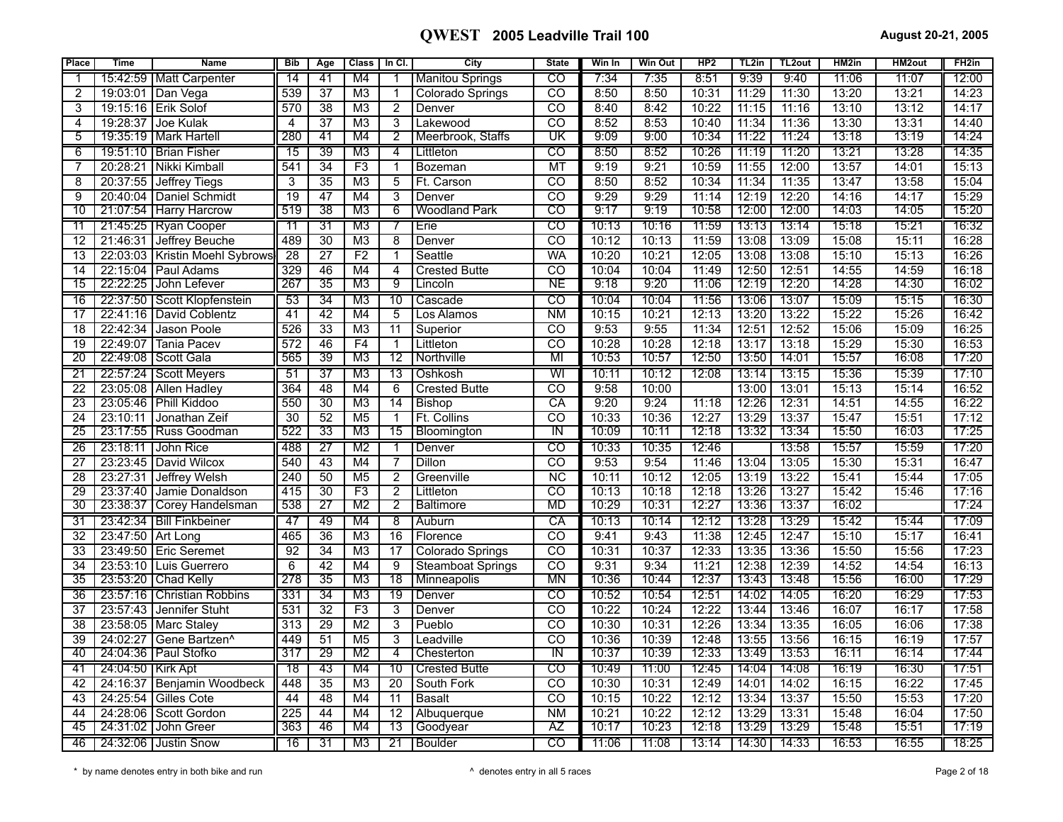# QWEST 2005 Leadville Trail 100

August 20-21, 2005

| Place | Time | Name | Bib | Age | Class | In Cl. | City | State | Win In | Win Out | HP2 | TL2in | TL2out | HM2in | HM2out | FH2in |
|---|---|---|---|---|---|---|---|---|---|---|---|---|---|---|---|---|
| 1 | 15:42:59 | Matt Carpenter | 14 | 41 | M4 | 1 | Manitou Springs | CO | 7:34 | 7:35 | 8:51 | 9:39 | 9:40 | 11:06 | 11:07 | 12:00 |
| 2 | 19:03:01 | Dan Vega | 539 | 37 | M3 | 1 | Colorado Springs | CO | 8:50 | 8:50 | 10:31 | 11:29 | 11:30 | 13:20 | 13:21 | 14:23 |
| 3 | 19:15:16 | Erik Solof | 570 | 38 | M3 | 2 | Denver | CO | 8:40 | 8:42 | 10:22 | 11:15 | 11:16 | 13:10 | 13:12 | 14:17 |
| 4 | 19:28:37 | Joe Kulak | 4 | 37 | M3 | 3 | Lakewood | CO | 8:52 | 8:53 | 10:40 | 11:34 | 11:36 | 13:30 | 13:31 | 14:40 |
| 5 | 19:35:19 | Mark Hartell | 280 | 41 | M4 | 2 | Meerbrook, Staffs | UK | 9:09 | 9:00 | 10:34 | 11:22 | 11:24 | 13:18 | 13:19 | 14:24 |
| 6 | 19:51:10 | Brian Fisher | 15 | 39 | M3 | 4 | Littleton | CO | 8:50 | 8:52 | 10:26 | 11:19 | 11:20 | 13:21 | 13:28 | 14:35 |
| 7 | 20:28:21 | Nikki Kimball | 541 | 34 | F3 | 1 | Bozeman | MT | 9:19 | 9:21 | 10:59 | 11:55 | 12:00 | 13:57 | 14:01 | 15:13 |
| 8 | 20:37:55 | Jeffrey Tiegs | 3 | 35 | M3 | 5 | Ft. Carson | CO | 8:50 | 8:52 | 10:34 | 11:34 | 11:35 | 13:47 | 13:58 | 15:04 |
| 9 | 20:40:04 | Daniel Schmidt | 19 | 47 | M4 | 3 | Denver | CO | 9:29 | 9:29 | 11:14 | 12:19 | 12:20 | 14:16 | 14:17 | 15:29 |
| 10 | 21:07:54 | Harry Harcrow | 519 | 38 | M3 | 6 | Woodland Park | CO | 9:17 | 9:19 | 10:58 | 12:00 | 12:00 | 14:03 | 14:05 | 15:20 |
| 11 | 21:45:25 | Ryan Cooper | 11 | 31 | M3 | 7 | Erie | CO | 10:13 | 10:16 | 11:59 | 13:13 | 13:14 | 15:18 | 15:21 | 16:32 |
| 12 | 21:46:31 | Jeffrey Beuche | 489 | 30 | M3 | 8 | Denver | CO | 10:12 | 10:13 | 11:59 | 13:08 | 13:09 | 15:08 | 15:11 | 16:28 |
| 13 | 22:03:03 | Kristin Moehl Sybrows | 28 | 27 | F2 | 1 | Seattle | WA | 10:20 | 10:21 | 12:05 | 13:08 | 13:08 | 15:10 | 15:13 | 16:26 |
| 14 | 22:15:04 | Paul Adams | 329 | 46 | M4 | 4 | Crested Butte | CO | 10:04 | 10:04 | 11:49 | 12:50 | 12:51 | 14:55 | 14:59 | 16:18 |
| 15 | 22:22:25 | John Lefever | 267 | 35 | M3 | 9 | Lincoln | NE | 9:18 | 9:20 | 11:06 | 12:19 | 12:20 | 14:28 | 14:30 | 16:02 |
| 16 | 22:37:50 | Scott Klopfenstein | 53 | 34 | M3 | 10 | Cascade | CO | 10:04 | 10:04 | 11:56 | 13:06 | 13:07 | 15:09 | 15:15 | 16:30 |
| 17 | 22:41:16 | David Coblentz | 41 | 42 | M4 | 5 | Los Alamos | NM | 10:15 | 10:21 | 12:13 | 13:20 | 13:22 | 15:22 | 15:26 | 16:42 |
| 18 | 22:42:34 | Jason Poole | 526 | 33 | M3 | 11 | Superior | CO | 9:53 | 9:55 | 11:34 | 12:51 | 12:52 | 15:06 | 15:09 | 16:25 |
| 19 | 22:49:07 | Tania Pacev | 572 | 46 | F4 | 1 | Littleton | CO | 10:28 | 10:28 | 12:18 | 13:17 | 13:18 | 15:29 | 15:30 | 16:53 |
| 20 | 22:49:08 | Scott Gala | 565 | 39 | M3 | 12 | Northville | MI | 10:53 | 10:57 | 12:50 | 13:50 | 14:01 | 15:57 | 16:08 | 17:20 |
| 21 | 22:57:24 | Scott Meyers | 51 | 37 | M3 | 13 | Oshkosh | WI | 10:11 | 10:12 | 12:08 | 13:14 | 13:15 | 15:36 | 15:39 | 17:10 |
| 22 | 23:05:08 | Allen Hadley | 364 | 48 | M4 | 6 | Crested Butte | CO | 9:58 | 10:00 | | 13:00 | 13:01 | 15:13 | 15:14 | 16:52 |
| 23 | 23:05:46 | Phill Kiddoo | 550 | 30 | M3 | 14 | Bishop | CA | 9:20 | 9:24 | 11:18 | 12:26 | 12:31 | 14:51 | 14:55 | 16:22 |
| 24 | 23:10:11 | Jonathan Zeif | 30 | 52 | M5 | 1 | Ft. Collins | CO | 10:33 | 10:36 | 12:27 | 13:29 | 13:37 | 15:47 | 15:51 | 17:12 |
| 25 | 23:17:55 | Russ Goodman | 522 | 33 | M3 | 15 | Bloomington | IN | 10:09 | 10:11 | 12:18 | 13:32 | 13:34 | 15:50 | 16:03 | 17:25 |
| 26 | 23:18:11 | John Rice | 488 | 27 | M2 | 1 | Denver | CO | 10:33 | 10:35 | 12:46 | | 13:58 | 15:57 | 15:59 | 17:20 |
| 27 | 23:23:45 | David Wilcox | 540 | 43 | M4 | 7 | Dillon | CO | 9:53 | 9:54 | 11:46 | 13:04 | 13:05 | 15:30 | 15:31 | 16:47 |
| 28 | 23:27:31 | Jeffrey Welsh | 240 | 50 | M5 | 2 | Greenville | NC | 10:11 | 10:12 | 12:05 | 13:19 | 13:22 | 15:41 | 15:44 | 17:05 |
| 29 | 23:37:40 | Jamie Donaldson | 415 | 30 | F3 | 2 | Littleton | CO | 10:13 | 10:18 | 12:18 | 13:26 | 13:27 | 15:42 | 15:46 | 17:16 |
| 30 | 23:38:37 | Corey Handelsman | 538 | 27 | M2 | 2 | Baltimore | MD | 10:29 | 10:31 | 12:27 | 13:36 | 13:37 | 16:02 | | 17:24 |
| 31 | 23:42:34 | Bill Finkbeiner | 47 | 49 | M4 | 8 | Auburn | CA | 10:13 | 10:14 | 12:12 | 13:28 | 13:29 | 15:42 | 15:44 | 17:09 |
| 32 | 23:47:50 | Art Long | 465 | 36 | M3 | 16 | Florence | CO | 9:41 | 9:43 | 11:38 | 12:45 | 12:47 | 15:10 | 15:17 | 16:41 |
| 33 | 23:49:50 | Eric Seremet | 92 | 34 | M3 | 17 | Colorado Springs | CO | 10:31 | 10:37 | 12:33 | 13:35 | 13:36 | 15:50 | 15:56 | 17:23 |
| 34 | 23:53:10 | Luis Guerrero | 6 | 42 | M4 | 9 | Steamboat Springs | CO | 9:31 | 9:34 | 11:21 | 12:38 | 12:39 | 14:52 | 14:54 | 16:13 |
| 35 | 23:53:20 | Chad Kelly | 278 | 35 | M3 | 18 | Minneapolis | MN | 10:36 | 10:44 | 12:37 | 13:43 | 13:48 | 15:56 | 16:00 | 17:29 |
| 36 | 23:57:16 | Christian Robbins | 331 | 34 | M3 | 19 | Denver | CO | 10:52 | 10:54 | 12:51 | 14:02 | 14:05 | 16:20 | 16:29 | 17:53 |
| 37 | 23:57:43 | Jennifer Stuht | 531 | 32 | F3 | 3 | Denver | CO | 10:22 | 10:24 | 12:22 | 13:44 | 13:46 | 16:07 | 16:17 | 17:58 |
| 38 | 23:58:05 | Marc Staley | 313 | 29 | M2 | 3 | Pueblo | CO | 10:30 | 10:31 | 12:26 | 13:34 | 13:35 | 16:05 | 16:06 | 17:38 |
| 39 | 24:02:27 | Gene Bartzen^ | 449 | 51 | M5 | 3 | Leadville | CO | 10:36 | 10:39 | 12:48 | 13:55 | 13:56 | 16:15 | 16:19 | 17:57 |
| 40 | 24:04:36 | Paul Stofko | 317 | 29 | M2 | 4 | Chesterton | IN | 10:37 | 10:39 | 12:33 | 13:49 | 13:53 | 16:11 | 16:14 | 17:44 |
| 41 | 24:04:50 | Kirk Apt | 18 | 43 | M4 | 10 | Crested Butte | CO | 10:49 | 11:00 | 12:45 | 14:04 | 14:08 | 16:19 | 16:30 | 17:51 |
| 42 | 24:16:37 | Benjamin Woodbeck | 448 | 35 | M3 | 20 | South Fork | CO | 10:30 | 10:31 | 12:49 | 14:01 | 14:02 | 16:15 | 16:22 | 17:45 |
| 43 | 24:25:54 | Gilles Cote | 44 | 48 | M4 | 11 | Basalt | CO | 10:15 | 10:22 | 12:12 | 13:34 | 13:37 | 15:50 | 15:53 | 17:20 |
| 44 | 24:28:06 | Scott Gordon | 225 | 44 | M4 | 12 | Albuquerque | NM | 10:21 | 10:22 | 12:12 | 13:29 | 13:31 | 15:48 | 16:04 | 17:50 |
| 45 | 24:31:02 | John Greer | 363 | 46 | M4 | 13 | Goodyear | AZ | 10:17 | 10:23 | 12:18 | 13:29 | 13:29 | 15:48 | 15:51 | 17:19 |
| 46 | 24:32:06 | Justin Snow | 16 | 31 | M3 | 21 | Boulder | CO | 11:06 | 11:08 | 13:14 | 14:30 | 14:33 | 16:53 | 16:55 | 18:25 |

\* by name denotes entry in both bike and run

^ denotes entry in all 5 races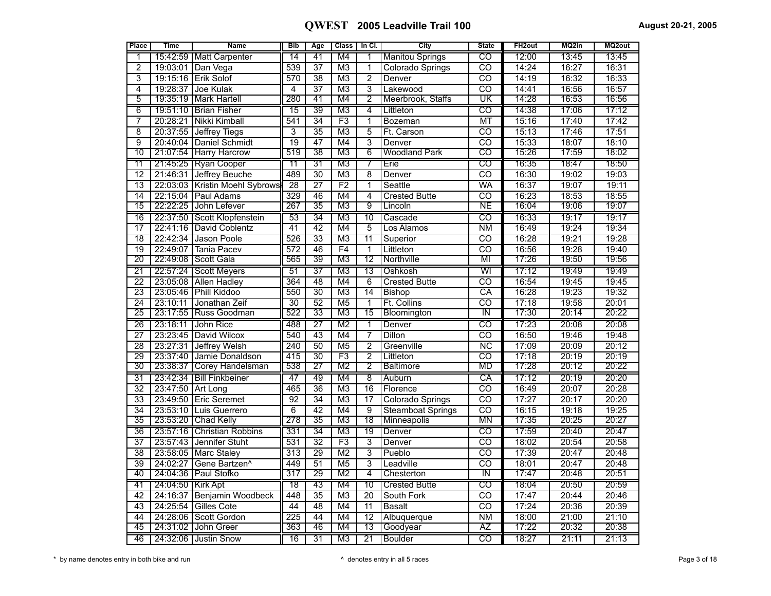# QWEST 2005 Leadville Trail 100

August 20-21, 2005

| Place | Time | Name | Bib | Age | Class | In Cl. | City | State | FH2out | MQ2in | MQ2out |
|---|---|---|---|---|---|---|---|---|---|---|---|
| 1 | 15:42:59 | Matt Carpenter | 14 | 41 | M4 | 1 | Manitou Springs | CO | 12:00 | 13:45 | 13:45 |
| 2 | 19:03:01 | Dan Vega | 539 | 37 | M3 | 1 | Colorado Springs | CO | 14:24 | 16:27 | 16:31 |
| 3 | 19:15:16 | Erik Solof | 570 | 38 | M3 | 2 | Denver | CO | 14:19 | 16:32 | 16:33 |
| 4 | 19:28:37 | Joe Kulak | 4 | 37 | M3 | 3 | Lakewood | CO | 14:41 | 16:56 | 16:57 |
| 5 | 19:35:19 | Mark Hartell | 280 | 41 | M4 | 2 | Meerbrook, Staffs | UK | 14:28 | 16:53 | 16:56 |
| 6 | 19:51:10 | Brian Fisher | 15 | 39 | M3 | 4 | Littleton | CO | 14:38 | 17:06 | 17:12 |
| 7 | 20:28:21 | Nikki Kimball | 541 | 34 | F3 | 1 | Bozeman | MT | 15:16 | 17:40 | 17:42 |
| 8 | 20:37:55 | Jeffrey Tiegs | 3 | 35 | M3 | 5 | Ft. Carson | CO | 15:13 | 17:46 | 17:51 |
| 9 | 20:40:04 | Daniel Schmidt | 19 | 47 | M4 | 3 | Denver | CO | 15:33 | 18:07 | 18:10 |
| 10 | 21:07:54 | Harry Harcrow | 519 | 38 | M3 | 6 | Woodland Park | CO | 15:26 | 17:59 | 18:02 |
| 11 | 21:45:25 | Ryan Cooper | 11 | 31 | M3 | 7 | Erie | CO | 16:35 | 18:47 | 18:50 |
| 12 | 21:46:31 | Jeffrey Beuche | 489 | 30 | M3 | 8 | Denver | CO | 16:30 | 19:02 | 19:03 |
| 13 | 22:03:03 | Kristin Moehl Sybrows | 28 | 27 | F2 | 1 | Seattle | WA | 16:37 | 19:07 | 19:11 |
| 14 | 22:15:04 | Paul Adams | 329 | 46 | M4 | 4 | Crested Butte | CO | 16:23 | 18:53 | 18:55 |
| 15 | 22:22:25 | John Lefever | 267 | 35 | M3 | 9 | Lincoln | NE | 16:04 | 19:06 | 19:07 |
| 16 | 22:37:50 | Scott Klopfenstein | 53 | 34 | M3 | 10 | Cascade | CO | 16:33 | 19:17 | 19:17 |
| 17 | 22:41:16 | David Coblentz | 41 | 42 | M4 | 5 | Los Alamos | NM | 16:49 | 19:24 | 19:34 |
| 18 | 22:42:34 | Jason Poole | 526 | 33 | M3 | 11 | Superior | CO | 16:28 | 19:21 | 19:28 |
| 19 | 22:49:07 | Tania Pacev | 572 | 46 | F4 | 1 | Littleton | CO | 16:56 | 19:28 | 19:40 |
| 20 | 22:49:08 | Scott Gala | 565 | 39 | M3 | 12 | Northville | MI | 17:26 | 19:50 | 19:56 |
| 21 | 22:57:24 | Scott Meyers | 51 | 37 | M3 | 13 | Oshkosh | WI | 17:12 | 19:49 | 19:49 |
| 22 | 23:05:08 | Allen Hadley | 364 | 48 | M4 | 6 | Crested Butte | CO | 16:54 | 19:45 | 19:45 |
| 23 | 23:05:46 | Phill Kiddoo | 550 | 30 | M3 | 14 | Bishop | CA | 16:28 | 19:23 | 19:32 |
| 24 | 23:10:11 | Jonathan Zeif | 30 | 52 | M5 | 1 | Ft. Collins | CO | 17:18 | 19:58 | 20:01 |
| 25 | 23:17:55 | Russ Goodman | 522 | 33 | M3 | 15 | Bloomington | IN | 17:30 | 20:14 | 20:22 |
| 26 | 23:18:11 | John Rice | 488 | 27 | M2 | 1 | Denver | CO | 17:23 | 20:08 | 20:08 |
| 27 | 23:23:45 | David Wilcox | 540 | 43 | M4 | 7 | Dillon | CO | 16:50 | 19:46 | 19:48 |
| 28 | 23:27:31 | Jeffrey Welsh | 240 | 50 | M5 | 2 | Greenville | NC | 17:09 | 20:09 | 20:12 |
| 29 | 23:37:40 | Jamie Donaldson | 415 | 30 | F3 | 2 | Littleton | CO | 17:18 | 20:19 | 20:19 |
| 30 | 23:38:37 | Corey Handelsman | 538 | 27 | M2 | 2 | Baltimore | MD | 17:28 | 20:12 | 20:22 |
| 31 | 23:42:34 | Bill Finkbeiner | 47 | 49 | M4 | 8 | Auburn | CA | 17:12 | 20:19 | 20:20 |
| 32 | 23:47:50 | Art Long | 465 | 36 | M3 | 16 | Florence | CO | 16:49 | 20:07 | 20:28 |
| 33 | 23:49:50 | Eric Seremet | 92 | 34 | M3 | 17 | Colorado Springs | CO | 17:27 | 20:17 | 20:20 |
| 34 | 23:53:10 | Luis Guerrero | 6 | 42 | M4 | 9 | Steamboat Springs | CO | 16:15 | 19:18 | 19:25 |
| 35 | 23:53:20 | Chad Kelly | 278 | 35 | M3 | 18 | Minneapolis | MN | 17:35 | 20:25 | 20:27 |
| 36 | 23:57:16 | Christian Robbins | 331 | 34 | M3 | 19 | Denver | CO | 17:59 | 20:40 | 20:47 |
| 37 | 23:57:43 | Jennifer Stuht | 531 | 32 | F3 | 3 | Denver | CO | 18:02 | 20:54 | 20:58 |
| 38 | 23:58:05 | Marc Staley | 313 | 29 | M2 | 3 | Pueblo | CO | 17:39 | 20:47 | 20:48 |
| 39 | 24:02:27 | Gene Bartzen^ | 449 | 51 | M5 | 3 | Leadville | CO | 18:01 | 20:47 | 20:48 |
| 40 | 24:04:36 | Paul Stofko | 317 | 29 | M2 | 4 | Chesterton | IN | 17:47 | 20:48 | 20:51 |
| 41 | 24:04:50 | Kirk Apt | 18 | 43 | M4 | 10 | Crested Butte | CO | 18:04 | 20:50 | 20:59 |
| 42 | 24:16:37 | Benjamin Woodbeck | 448 | 35 | M3 | 20 | South Fork | CO | 17:47 | 20:44 | 20:46 |
| 43 | 24:25:54 | Gilles Cote | 44 | 48 | M4 | 11 | Basalt | CO | 17:24 | 20:36 | 20:39 |
| 44 | 24:28:06 | Scott Gordon | 225 | 44 | M4 | 12 | Albuquerque | NM | 18:00 | 21:00 | 21:10 |
| 45 | 24:31:02 | John Greer | 363 | 46 | M4 | 13 | Goodyear | AZ | 17:22 | 20:32 | 20:38 |
| 46 | 24:32:06 | Justin Snow | 16 | 31 | M3 | 21 | Boulder | CO | 18:27 | 21:11 | 21:13 |

\* by name denotes entry in both bike and run

^ denotes entry in all 5 races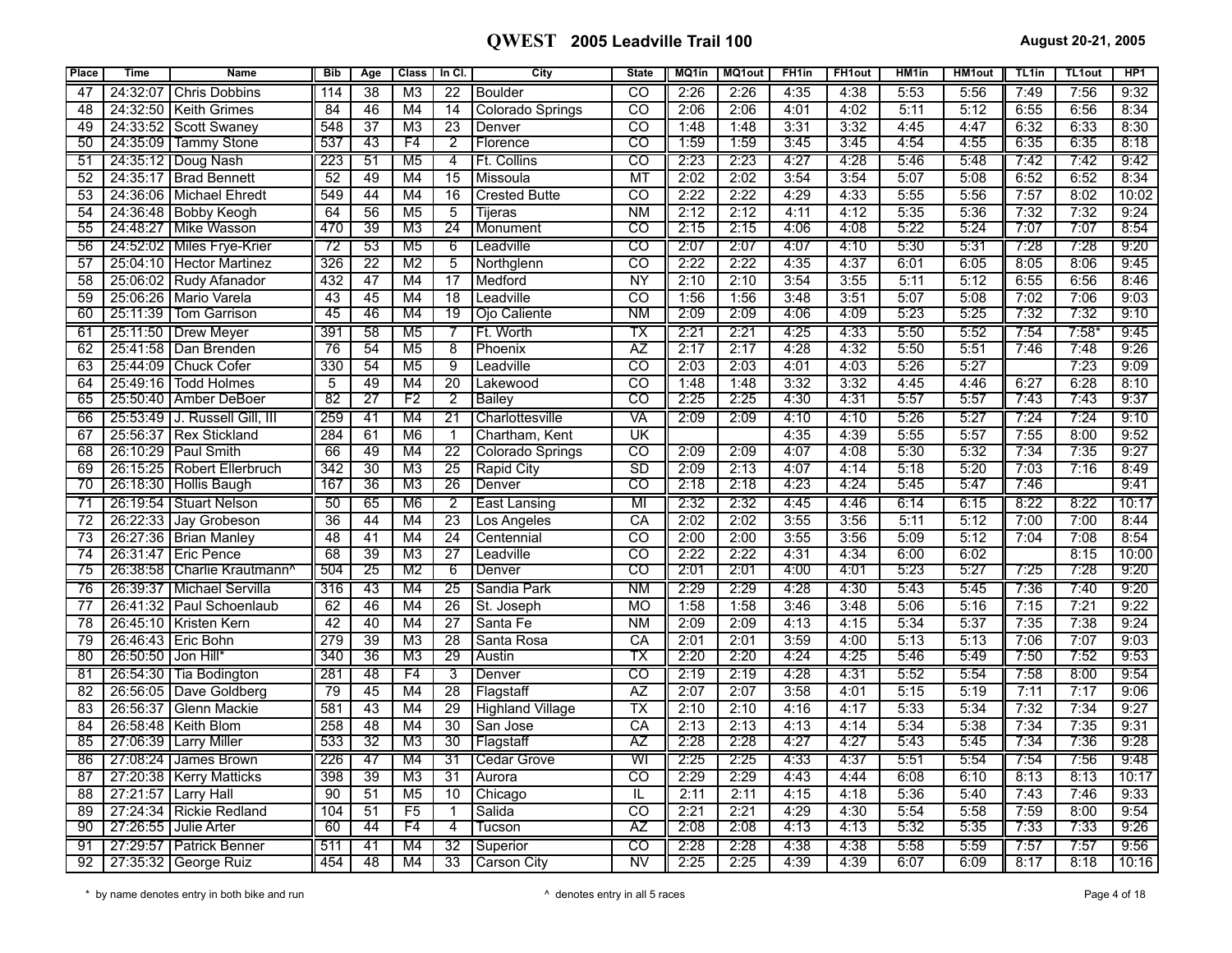# QWEST 2005 Leadville Trail 100

August 20-21, 2005

| Place | Time | Name | Bib | Age | Class | In Cl. | City | State | MQ1in | MQ1out | FH1in | FH1out | HM1in | HM1out | TL1in | TL1out | HP1 |
|---|---|---|---|---|---|---|---|---|---|---|---|---|---|---|---|---|---|
| 47 | 24:32:07 | Chris Dobbins | 114 | 38 | M3 | 22 | Boulder | CO | 2:26 | 2:26 | 4:35 | 4:38 | 5:53 | 5:56 | 7:49 | 7:56 | 9:32 |
| 48 | 24:32:50 | Keith Grimes | 84 | 46 | M4 | 14 | Colorado Springs | CO | 2:06 | 2:06 | 4:01 | 4:02 | 5:11 | 5:12 | 6:55 | 6:56 | 8:34 |
| 49 | 24:33:52 | Scott Swaney | 548 | 37 | M3 | 23 | Denver | CO | 1:48 | 1:48 | 3:31 | 3:32 | 4:45 | 4:47 | 6:32 | 6:33 | 8:30 |
| 50 | 24:35:09 | Tammy Stone | 537 | 43 | F4 | 2 | Florence | CO | 1:59 | 1:59 | 3:45 | 3:45 | 4:54 | 4:55 | 6:35 | 6:35 | 8:18 |
| 51 | 24:35:12 | Doug Nash | 223 | 51 | M5 | 4 | Ft. Collins | CO | 2:23 | 2:23 | 4:27 | 4:28 | 5:46 | 5:48 | 7:42 | 7:42 | 9:42 |
| 52 | 24:35:17 | Brad Bennett | 52 | 49 | M4 | 15 | Missoula | MT | 2:02 | 2:02 | 3:54 | 3:54 | 5:07 | 5:08 | 6:52 | 6:52 | 8:34 |
| 53 | 24:36:06 | Michael Ehredt | 549 | 44 | M4 | 16 | Crested Butte | CO | 2:22 | 2:22 | 4:29 | 4:33 | 5:55 | 5:56 | 7:57 | 8:02 | 10:02 |
| 54 | 24:36:48 | Bobby Keogh | 64 | 56 | M5 | 5 | Tijeras | NM | 2:12 | 2:12 | 4:11 | 4:12 | 5:35 | 5:36 | 7:32 | 7:32 | 9:24 |
| 55 | 24:48:27 | Mike Wasson | 470 | 39 | M3 | 24 | Monument | CO | 2:15 | 2:15 | 4:06 | 4:08 | 5:22 | 5:24 | 7:07 | 7:07 | 8:54 |
| 56 | 24:52:02 | Miles Frye-Krier | 72 | 53 | M5 | 6 | Leadville | CO | 2:07 | 2:07 | 4:07 | 4:10 | 5:30 | 5:31 | 7:28 | 7:28 | 9:20 |
| 57 | 25:04:10 | Hector Martinez | 326 | 22 | M2 | 5 | Northglenn | CO | 2:22 | 2:22 | 4:35 | 4:37 | 6:01 | 6:05 | 8:05 | 8:06 | 9:45 |
| 58 | 25:06:02 | Rudy Afanador | 432 | 47 | M4 | 17 | Medford | NY | 2:10 | 2:10 | 3:54 | 3:55 | 5:11 | 5:12 | 6:55 | 6:56 | 8:46 |
| 59 | 25:06:26 | Mario Varela | 43 | 45 | M4 | 18 | Leadville | CO | 1:56 | 1:56 | 3:48 | 3:51 | 5:07 | 5:08 | 7:02 | 7:06 | 9:03 |
| 60 | 25:11:39 | Tom Garrison | 45 | 46 | M4 | 19 | Ojo Caliente | NM | 2:09 | 2:09 | 4:06 | 4:09 | 5:23 | 5:25 | 7:32 | 7:32 | 9:10 |
| 61 | 25:11:50 | Drew Meyer | 391 | 58 | M5 | 7 | Ft. Worth | TX | 2:21 | 2:21 | 4:25 | 4:33 | 5:50 | 5:52 | 7:54 | 7:58* | 9:45 |
| 62 | 25:41:58 | Dan Brenden | 76 | 54 | M5 | 8 | Phoenix | AZ | 2:17 | 2:17 | 4:28 | 4:32 | 5:50 | 5:51 | 7:46 | 7:48 | 9:26 |
| 63 | 25:44:09 | Chuck Cofer | 330 | 54 | M5 | 9 | Leadville | CO | 2:03 | 2:03 | 4:01 | 4:03 | 5:26 | 5:27 | | 7:23 | 9:09 |
| 64 | 25:49:16 | Todd Holmes | 5 | 49 | M4 | 20 | Lakewood | CO | 1:48 | 1:48 | 3:32 | 3:32 | 4:45 | 4:46 | 6:27 | 6:28 | 8:10 |
| 65 | 25:50:40 | Amber DeBoer | 82 | 27 | F2 | 2 | Bailey | CO | 2:25 | 2:25 | 4:30 | 4:31 | 5:57 | 5:57 | 7:43 | 7:43 | 9:37 |
| 66 | 25:53:49 | J. Russell Gill, III | 259 | 41 | M4 | 21 | Charlottesville | VA | 2:09 | 2:09 | 4:10 | 4:10 | 5:26 | 5:27 | 7:24 | 7:24 | 9:10 |
| 67 | 25:56:37 | Rex Stickland | 284 | 61 | M6 | 1 | Chartham, Kent | UK | | | 4:35 | 4:39 | 5:55 | 5:57 | 7:55 | 8:00 | 9:52 |
| 68 | 26:10:29 | Paul Smith | 66 | 49 | M4 | 22 | Colorado Springs | CO | 2:09 | 2:09 | 4:07 | 4:08 | 5:30 | 5:32 | 7:34 | 7:35 | 9:27 |
| 69 | 26:15:25 | Robert Ellerbruch | 342 | 30 | M3 | 25 | Rapid City | SD | 2:09 | 2:13 | 4:07 | 4:14 | 5:18 | 5:20 | 7:03 | 7:16 | 8:49 |
| 70 | 26:18:30 | Hollis Baugh | 167 | 36 | M3 | 26 | Denver | CO | 2:18 | 2:18 | 4:23 | 4:24 | 5:45 | 5:47 | 7:46 | | 9:41 |
| 71 | 26:19:54 | Stuart Nelson | 50 | 65 | M6 | 2 | East Lansing | MI | 2:32 | 2:32 | 4:45 | 4:46 | 6:14 | 6:15 | 8:22 | 8:22 | 10:17 |
| 72 | 26:22:33 | Jay Grobeson | 36 | 44 | M4 | 23 | Los Angeles | CA | 2:02 | 2:02 | 3:55 | 3:56 | 5:11 | 5:12 | 7:00 | 7:00 | 8:44 |
| 73 | 26:27:36 | Brian Manley | 48 | 41 | M4 | 24 | Centennial | CO | 2:00 | 2:00 | 3:55 | 3:56 | 5:09 | 5:12 | 7:04 | 7:08 | 8:54 |
| 74 | 26:31:47 | Eric Pence | 68 | 39 | M3 | 27 | Leadville | CO | 2:22 | 2:22 | 4:31 | 4:34 | 6:00 | 6:02 | | 8:15 | 10:00 |
| 75 | 26:38:58 | Charlie Krautmann^ | 504 | 25 | M2 | 6 | Denver | CO | 2:01 | 2:01 | 4:00 | 4:01 | 5:23 | 5:27 | 7:25 | 7:28 | 9:20 |
| 76 | 26:39:37 | Michael Servilla | 316 | 43 | M4 | 25 | Sandia Park | NM | 2:29 | 2:29 | 4:28 | 4:30 | 5:43 | 5:45 | 7:36 | 7:40 | 9:20 |
| 77 | 26:41:32 | Paul Schoenlaub | 62 | 46 | M4 | 26 | St. Joseph | MO | 1:58 | 1:58 | 3:46 | 3:48 | 5:06 | 5:16 | 7:15 | 7:21 | 9:22 |
| 78 | 26:45:10 | Kristen Kern | 42 | 40 | M4 | 27 | Santa Fe | NM | 2:09 | 2:09 | 4:13 | 4:15 | 5:34 | 5:37 | 7:35 | 7:38 | 9:24 |
| 79 | 26:46:43 | Eric Bohn | 279 | 39 | M3 | 28 | Santa Rosa | CA | 2:01 | 2:01 | 3:59 | 4:00 | 5:13 | 5:13 | 7:06 | 7:07 | 9:03 |
| 80 | 26:50:50 | Jon Hill* | 340 | 36 | M3 | 29 | Austin | TX | 2:20 | 2:20 | 4:24 | 4:25 | 5:46 | 5:49 | 7:50 | 7:52 | 9:53 |
| 81 | 26:54:30 | Tia Bodington | 281 | 48 | F4 | 3 | Denver | CO | 2:19 | 2:19 | 4:28 | 4:31 | 5:52 | 5:54 | 7:58 | 8:00 | 9:54 |
| 82 | 26:56:05 | Dave Goldberg | 79 | 45 | M4 | 28 | Flagstaff | AZ | 2:07 | 2:07 | 3:58 | 4:01 | 5:15 | 5:19 | 7:11 | 7:17 | 9:06 |
| 83 | 26:56:37 | Glenn Mackie | 581 | 43 | M4 | 29 | Highland Village | TX | 2:10 | 2:10 | 4:16 | 4:17 | 5:33 | 5:34 | 7:32 | 7:34 | 9:27 |
| 84 | 26:58:48 | Keith Blom | 258 | 48 | M4 | 30 | San Jose | CA | 2:13 | 2:13 | 4:13 | 4:14 | 5:34 | 5:38 | 7:34 | 7:35 | 9:31 |
| 85 | 27:06:39 | Larry Miller | 533 | 32 | M3 | 30 | Flagstaff | AZ | 2:28 | 2:28 | 4:27 | 4:27 | 5:43 | 5:45 | 7:34 | 7:36 | 9:28 |
| 86 | 27:08:24 | James Brown | 226 | 47 | M4 | 31 | Cedar Grove | WI | 2:25 | 2:25 | 4:33 | 4:37 | 5:51 | 5:54 | 7:54 | 7:56 | 9:48 |
| 87 | 27:20:38 | Kerry Matticks | 398 | 39 | M3 | 31 | Aurora | CO | 2:29 | 2:29 | 4:43 | 4:44 | 6:08 | 6:10 | 8:13 | 8:13 | 10:17 |
| 88 | 27:21:57 | Larry Hall | 90 | 51 | M5 | 10 | Chicago | IL | 2:11 | 2:11 | 4:15 | 4:18 | 5:36 | 5:40 | 7:43 | 7:46 | 9:33 |
| 89 | 27:24:34 | Rickie Redland | 104 | 51 | F5 | 1 | Salida | CO | 2:21 | 2:21 | 4:29 | 4:30 | 5:54 | 5:58 | 7:59 | 8:00 | 9:54 |
| 90 | 27:26:55 | Julie Arter | 60 | 44 | F4 | 4 | Tucson | AZ | 2:08 | 2:08 | 4:13 | 4:13 | 5:32 | 5:35 | 7:33 | 7:33 | 9:26 |
| 91 | 27:29:57 | Patrick Benner | 511 | 41 | M4 | 32 | Superior | CO | 2:28 | 2:28 | 4:38 | 4:38 | 5:58 | 5:59 | 7:57 | 7:57 | 9:56 |
| 92 | 27:35:32 | George Ruiz | 454 | 48 | M4 | 33 | Carson City | NV | 2:25 | 2:25 | 4:39 | 4:39 | 6:07 | 6:09 | 8:17 | 8:18 | 10:16 |

\* by name denotes entry in both bike and run

^ denotes entry in all 5 races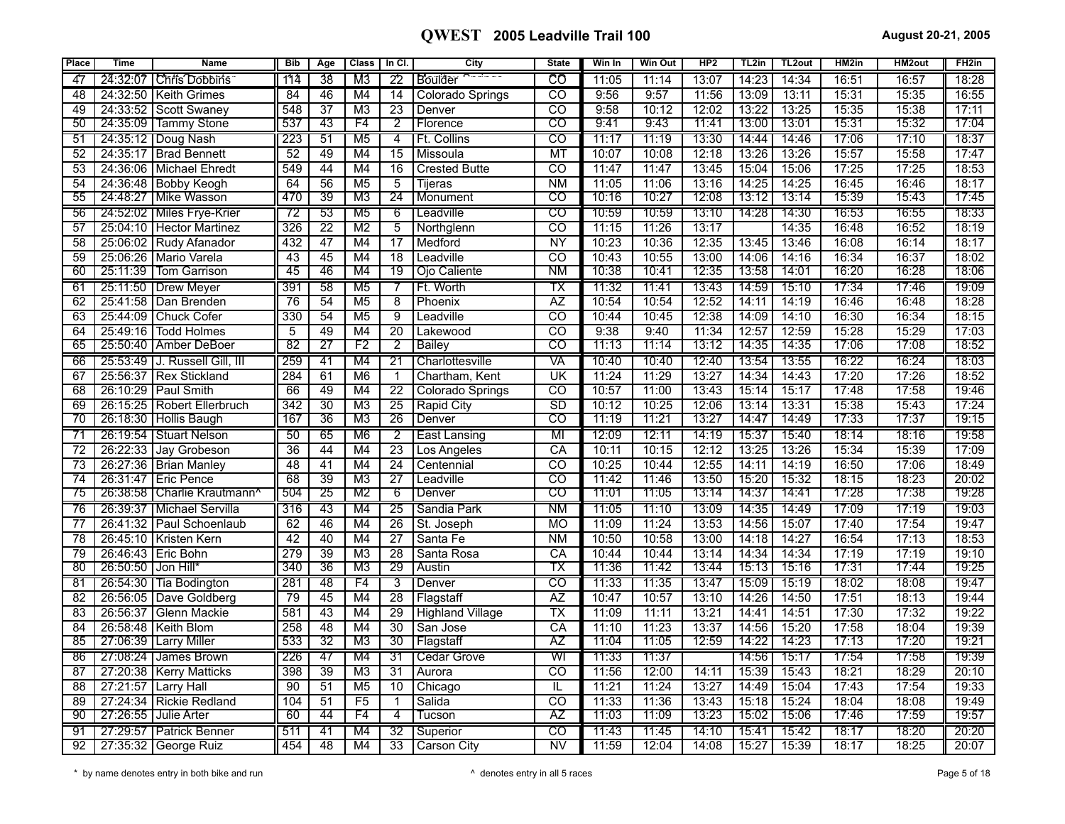# QWEST 2005 Leadville Trail 100

August 20-21, 2005

| Place | Time | Name | Bib | Age | Class | In Cl. | City | State | Win In | Win Out | HP2 | TL2in | TL2out | HM2in | HM2out | FH2in |
|---|---|---|---|---|---|---|---|---|---|---|---|---|---|---|---|---|
| 47 | 24:32:07 | Chris Dobbins | 114 | 38 | M3 | 22 | Boulder | CO | 11:05 | 11:14 | 13:07 | 14:23 | 14:34 | 16:51 | 16:57 | 18:28 |
| 48 | 24:32:50 | Keith Grimes | 84 | 46 | M4 | 14 | Colorado Springs | CO | 9:56 | 9:57 | 11:56 | 13:09 | 13:11 | 15:31 | 15:35 | 16:55 |
| 49 | 24:33:52 | Scott Swaney | 548 | 37 | M3 | 23 | Denver | CO | 9:58 | 10:12 | 12:02 | 13:22 | 13:25 | 15:35 | 15:38 | 17:11 |
| 50 | 24:35:09 | Tammy Stone | 537 | 43 | F4 | 2 | Florence | CO | 9:41 | 9:43 | 11:41 | 13:00 | 13:01 | 15:31 | 15:32 | 17:04 |
| 51 | 24:35:12 | Doug Nash | 223 | 51 | M5 | 4 | Ft. Collins | CO | 11:17 | 11:19 | 13:30 | 14:44 | 14:46 | 17:06 | 17:10 | 18:37 |
| 52 | 24:35:17 | Brad Bennett | 52 | 49 | M4 | 15 | Missoula | MT | 10:07 | 10:08 | 12:18 | 13:26 | 13:26 | 15:57 | 15:58 | 17:47 |
| 53 | 24:36:06 | Michael Ehredt | 549 | 44 | M4 | 16 | Crested Butte | CO | 11:47 | 11:47 | 13:45 | 15:04 | 15:06 | 17:25 | 17:25 | 18:53 |
| 54 | 24:36:48 | Bobby Keogh | 64 | 56 | M5 | 5 | Tijeras | NM | 11:05 | 11:06 | 13:16 | 14:25 | 14:25 | 16:45 | 16:46 | 18:17 |
| 55 | 24:48:27 | Mike Wasson | 470 | 39 | M3 | 24 | Monument | CO | 10:16 | 10:27 | 12:08 | 13:12 | 13:14 | 15:39 | 15:43 | 17:45 |
| 56 | 24:52:02 | Miles Frye-Krier | 72 | 53 | M5 | 6 | Leadville | CO | 10:59 | 10:59 | 13:10 | 14:28 | 14:30 | 16:53 | 16:55 | 18:33 |
| 57 | 25:04:10 | Hector Martinez | 326 | 22 | M2 | 5 | Northglenn | CO | 11:15 | 11:26 | 13:17 | | 14:35 | 16:48 | 16:52 | 18:19 |
| 58 | 25:06:02 | Rudy Afanador | 432 | 47 | M4 | 17 | Medford | NY | 10:23 | 10:36 | 12:35 | 13:45 | 13:46 | 16:08 | 16:14 | 18:17 |
| 59 | 25:06:26 | Mario Varela | 43 | 45 | M4 | 18 | Leadville | CO | 10:43 | 10:55 | 13:00 | 14:06 | 14:16 | 16:34 | 16:37 | 18:02 |
| 60 | 25:11:39 | Tom Garrison | 45 | 46 | M4 | 19 | Ojo Caliente | NM | 10:38 | 10:41 | 12:35 | 13:58 | 14:01 | 16:20 | 16:28 | 18:06 |
| 61 | 25:11:50 | Drew Meyer | 391 | 58 | M5 | 7 | Ft. Worth | TX | 11:32 | 11:41 | 13:43 | 14:59 | 15:10 | 17:34 | 17:46 | 19:09 |
| 62 | 25:41:58 | Dan Brenden | 76 | 54 | M5 | 8 | Phoenix | AZ | 10:54 | 10:54 | 12:52 | 14:11 | 14:19 | 16:46 | 16:48 | 18:28 |
| 63 | 25:44:09 | Chuck Cofer | 330 | 54 | M5 | 9 | Leadville | CO | 10:44 | 10:45 | 12:38 | 14:09 | 14:10 | 16:30 | 16:34 | 18:15 |
| 64 | 25:49:16 | Todd Holmes | 5 | 49 | M4 | 20 | Lakewood | CO | 9:38 | 9:40 | 11:34 | 12:57 | 12:59 | 15:28 | 15:29 | 17:03 |
| 65 | 25:50:40 | Amber DeBoer | 82 | 27 | F2 | 2 | Bailey | CO | 11:13 | 11:14 | 13:12 | 14:35 | 14:35 | 17:06 | 17:08 | 18:52 |
| 66 | 25:53:49 | J. Russell Gill, III | 259 | 41 | M4 | 21 | Charlottesville | VA | 10:40 | 10:40 | 12:40 | 13:54 | 13:55 | 16:22 | 16:24 | 18:03 |
| 67 | 25:56:37 | Rex Stickland | 284 | 61 | M6 | 1 | Chartham, Kent | UK | 11:24 | 11:29 | 13:27 | 14:34 | 14:43 | 17:20 | 17:26 | 18:52 |
| 68 | 26:10:29 | Paul Smith | 66 | 49 | M4 | 22 | Colorado Springs | CO | 10:57 | 11:00 | 13:43 | 15:14 | 15:17 | 17:48 | 17:58 | 19:46 |
| 69 | 26:15:25 | Robert Ellerbruch | 342 | 30 | M3 | 25 | Rapid City | SD | 10:12 | 10:25 | 12:06 | 13:14 | 13:31 | 15:38 | 15:43 | 17:24 |
| 70 | 26:18:30 | Hollis Baugh | 167 | 36 | M3 | 26 | Denver | CO | 11:19 | 11:21 | 13:27 | 14:47 | 14:49 | 17:33 | 17:37 | 19:15 |
| 71 | 26:19:54 | Stuart Nelson | 50 | 65 | M6 | 2 | East Lansing | MI | 12:09 | 12:11 | 14:19 | 15:37 | 15:40 | 18:14 | 18:16 | 19:58 |
| 72 | 26:22:33 | Jay Grobeson | 36 | 44 | M4 | 23 | Los Angeles | CA | 10:11 | 10:15 | 12:12 | 13:25 | 13:26 | 15:34 | 15:39 | 17:09 |
| 73 | 26:27:36 | Brian Manley | 48 | 41 | M4 | 24 | Centennial | CO | 10:25 | 10:44 | 12:55 | 14:11 | 14:19 | 16:50 | 17:06 | 18:49 |
| 74 | 26:31:47 | Eric Pence | 68 | 39 | M3 | 27 | Leadville | CO | 11:42 | 11:46 | 13:50 | 15:20 | 15:32 | 18:15 | 18:23 | 20:02 |
| 75 | 26:38:58 | Charlie Krautmann^ | 504 | 25 | M2 | 6 | Denver | CO | 11:01 | 11:05 | 13:14 | 14:37 | 14:41 | 17:28 | 17:38 | 19:28 |
| 76 | 26:39:37 | Michael Servilla | 316 | 43 | M4 | 25 | Sandia Park | NM | 11:05 | 11:10 | 13:09 | 14:35 | 14:49 | 17:09 | 17:19 | 19:03 |
| 77 | 26:41:32 | Paul Schoenlaub | 62 | 46 | M4 | 26 | St. Joseph | MO | 11:09 | 11:24 | 13:53 | 14:56 | 15:07 | 17:40 | 17:54 | 19:47 |
| 78 | 26:45:10 | Kristen Kern | 42 | 40 | M4 | 27 | Santa Fe | NM | 10:50 | 10:58 | 13:00 | 14:18 | 14:27 | 16:54 | 17:13 | 18:53 |
| 79 | 26:46:43 | Eric Bohn | 279 | 39 | M3 | 28 | Santa Rosa | CA | 10:44 | 10:44 | 13:14 | 14:34 | 14:34 | 17:19 | 17:19 | 19:10 |
| 80 | 26:50:50 | Jon Hill* | 340 | 36 | M3 | 29 | Austin | TX | 11:36 | 11:42 | 13:44 | 15:13 | 15:16 | 17:31 | 17:44 | 19:25 |
| 81 | 26:54:30 | Tia Bodington | 281 | 48 | F4 | 3 | Denver | CO | 11:33 | 11:35 | 13:47 | 15:09 | 15:19 | 18:02 | 18:08 | 19:47 |
| 82 | 26:56:05 | Dave Goldberg | 79 | 45 | M4 | 28 | Flagstaff | AZ | 10:47 | 10:57 | 13:10 | 14:26 | 14:50 | 17:51 | 18:13 | 19:44 |
| 83 | 26:56:37 | Glenn Mackie | 581 | 43 | M4 | 29 | Highland Village | TX | 11:09 | 11:11 | 13:21 | 14:41 | 14:51 | 17:30 | 17:32 | 19:22 |
| 84 | 26:58:48 | Keith Blom | 258 | 48 | M4 | 30 | San Jose | CA | 11:10 | 11:23 | 13:37 | 14:56 | 15:20 | 17:58 | 18:04 | 19:39 |
| 85 | 27:06:39 | Larry Miller | 533 | 32 | M3 | 30 | Flagstaff | AZ | 11:04 | 11:05 | 12:59 | 14:22 | 14:23 | 17:13 | 17:20 | 19:21 |
| 86 | 27:08:24 | James Brown | 226 | 47 | M4 | 31 | Cedar Grove | WI | 11:33 | 11:37 | | 14:56 | 15:17 | 17:54 | 17:58 | 19:39 |
| 87 | 27:20:38 | Kerry Matticks | 398 | 39 | M3 | 31 | Aurora | CO | 11:56 | 12:00 | 14:11 | 15:39 | 15:43 | 18:21 | 18:29 | 20:10 |
| 88 | 27:21:57 | Larry Hall | 90 | 51 | M5 | 10 | Chicago | IL | 11:21 | 11:24 | 13:27 | 14:49 | 15:04 | 17:43 | 17:54 | 19:33 |
| 89 | 27:24:34 | Rickie Redland | 104 | 51 | F5 | 1 | Salida | CO | 11:33 | 11:36 | 13:43 | 15:18 | 15:24 | 18:04 | 18:08 | 19:49 |
| 90 | 27:26:55 | Julie Arter | 60 | 44 | F4 | 4 | Tucson | AZ | 11:03 | 11:09 | 13:23 | 15:02 | 15:06 | 17:46 | 17:59 | 19:57 |
| 91 | 27:29:57 | Patrick Benner | 511 | 41 | M4 | 32 | Superior | CO | 11:43 | 11:45 | 14:10 | 15:41 | 15:42 | 18:17 | 18:20 | 20:20 |
| 92 | 27:35:32 | George Ruiz | 454 | 48 | M4 | 33 | Carson City | NV | 11:59 | 12:04 | 14:08 | 15:27 | 15:39 | 18:17 | 18:25 | 20:07 |

\* by name denotes entry in both bike and run

^ denotes entry in all 5 races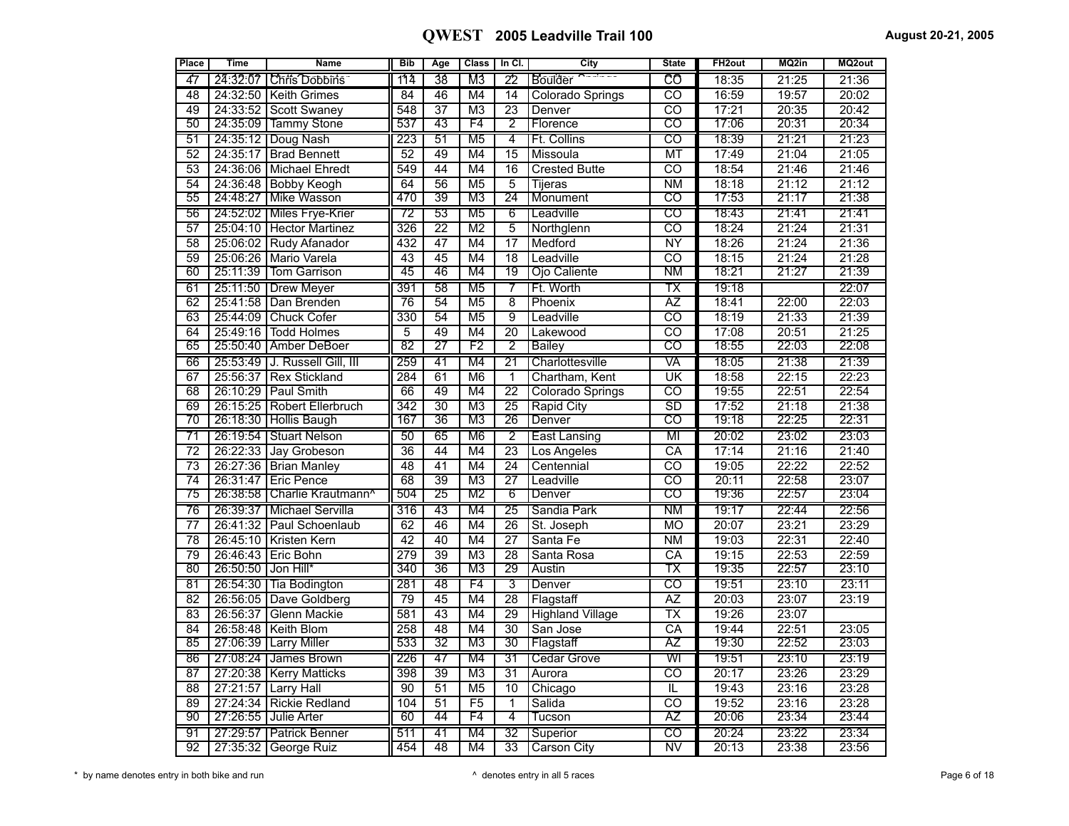# QWEST 2005 Leadville Trail 100

August 20-21, 2005

| Place | Time | Name | Bib | Age | Class | In Cl. | City | State | FH2out | MQ2in | MQ2out |
|---|---|---|---|---|---|---|---|---|---|---|---|
| 47 | 24:32:07 | Chris Dobbins | 114 | 38 | M3 | 22 | Boulder | CO | 18:35 | 21:25 | 21:36 |
| 48 | 24:32:50 | Keith Grimes | 84 | 46 | M4 | 14 | Colorado Springs | CO | 16:59 | 19:57 | 20:02 |
| 49 | 24:33:52 | Scott Swaney | 548 | 37 | M3 | 23 | Denver | CO | 17:21 | 20:35 | 20:42 |
| 50 | 24:35:09 | Tammy Stone | 537 | 43 | F4 | 2 | Florence | CO | 17:06 | 20:31 | 20:34 |
| 51 | 24:35:12 | Doug Nash | 223 | 51 | M5 | 4 | Ft. Collins | CO | 18:39 | 21:21 | 21:23 |
| 52 | 24:35:17 | Brad Bennett | 52 | 49 | M4 | 15 | Missoula | MT | 17:49 | 21:04 | 21:05 |
| 53 | 24:36:06 | Michael Ehredt | 549 | 44 | M4 | 16 | Crested Butte | CO | 18:54 | 21:46 | 21:46 |
| 54 | 24:36:48 | Bobby Keogh | 64 | 56 | M5 | 5 | Tijeras | NM | 18:18 | 21:12 | 21:12 |
| 55 | 24:48:27 | Mike Wasson | 470 | 39 | M3 | 24 | Monument | CO | 17:53 | 21:17 | 21:38 |
| 56 | 24:52:02 | Miles Frye-Krier | 72 | 53 | M5 | 6 | Leadville | CO | 18:43 | 21:41 | 21:41 |
| 57 | 25:04:10 | Hector Martinez | 326 | 22 | M2 | 5 | Northglenn | CO | 18:24 | 21:24 | 21:31 |
| 58 | 25:06:02 | Rudy Afanador | 432 | 47 | M4 | 17 | Medford | NY | 18:26 | 21:24 | 21:36 |
| 59 | 25:06:26 | Mario Varela | 43 | 45 | M4 | 18 | Leadville | CO | 18:15 | 21:24 | 21:28 |
| 60 | 25:11:39 | Tom Garrison | 45 | 46 | M4 | 19 | Ojo Caliente | NM | 18:21 | 21:27 | 21:39 |
| 61 | 25:11:50 | Drew Meyer | 391 | 58 | M5 | 7 | Ft. Worth | TX | 19:18 | | 22:07 |
| 62 | 25:41:58 | Dan Brenden | 76 | 54 | M5 | 8 | Phoenix | AZ | 18:41 | 22:00 | 22:03 |
| 63 | 25:44:09 | Chuck Cofer | 330 | 54 | M5 | 9 | Leadville | CO | 18:19 | 21:33 | 21:39 |
| 64 | 25:49:16 | Todd Holmes | 5 | 49 | M4 | 20 | Lakewood | CO | 17:08 | 20:51 | 21:25 |
| 65 | 25:50:40 | Amber DeBoer | 82 | 27 | F2 | 2 | Bailey | CO | 18:55 | 22:03 | 22:08 |
| 66 | 25:53:49 | J. Russell Gill, III | 259 | 41 | M4 | 21 | Charlottesville | VA | 18:05 | 21:38 | 21:39 |
| 67 | 25:56:37 | Rex Stickland | 284 | 61 | M6 | 1 | Chartham, Kent | UK | 18:58 | 22:15 | 22:23 |
| 68 | 26:10:29 | Paul Smith | 66 | 49 | M4 | 22 | Colorado Springs | CO | 19:55 | 22:51 | 22:54 |
| 69 | 26:15:25 | Robert Ellerbruch | 342 | 30 | M3 | 25 | Rapid City | SD | 17:52 | 21:18 | 21:38 |
| 70 | 26:18:30 | Hollis Baugh | 167 | 36 | M3 | 26 | Denver | CO | 19:18 | 22:25 | 22:31 |
| 71 | 26:19:54 | Stuart Nelson | 50 | 65 | M6 | 2 | East Lansing | MI | 20:02 | 23:02 | 23:03 |
| 72 | 26:22:33 | Jay Grobeson | 36 | 44 | M4 | 23 | Los Angeles | CA | 17:14 | 21:16 | 21:40 |
| 73 | 26:27:36 | Brian Manley | 48 | 41 | M4 | 24 | Centennial | CO | 19:05 | 22:22 | 22:52 |
| 74 | 26:31:47 | Eric Pence | 68 | 39 | M3 | 27 | Leadville | CO | 20:11 | 22:58 | 23:07 |
| 75 | 26:38:58 | Charlie Krautmann^ | 504 | 25 | M2 | 6 | Denver | CO | 19:36 | 22:57 | 23:04 |
| 76 | 26:39:37 | Michael Servilla | 316 | 43 | M4 | 25 | Sandia Park | NM | 19:17 | 22:44 | 22:56 |
| 77 | 26:41:32 | Paul Schoenlaub | 62 | 46 | M4 | 26 | St. Joseph | MO | 20:07 | 23:21 | 23:29 |
| 78 | 26:45:10 | Kristen Kern | 42 | 40 | M4 | 27 | Santa Fe | NM | 19:03 | 22:31 | 22:40 |
| 79 | 26:46:43 | Eric Bohn | 279 | 39 | M3 | 28 | Santa Rosa | CA | 19:15 | 22:53 | 22:59 |
| 80 | 26:50:50 | Jon Hill* | 340 | 36 | M3 | 29 | Austin | TX | 19:35 | 22:57 | 23:10 |
| 81 | 26:54:30 | Tia Bodington | 281 | 48 | F4 | 3 | Denver | CO | 19:51 | 23:10 | 23:11 |
| 82 | 26:56:05 | Dave Goldberg | 79 | 45 | M4 | 28 | Flagstaff | AZ | 20:03 | 23:07 | 23:19 |
| 83 | 26:56:37 | Glenn Mackie | 581 | 43 | M4 | 29 | Highland Village | TX | 19:26 | 23:07 | |
| 84 | 26:58:48 | Keith Blom | 258 | 48 | M4 | 30 | San Jose | CA | 19:44 | 22:51 | 23:05 |
| 85 | 27:06:39 | Larry Miller | 533 | 32 | M3 | 30 | Flagstaff | AZ | 19:30 | 22:52 | 23:03 |
| 86 | 27:08:24 | James Brown | 226 | 47 | M4 | 31 | Cedar Grove | WI | 19:51 | 23:10 | 23:19 |
| 87 | 27:20:38 | Kerry Matticks | 398 | 39 | M3 | 31 | Aurora | CO | 20:17 | 23:26 | 23:29 |
| 88 | 27:21:57 | Larry Hall | 90 | 51 | M5 | 10 | Chicago | IL | 19:43 | 23:16 | 23:28 |
| 89 | 27:24:34 | Rickie Redland | 104 | 51 | F5 | 1 | Salida | CO | 19:52 | 23:16 | 23:28 |
| 90 | 27:26:55 | Julie Arter | 60 | 44 | F4 | 4 | Tucson | AZ | 20:06 | 23:34 | 23:44 |
| 91 | 27:29:57 | Patrick Benner | 511 | 41 | M4 | 32 | Superior | CO | 20:24 | 23:22 | 23:34 |
| 92 | 27:35:32 | George Ruiz | 454 | 48 | M4 | 33 | Carson City | NV | 20:13 | 23:38 | 23:56 |

\* by name denotes entry in both bike and run

^ denotes entry in all 5 races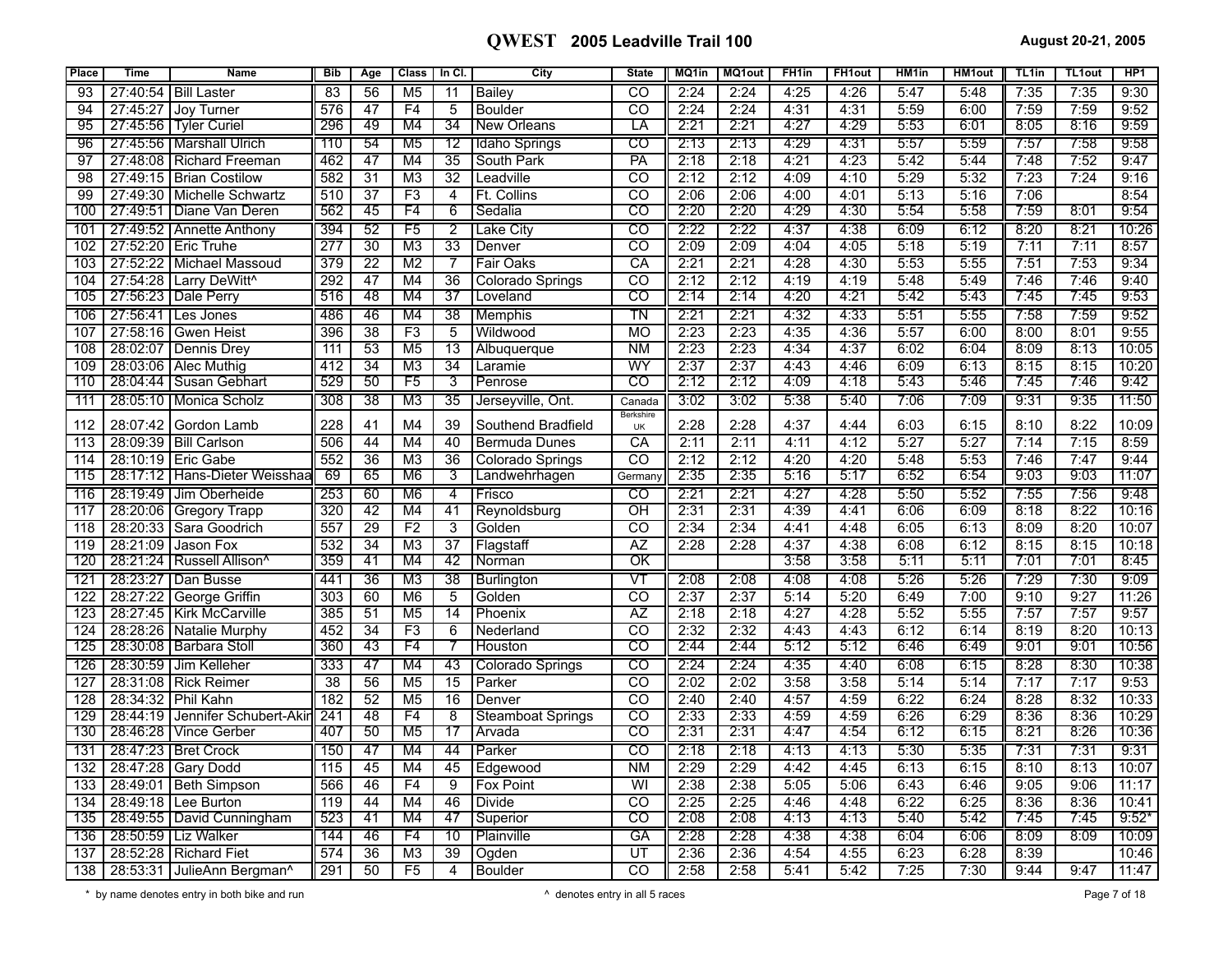# QWEST 2005 Leadville Trail 100

August 20-21, 2005

| Place | Time | Name | Bib | Age | Class | In Cl. | City | State | MQ1in | MQ1out | FH1in | FH1out | HM1in | HM1out | TL1in | TL1out | HP1 |
|---|---|---|---|---|---|---|---|---|---|---|---|---|---|---|---|---|---|
| 93 | 27:40:54 | Bill Laster | 83 | 56 | M5 | 11 | Bailey | CO | 2:24 | 2:24 | 4:25 | 4:26 | 5:47 | 5:48 | 7:35 | 7:35 | 9:30 |
| 94 | 27:45:27 | Joy Turner | 576 | 47 | F4 | 5 | Boulder | CO | 2:24 | 2:24 | 4:31 | 4:31 | 5:59 | 6:00 | 7:59 | 7:59 | 9:52 |
| 95 | 27:45:56 | Tyler Curiel | 296 | 49 | M4 | 34 | New Orleans | LA | 2:21 | 2:21 | 4:27 | 4:29 | 5:53 | 6:01 | 8:05 | 8:16 | 9:59 |
| 96 | 27:45:56 | Marshall Ulrich | 110 | 54 | M5 | 12 | Idaho Springs | CO | 2:13 | 2:13 | 4:29 | 4:31 | 5:57 | 5:59 | 7:57 | 7:58 | 9:58 |
| 97 | 27:48:08 | Richard Freeman | 462 | 47 | M4 | 35 | South Park | PA | 2:18 | 2:18 | 4:21 | 4:23 | 5:42 | 5:44 | 7:48 | 7:52 | 9:47 |
| 98 | 27:49:15 | Brian Costilow | 582 | 31 | M3 | 32 | Leadville | CO | 2:12 | 2:12 | 4:09 | 4:10 | 5:29 | 5:32 | 7:23 | 7:24 | 9:16 |
| 99 | 27:49:30 | Michelle Schwartz | 510 | 37 | F3 | 4 | Ft. Collins | CO | 2:06 | 2:06 | 4:00 | 4:01 | 5:13 | 5:16 | 7:06 | | 8:54 |
| 100 | 27:49:51 | Diane Van Deren | 562 | 45 | F4 | 6 | Sedalia | CO | 2:20 | 2:20 | 4:29 | 4:30 | 5:54 | 5:58 | 7:59 | 8:01 | 9:54 |
| 101 | 27:49:52 | Annette Anthony | 394 | 52 | F5 | 2 | Lake City | CO | 2:22 | 2:22 | 4:37 | 4:38 | 6:09 | 6:12 | 8:20 | 8:21 | 10:26 |
| 102 | 27:52:20 | Eric Truhe | 277 | 30 | M3 | 33 | Denver | CO | 2:09 | 2:09 | 4:04 | 4:05 | 5:18 | 5:19 | 7:11 | 7:11 | 8:57 |
| 103 | 27:52:22 | Michael Massoud | 379 | 22 | M2 | 7 | Fair Oaks | CA | 2:21 | 2:21 | 4:28 | 4:30 | 5:53 | 5:55 | 7:51 | 7:53 | 9:34 |
| 104 | 27:54:28 | Larry DeWitt^ | 292 | 47 | M4 | 36 | Colorado Springs | CO | 2:12 | 2:12 | 4:19 | 4:19 | 5:48 | 5:49 | 7:46 | 7:46 | 9:40 |
| 105 | 27:56:23 | Dale Perry | 516 | 48 | M4 | 37 | Loveland | CO | 2:14 | 2:14 | 4:20 | 4:21 | 5:42 | 5:43 | 7:45 | 7:45 | 9:53 |
| 106 | 27:56:41 | Les Jones | 486 | 46 | M4 | 38 | Memphis | TN | 2:21 | 2:21 | 4:32 | 4:33 | 5:51 | 5:55 | 7:58 | 7:59 | 9:52 |
| 107 | 27:58:16 | Gwen Heist | 396 | 38 | F3 | 5 | Wildwood | MO | 2:23 | 2:23 | 4:35 | 4:36 | 5:57 | 6:00 | 8:00 | 8:01 | 9:55 |
| 108 | 28:02:07 | Dennis Drey | 111 | 53 | M5 | 13 | Albuquerque | NM | 2:23 | 2:23 | 4:34 | 4:37 | 6:02 | 6:04 | 8:09 | 8:13 | 10:05 |
| 109 | 28:03:06 | Alec Muthig | 412 | 34 | M3 | 34 | Laramie | WY | 2:37 | 2:37 | 4:43 | 4:46 | 6:09 | 6:13 | 8:15 | 8:15 | 10:20 |
| 110 | 28:04:44 | Susan Gebhart | 529 | 50 | F5 | 3 | Penrose | CO | 2:12 | 2:12 | 4:09 | 4:18 | 5:43 | 5:46 | 7:45 | 7:46 | 9:42 |
| 111 | 28:05:10 | Monica Scholz | 308 | 38 | M3 | 35 | Jerseyville, Ont. | Canada | 3:02 | 3:02 | 5:38 | 5:40 | 7:06 | 7:09 | 9:31 | 9:35 | 11:50 |
| 112 | 28:07:42 | Gordon Lamb | 228 | 41 | M4 | 39 | Southend Bradfield | Berkshire UK | 2:28 | 2:28 | 4:37 | 4:44 | 6:03 | 6:15 | 8:10 | 8:22 | 10:09 |
| 113 | 28:09:39 | Bill Carlson | 506 | 44 | M4 | 40 | Bermuda Dunes | CA | 2:11 | 2:11 | 4:11 | 4:12 | 5:27 | 5:27 | 7:14 | 7:15 | 8:59 |
| 114 | 28:10:19 | Eric Gabe | 552 | 36 | M3 | 36 | Colorado Springs | CO | 2:12 | 2:12 | 4:20 | 4:20 | 5:48 | 5:53 | 7:46 | 7:47 | 9:44 |
| 115 | 28:17:12 | Hans-Dieter Weisshaa | 69 | 65 | M6 | 3 | Landwehrhagen | Germany | 2:35 | 2:35 | 5:16 | 5:17 | 6:52 | 6:54 | 9:03 | 9:03 | 11:07 |
| 116 | 28:19:49 | Jim Oberheide | 253 | 60 | M6 | 4 | Frisco | CO | 2:21 | 2:21 | 4:27 | 4:28 | 5:50 | 5:52 | 7:55 | 7:56 | 9:48 |
| 117 | 28:20:06 | Gregory Trapp | 320 | 42 | M4 | 41 | Reynoldsburg | OH | 2:31 | 2:31 | 4:39 | 4:41 | 6:06 | 6:09 | 8:18 | 8:22 | 10:16 |
| 118 | 28:20:33 | Sara Goodrich | 557 | 29 | F2 | 3 | Golden | CO | 2:34 | 2:34 | 4:41 | 4:48 | 6:05 | 6:13 | 8:09 | 8:20 | 10:07 |
| 119 | 28:21:09 | Jason Fox | 532 | 34 | M3 | 37 | Flagstaff | AZ | 2:28 | 2:28 | 4:37 | 4:38 | 6:08 | 6:12 | 8:15 | 8:15 | 10:18 |
| 120 | 28:21:24 | Russell Allison^ | 359 | 41 | M4 | 42 | Norman | OK | | | 3:58 | 3:58 | 5:11 | 5:11 | 7:01 | 7:01 | 8:45 |
| 121 | 28:23:27 | Dan Busse | 441 | 36 | M3 | 38 | Burlington | VT | 2:08 | 2:08 | 4:08 | 4:08 | 5:26 | 5:26 | 7:29 | 7:30 | 9:09 |
| 122 | 28:27:22 | George Griffin | 303 | 60 | M6 | 5 | Golden | CO | 2:37 | 2:37 | 5:14 | 5:20 | 6:49 | 7:00 | 9:10 | 9:27 | 11:26 |
| 123 | 28:27:45 | Kirk McCarville | 385 | 51 | M5 | 14 | Phoenix | AZ | 2:18 | 2:18 | 4:27 | 4:28 | 5:52 | 5:55 | 7:57 | 7:57 | 9:57 |
| 124 | 28:28:26 | Natalie Murphy | 452 | 34 | F3 | 6 | Nederland | CO | 2:32 | 2:32 | 4:43 | 4:43 | 6:12 | 6:14 | 8:19 | 8:20 | 10:13 |
| 125 | 28:30:08 | Barbara Stoll | 360 | 43 | F4 | 7 | Houston | CO | 2:44 | 2:44 | 5:12 | 5:12 | 6:46 | 6:49 | 9:01 | 9:01 | 10:56 |
| 126 | 28:30:59 | Jim Kelleher | 333 | 47 | M4 | 43 | Colorado Springs | CO | 2:24 | 2:24 | 4:35 | 4:40 | 6:08 | 6:15 | 8:28 | 8:30 | 10:38 |
| 127 | 28:31:08 | Rick Reimer | 38 | 56 | M5 | 15 | Parker | CO | 2:02 | 2:02 | 3:58 | 3:58 | 5:14 | 5:14 | 7:17 | 7:17 | 9:53 |
| 128 | 28:34:32 | Phil Kahn | 182 | 52 | M5 | 16 | Denver | CO | 2:40 | 2:40 | 4:57 | 4:59 | 6:22 | 6:24 | 8:28 | 8:32 | 10:33 |
| 129 | 28:44:19 | Jennifer Schubert-Akin | 241 | 48 | F4 | 8 | Steamboat Springs | CO | 2:33 | 2:33 | 4:59 | 4:59 | 6:26 | 6:29 | 8:36 | 8:36 | 10:29 |
| 130 | 28:46:28 | Vince Gerber | 407 | 50 | M5 | 17 | Arvada | CO | 2:31 | 2:31 | 4:47 | 4:54 | 6:12 | 6:15 | 8:21 | 8:26 | 10:36 |
| 131 | 28:47:23 | Bret Crock | 150 | 47 | M4 | 44 | Parker | CO | 2:18 | 2:18 | 4:13 | 4:13 | 5:30 | 5:35 | 7:31 | 7:31 | 9:31 |
| 132 | 28:47:28 | Gary Dodd | 115 | 45 | M4 | 45 | Edgewood | NM | 2:29 | 2:29 | 4:42 | 4:45 | 6:13 | 6:15 | 8:10 | 8:13 | 10:07 |
| 133 | 28:49:01 | Beth Simpson | 566 | 46 | F4 | 9 | Fox Point | WI | 2:38 | 2:38 | 5:05 | 5:06 | 6:43 | 6:46 | 9:05 | 9:06 | 11:17 |
| 134 | 28:49:18 | Lee Burton | 119 | 44 | M4 | 46 | Divide | CO | 2:25 | 2:25 | 4:46 | 4:48 | 6:22 | 6:25 | 8:36 | 8:36 | 10:41 |
| 135 | 28:49:55 | David Cunningham | 523 | 41 | M4 | 47 | Superior | CO | 2:08 | 2:08 | 4:13 | 4:13 | 5:40 | 5:42 | 7:45 | 7:45 | 9:52* |
| 136 | 28:50:59 | Liz Walker | 144 | 46 | F4 | 10 | Plainville | GA | 2:28 | 2:28 | 4:38 | 4:38 | 6:04 | 6:06 | 8:09 | 8:09 | 10:09 |
| 137 | 28:52:28 | Richard Fiet | 574 | 36 | M3 | 39 | Ogden | UT | 2:36 | 2:36 | 4:54 | 4:55 | 6:23 | 6:28 | 8:39 | | 10:46 |
| 138 | 28:53:31 | JulieAnn Bergman^ | 291 | 50 | F5 | 4 | Boulder | CO | 2:58 | 2:58 | 5:41 | 5:42 | 7:25 | 7:30 | 9:44 | 9:47 | 11:47 |

\* by name denotes entry in both bike and run

^ denotes entry in all 5 races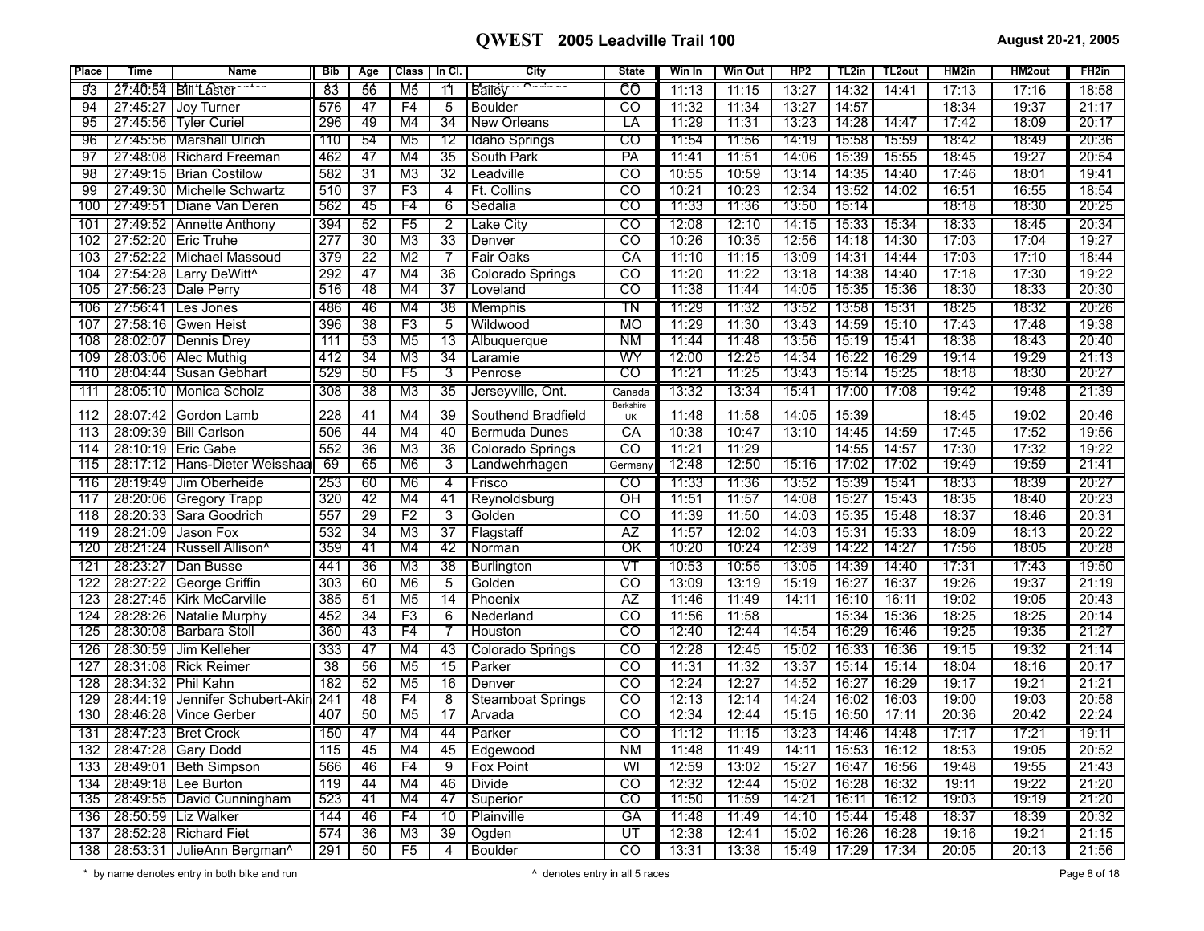# QWEST 2005 Leadville Trail 100

August 20-21, 2005

| Place | Time | Name | Bib | Age | Class | In Cl. | City | State | Win In | Win Out | HP2 | TL2in | TL2out | HM2in | HM2out | FH2in |
|---|---|---|---|---|---|---|---|---|---|---|---|---|---|---|---|---|
| 93 | 27:40:54 | Bill Laster | 83 | 56 | M5 | 11 | Bailey | CO | 11:13 | 11:15 | 13:27 | 14:32 | 14:41 | 17:13 | 17:16 | 18:58 |
| 94 | 27:45:27 | Joy Turner | 576 | 47 | F4 | 5 | Boulder | CO | 11:32 | 11:34 | 13:27 | 14:57 | | 18:34 | 19:37 | 21:17 |
| 95 | 27:45:56 | Tyler Curiel | 296 | 49 | M4 | 34 | New Orleans | LA | 11:29 | 11:31 | 13:23 | 14:28 | 14:47 | 17:42 | 18:09 | 20:17 |
| 96 | 27:45:56 | Marshall Ulrich | 110 | 54 | M5 | 12 | Idaho Springs | CO | 11:54 | 11:56 | 14:19 | 15:58 | 15:59 | 18:42 | 18:49 | 20:36 |
| 97 | 27:48:08 | Richard Freeman | 462 | 47 | M4 | 35 | South Park | PA | 11:41 | 11:51 | 14:06 | 15:39 | 15:55 | 18:45 | 19:27 | 20:54 |
| 98 | 27:49:15 | Brian Costilow | 582 | 31 | M3 | 32 | Leadville | CO | 10:55 | 10:59 | 13:14 | 14:35 | 14:40 | 17:46 | 18:01 | 19:41 |
| 99 | 27:49:30 | Michelle Schwartz | 510 | 37 | F3 | 4 | Ft. Collins | CO | 10:21 | 10:23 | 12:34 | 13:52 | 14:02 | 16:51 | 16:55 | 18:54 |
| 100 | 27:49:51 | Diane Van Deren | 562 | 45 | F4 | 6 | Sedalia | CO | 11:33 | 11:36 | 13:50 | 15:14 | | 18:18 | 18:30 | 20:25 |
| 101 | 27:49:52 | Annette Anthony | 394 | 52 | F5 | 2 | Lake City | CO | 12:08 | 12:10 | 14:15 | 15:33 | 15:34 | 18:33 | 18:45 | 20:34 |
| 102 | 27:52:20 | Eric Truhe | 277 | 30 | M3 | 33 | Denver | CO | 10:26 | 10:35 | 12:56 | 14:18 | 14:30 | 17:03 | 17:04 | 19:27 |
| 103 | 27:52:22 | Michael Massoud | 379 | 22 | M2 | 7 | Fair Oaks | CA | 11:10 | 11:15 | 13:09 | 14:31 | 14:44 | 17:03 | 17:10 | 18:44 |
| 104 | 27:54:28 | Larry DeWitt^ | 292 | 47 | M4 | 36 | Colorado Springs | CO | 11:20 | 11:22 | 13:18 | 14:38 | 14:40 | 17:18 | 17:30 | 19:22 |
| 105 | 27:56:23 | Dale Perry | 516 | 48 | M4 | 37 | Loveland | CO | 11:38 | 11:44 | 14:05 | 15:35 | 15:36 | 18:30 | 18:33 | 20:30 |
| 106 | 27:56:41 | Les Jones | 486 | 46 | M4 | 38 | Memphis | TN | 11:29 | 11:32 | 13:52 | 13:58 | 15:31 | 18:25 | 18:32 | 20:26 |
| 107 | 27:58:16 | Gwen Heist | 396 | 38 | F3 | 5 | Wildwood | MO | 11:29 | 11:30 | 13:43 | 14:59 | 15:10 | 17:43 | 17:48 | 19:38 |
| 108 | 28:02:07 | Dennis Drey | 111 | 53 | M5 | 13 | Albuquerque | NM | 11:44 | 11:48 | 13:56 | 15:19 | 15:41 | 18:38 | 18:43 | 20:40 |
| 109 | 28:03:06 | Alec Muthig | 412 | 34 | M3 | 34 | Laramie | WY | 12:00 | 12:25 | 14:34 | 16:22 | 16:29 | 19:14 | 19:29 | 21:13 |
| 110 | 28:04:44 | Susan Gebhart | 529 | 50 | F5 | 3 | Penrose | CO | 11:21 | 11:25 | 13:43 | 15:14 | 15:25 | 18:18 | 18:30 | 20:27 |
| 111 | 28:05:10 | Monica Scholz | 308 | 38 | M3 | 35 | Jerseyville, Ont. | Canada | 13:32 | 13:34 | 15:41 | 17:00 | 17:08 | 19:42 | 19:48 | 21:39 |
| 112 | 28:07:42 | Gordon Lamb | 228 | 41 | M4 | 39 | Southend Bradfield | Berkshire UK | 11:48 | 11:58 | 14:05 | 15:39 | | 18:45 | 19:02 | 20:46 |
| 113 | 28:09:39 | Bill Carlson | 506 | 44 | M4 | 40 | Bermuda Dunes | CA | 10:38 | 10:47 | 13:10 | 14:45 | 14:59 | 17:45 | 17:52 | 19:56 |
| 114 | 28:10:19 | Eric Gabe | 552 | 36 | M3 | 36 | Colorado Springs | CO | 11:21 | 11:29 | | 14:55 | 14:57 | 17:30 | 17:32 | 19:22 |
| 115 | 28:17:12 | Hans-Dieter Weisshaa | 69 | 65 | M6 | 3 | Landwehrhagen | Germany | 12:48 | 12:50 | 15:16 | 17:02 | 17:02 | 19:49 | 19:59 | 21:41 |
| 116 | 28:19:49 | Jim Oberheide | 253 | 60 | M6 | 4 | Frisco | CO | 11:33 | 11:36 | 13:52 | 15:39 | 15:41 | 18:33 | 18:39 | 20:27 |
| 117 | 28:20:06 | Gregory Trapp | 320 | 42 | M4 | 41 | Reynoldsburg | OH | 11:51 | 11:57 | 14:08 | 15:27 | 15:43 | 18:35 | 18:40 | 20:23 |
| 118 | 28:20:33 | Sara Goodrich | 557 | 29 | F2 | 3 | Golden | CO | 11:39 | 11:50 | 14:03 | 15:35 | 15:48 | 18:37 | 18:46 | 20:31 |
| 119 | 28:21:09 | Jason Fox | 532 | 34 | M3 | 37 | Flagstaff | AZ | 11:57 | 12:02 | 14:03 | 15:31 | 15:33 | 18:09 | 18:13 | 20:22 |
| 120 | 28:21:24 | Russell Allison^ | 359 | 41 | M4 | 42 | Norman | OK | 10:20 | 10:24 | 12:39 | 14:22 | 14:27 | 17:56 | 18:05 | 20:28 |
| 121 | 28:23:27 | Dan Busse | 441 | 36 | M3 | 38 | Burlington | VT | 10:53 | 10:55 | 13:05 | 14:39 | 14:40 | 17:31 | 17:43 | 19:50 |
| 122 | 28:27:22 | George Griffin | 303 | 60 | M6 | 5 | Golden | CO | 13:09 | 13:19 | 15:19 | 16:27 | 16:37 | 19:26 | 19:37 | 21:19 |
| 123 | 28:27:45 | Kirk McCarville | 385 | 51 | M5 | 14 | Phoenix | AZ | 11:46 | 11:49 | 14:11 | 16:10 | 16:11 | 19:02 | 19:05 | 20:43 |
| 124 | 28:28:26 | Natalie Murphy | 452 | 34 | F3 | 6 | Nederland | CO | 11:56 | 11:58 | | 15:34 | 15:36 | 18:25 | 18:25 | 20:14 |
| 125 | 28:30:08 | Barbara Stoll | 360 | 43 | F4 | 7 | Houston | CO | 12:40 | 12:44 | 14:54 | 16:29 | 16:46 | 19:25 | 19:35 | 21:27 |
| 126 | 28:30:59 | Jim Kelleher | 333 | 47 | M4 | 43 | Colorado Springs | CO | 12:28 | 12:45 | 15:02 | 16:33 | 16:36 | 19:15 | 19:32 | 21:14 |
| 127 | 28:31:08 | Rick Reimer | 38 | 56 | M5 | 15 | Parker | CO | 11:31 | 11:32 | 13:37 | 15:14 | 15:14 | 18:04 | 18:16 | 20:17 |
| 128 | 28:34:32 | Phil Kahn | 182 | 52 | M5 | 16 | Denver | CO | 12:24 | 12:27 | 14:52 | 16:27 | 16:29 | 19:17 | 19:21 | 21:21 |
| 129 | 28:44:19 | Jennifer Schubert-Akin | 241 | 48 | F4 | 8 | Steamboat Springs | CO | 12:13 | 12:14 | 14:24 | 16:02 | 16:03 | 19:00 | 19:03 | 20:58 |
| 130 | 28:46:28 | Vince Gerber | 407 | 50 | M5 | 17 | Arvada | CO | 12:34 | 12:44 | 15:15 | 16:50 | 17:11 | 20:36 | 20:42 | 22:24 |
| 131 | 28:47:23 | Bret Crock | 150 | 47 | M4 | 44 | Parker | CO | 11:12 | 11:15 | 13:23 | 14:46 | 14:48 | 17:17 | 17:21 | 19:11 |
| 132 | 28:47:28 | Gary Dodd | 115 | 45 | M4 | 45 | Edgewood | NM | 11:48 | 11:49 | 14:11 | 15:53 | 16:12 | 18:53 | 19:05 | 20:52 |
| 133 | 28:49:01 | Beth Simpson | 566 | 46 | F4 | 9 | Fox Point | WI | 12:59 | 13:02 | 15:27 | 16:47 | 16:56 | 19:48 | 19:55 | 21:43 |
| 134 | 28:49:18 | Lee Burton | 119 | 44 | M4 | 46 | Divide | CO | 12:32 | 12:44 | 15:02 | 16:28 | 16:32 | 19:11 | 19:22 | 21:20 |
| 135 | 28:49:55 | David Cunningham | 523 | 41 | M4 | 47 | Superior | CO | 11:50 | 11:59 | 14:21 | 16:11 | 16:12 | 19:03 | 19:19 | 21:20 |
| 136 | 28:50:59 | Liz Walker | 144 | 46 | F4 | 10 | Plainville | GA | 11:48 | 11:49 | 14:10 | 15:44 | 15:48 | 18:37 | 18:39 | 20:32 |
| 137 | 28:52:28 | Richard Fiet | 574 | 36 | M3 | 39 | Ogden | UT | 12:38 | 12:41 | 15:02 | 16:26 | 16:28 | 19:16 | 19:21 | 21:15 |
| 138 | 28:53:31 | JulieAnn Bergman^ | 291 | 50 | F5 | 4 | Boulder | CO | 13:31 | 13:38 | 15:49 | 17:29 | 17:34 | 20:05 | 20:13 | 21:56 |

* by name denotes entry in both bike and run

^ denotes entry in all 5 races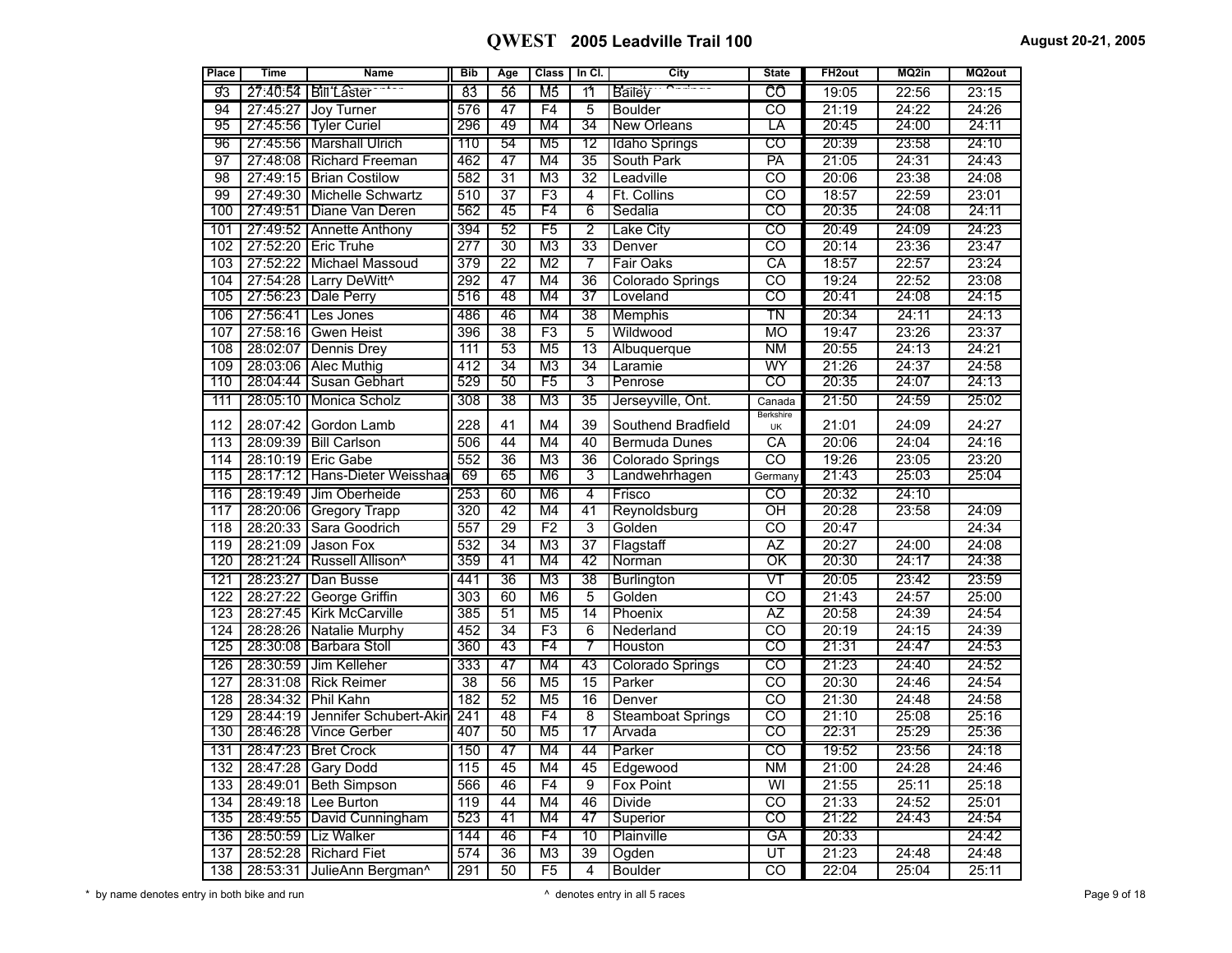# QWEST 2005 Leadville Trail 100

August 20-21, 2005

| Place | Time | Name | Bib | Age | Class | In Cl. | City | State | FH2out | MQ2in | MQ2out |
|---|---|---|---|---|---|---|---|---|---|---|---|
| 93 | 27:40:54 | Bill Laster | 83 | 56 | M5 | 11 | Bailey | CO | 19:05 | 22:56 | 23:15 |
| 94 | 27:45:27 | Joy Turner | 576 | 47 | F4 | 5 | Boulder | CO | 21:19 | 24:22 | 24:26 |
| 95 | 27:45:56 | Tyler Curiel | 296 | 49 | M4 | 34 | New Orleans | LA | 20:45 | 24:00 | 24:11 |
| 96 | 27:45:56 | Marshall Ulrich | 110 | 54 | M5 | 12 | Idaho Springs | CO | 20:39 | 23:58 | 24:10 |
| 97 | 27:48:08 | Richard Freeman | 462 | 47 | M4 | 35 | South Park | PA | 21:05 | 24:31 | 24:43 |
| 98 | 27:49:15 | Brian Costilow | 582 | 31 | M3 | 32 | Leadville | CO | 20:06 | 23:38 | 24:08 |
| 99 | 27:49:30 | Michelle Schwartz | 510 | 37 | F3 | 4 | Ft. Collins | CO | 18:57 | 22:59 | 23:01 |
| 100 | 27:49:51 | Diane Van Deren | 562 | 45 | F4 | 6 | Sedalia | CO | 20:35 | 24:08 | 24:11 |
| 101 | 27:49:52 | Annette Anthony | 394 | 52 | F5 | 2 | Lake City | CO | 20:49 | 24:09 | 24:23 |
| 102 | 27:52:20 | Eric Truhe | 277 | 30 | M3 | 33 | Denver | CO | 20:14 | 23:36 | 23:47 |
| 103 | 27:52:22 | Michael Massoud | 379 | 22 | M2 | 7 | Fair Oaks | CA | 18:57 | 22:57 | 23:24 |
| 104 | 27:54:28 | Larry DeWitt^ | 292 | 47 | M4 | 36 | Colorado Springs | CO | 19:24 | 22:52 | 23:08 |
| 105 | 27:56:23 | Dale Perry | 516 | 48 | M4 | 37 | Loveland | CO | 20:41 | 24:08 | 24:15 |
| 106 | 27:56:41 | Les Jones | 486 | 46 | M4 | 38 | Memphis | TN | 20:34 | 24:11 | 24:13 |
| 107 | 27:58:16 | Gwen Heist | 396 | 38 | F3 | 5 | Wildwood | MO | 19:47 | 23:26 | 23:37 |
| 108 | 28:02:07 | Dennis Drey | 111 | 53 | M5 | 13 | Albuquerque | NM | 20:55 | 24:13 | 24:21 |
| 109 | 28:03:06 | Alec Muthig | 412 | 34 | M3 | 34 | Laramie | WY | 21:26 | 24:37 | 24:58 |
| 110 | 28:04:44 | Susan Gebhart | 529 | 50 | F5 | 3 | Penrose | CO | 20:35 | 24:07 | 24:13 |
| 111 | 28:05:10 | Monica Scholz | 308 | 38 | M3 | 35 | Jerseyville, Ont. | Canada | 21:50 | 24:59 | 25:02 |
| 112 | 28:07:42 | Gordon Lamb | 228 | 41 | M4 | 39 | Southend Bradfield | Berkshire UK | 21:01 | 24:09 | 24:27 |
| 113 | 28:09:39 | Bill Carlson | 506 | 44 | M4 | 40 | Bermuda Dunes | CA | 20:06 | 24:04 | 24:16 |
| 114 | 28:10:19 | Eric Gabe | 552 | 36 | M3 | 36 | Colorado Springs | CO | 19:26 | 23:05 | 23:20 |
| 115 | 28:17:12 | Hans-Dieter Weisshaa | 69 | 65 | M6 | 3 | Landwehrhagen | Germany | 21:43 | 25:03 | 25:04 |
| 116 | 28:19:49 | Jim Oberheide | 253 | 60 | M6 | 4 | Frisco | CO | 20:32 | 24:10 | |
| 117 | 28:20:06 | Gregory Trapp | 320 | 42 | M4 | 41 | Reynoldsburg | OH | 20:28 | 23:58 | 24:09 |
| 118 | 28:20:33 | Sara Goodrich | 557 | 29 | F2 | 3 | Golden | CO | 20:47 | | 24:34 |
| 119 | 28:21:09 | Jason Fox | 532 | 34 | M3 | 37 | Flagstaff | AZ | 20:27 | 24:00 | 24:08 |
| 120 | 28:21:24 | Russell Allison^ | 359 | 41 | M4 | 42 | Norman | OK | 20:30 | 24:17 | 24:38 |
| 121 | 28:23:27 | Dan Busse | 441 | 36 | M3 | 38 | Burlington | VT | 20:05 | 23:42 | 23:59 |
| 122 | 28:27:22 | George Griffin | 303 | 60 | M6 | 5 | Golden | CO | 21:43 | 24:57 | 25:00 |
| 123 | 28:27:45 | Kirk McCarville | 385 | 51 | M5 | 14 | Phoenix | AZ | 20:58 | 24:39 | 24:54 |
| 124 | 28:28:26 | Natalie Murphy | 452 | 34 | F3 | 6 | Nederland | CO | 20:19 | 24:15 | 24:39 |
| 125 | 28:30:08 | Barbara Stoll | 360 | 43 | F4 | 7 | Houston | CO | 21:31 | 24:47 | 24:53 |
| 126 | 28:30:59 | Jim Kelleher | 333 | 47 | M4 | 43 | Colorado Springs | CO | 21:23 | 24:40 | 24:52 |
| 127 | 28:31:08 | Rick Reimer | 38 | 56 | M5 | 15 | Parker | CO | 20:30 | 24:46 | 24:54 |
| 128 | 28:34:32 | Phil Kahn | 182 | 52 | M5 | 16 | Denver | CO | 21:30 | 24:48 | 24:58 |
| 129 | 28:44:19 | Jennifer Schubert-Akin | 241 | 48 | F4 | 8 | Steamboat Springs | CO | 21:10 | 25:08 | 25:16 |
| 130 | 28:46:28 | Vince Gerber | 407 | 50 | M5 | 17 | Arvada | CO | 22:31 | 25:29 | 25:36 |
| 131 | 28:47:23 | Bret Crock | 150 | 47 | M4 | 44 | Parker | CO | 19:52 | 23:56 | 24:18 |
| 132 | 28:47:28 | Gary Dodd | 115 | 45 | M4 | 45 | Edgewood | NM | 21:00 | 24:28 | 24:46 |
| 133 | 28:49:01 | Beth Simpson | 566 | 46 | F4 | 9 | Fox Point | WI | 21:55 | 25:11 | 25:18 |
| 134 | 28:49:18 | Lee Burton | 119 | 44 | M4 | 46 | Divide | CO | 21:33 | 24:52 | 25:01 |
| 135 | 28:49:55 | David Cunningham | 523 | 41 | M4 | 47 | Superior | CO | 21:22 | 24:43 | 24:54 |
| 136 | 28:50:59 | Liz Walker | 144 | 46 | F4 | 10 | Plainville | GA | 20:33 | | 24:42 |
| 137 | 28:52:28 | Richard Fiet | 574 | 36 | M3 | 39 | Ogden | UT | 21:23 | 24:48 | 24:48 |
| 138 | 28:53:31 | JulieAnn Bergman^ | 291 | 50 | F5 | 4 | Boulder | CO | 22:04 | 25:04 | 25:11 |

* by name denotes entry in both bike and run

^ denotes entry in all 5 races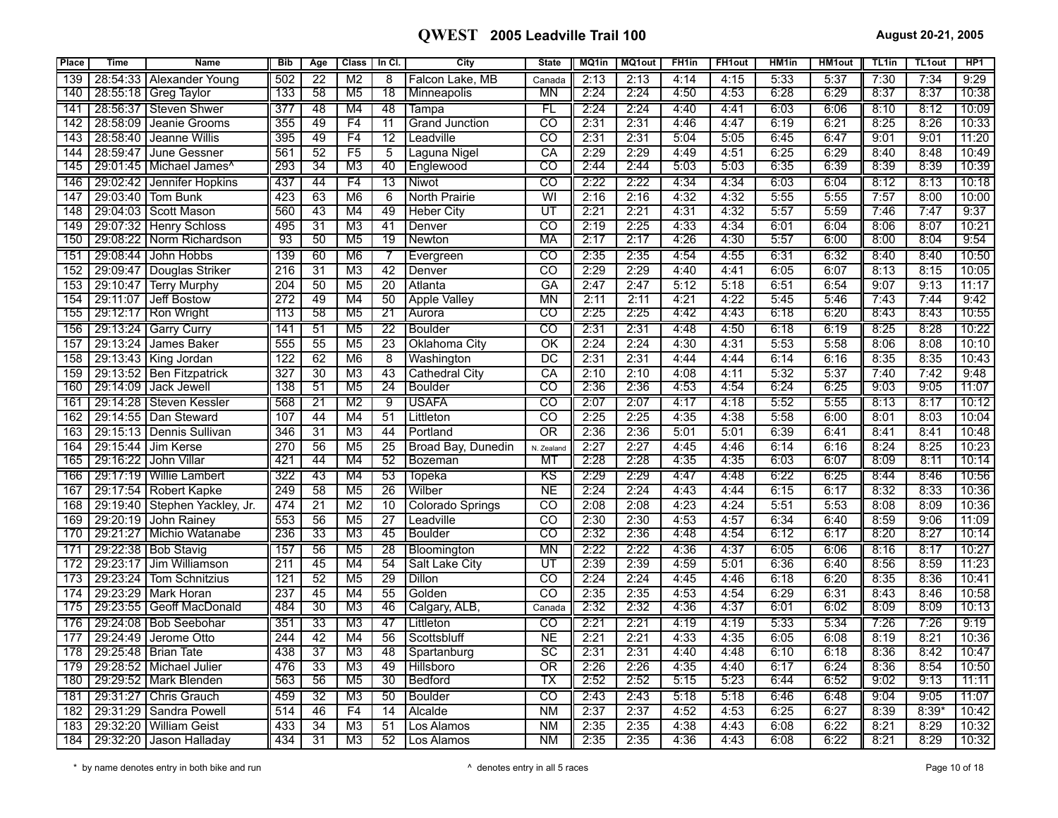# QWEST 2005 Leadville Trail 100

August 20-21, 2005

| Place | Time | Name | Bib | Age | Class | In Cl. | City | State | MQ1in | MQ1out | FH1in | FH1out | HM1in | HM1out | TL1in | TL1out | HP1 |
|---|---|---|---|---|---|---|---|---|---|---|---|---|---|---|---|---|---|
| 139 | 28:54:33 | Alexander Young | 502 | 22 | M2 | 8 | Falcon Lake, MB | Canada | 2:13 | 2:13 | 4:14 | 4:15 | 5:33 | 5:37 | 7:30 | 7:34 | 9:29 |
| 140 | 28:55:18 | Greg Taylor | 133 | 58 | M5 | 18 | Minneapolis | MN | 2:24 | 2:24 | 4:50 | 4:53 | 6:28 | 6:29 | 8:37 | 8:37 | 10:38 |
| 141 | 28:56:37 | Steven Shwer | 377 | 48 | M4 | 48 | Tampa | FL | 2:24 | 2:24 | 4:40 | 4:41 | 6:03 | 6:06 | 8:10 | 8:12 | 10:09 |
| 142 | 28:58:09 | Jeanie Grooms | 355 | 49 | F4 | 11 | Grand Junction | CO | 2:31 | 2:31 | 4:46 | 4:47 | 6:19 | 6:21 | 8:25 | 8:26 | 10:33 |
| 143 | 28:58:40 | Jeanne Willis | 395 | 49 | F4 | 12 | Leadville | CO | 2:31 | 2:31 | 5:04 | 5:05 | 6:45 | 6:47 | 9:01 | 9:01 | 11:20 |
| 144 | 28:59:47 | June Gessner | 561 | 52 | F5 | 5 | Laguna Nigel | CA | 2:29 | 2:29 | 4:49 | 4:51 | 6:25 | 6:29 | 8:40 | 8:48 | 10:49 |
| 145 | 29:01:45 | Michael James^ | 293 | 34 | M3 | 40 | Englewood | CO | 2:44 | 2:44 | 5:03 | 5:03 | 6:35 | 6:39 | 8:39 | 8:39 | 10:39 |
| 146 | 29:02:42 | Jennifer Hopkins | 437 | 44 | F4 | 13 | Niwot | CO | 2:22 | 2:22 | 4:34 | 4:34 | 6:03 | 6:04 | 8:12 | 8:13 | 10:18 |
| 147 | 29:03:40 | Tom Bunk | 423 | 63 | M6 | 6 | North Prairie | WI | 2:16 | 2:16 | 4:32 | 4:32 | 5:55 | 5:55 | 7:57 | 8:00 | 10:00 |
| 148 | 29:04:03 | Scott Mason | 560 | 43 | M4 | 49 | Heber City | UT | 2:21 | 2:21 | 4:31 | 4:32 | 5:57 | 5:59 | 7:46 | 7:47 | 9:37 |
| 149 | 29:07:32 | Henry Schloss | 495 | 31 | M3 | 41 | Denver | CO | 2:19 | 2:25 | 4:33 | 4:34 | 6:01 | 6:04 | 8:06 | 8:07 | 10:21 |
| 150 | 29:08:22 | Norm Richardson | 93 | 50 | M5 | 19 | Newton | MA | 2:17 | 2:17 | 4:26 | 4:30 | 5:57 | 6:00 | 8:00 | 8:04 | 9:54 |
| 151 | 29:08:44 | John Hobbs | 139 | 60 | M6 | 7 | Evergreen | CO | 2:35 | 2:35 | 4:54 | 4:55 | 6:31 | 6:32 | 8:40 | 8:40 | 10:50 |
| 152 | 29:09:47 | Douglas Striker | 216 | 31 | M3 | 42 | Denver | CO | 2:29 | 2:29 | 4:40 | 4:41 | 6:05 | 6:07 | 8:13 | 8:15 | 10:05 |
| 153 | 29:10:47 | Terry Murphy | 204 | 50 | M5 | 20 | Atlanta | GA | 2:47 | 2:47 | 5:12 | 5:18 | 6:51 | 6:54 | 9:07 | 9:13 | 11:17 |
| 154 | 29:11:07 | Jeff Bostow | 272 | 49 | M4 | 50 | Apple Valley | MN | 2:11 | 2:11 | 4:21 | 4:22 | 5:45 | 5:46 | 7:43 | 7:44 | 9:42 |
| 155 | 29:12:17 | Ron Wright | 113 | 58 | M5 | 21 | Aurora | CO | 2:25 | 2:25 | 4:42 | 4:43 | 6:18 | 6:20 | 8:43 | 8:43 | 10:55 |
| 156 | 29:13:24 | Garry Curry | 141 | 51 | M5 | 22 | Boulder | CO | 2:31 | 2:31 | 4:48 | 4:50 | 6:18 | 6:19 | 8:25 | 8:28 | 10:22 |
| 157 | 29:13:24 | James Baker | 555 | 55 | M5 | 23 | Oklahoma City | OK | 2:24 | 2:24 | 4:30 | 4:31 | 5:53 | 5:58 | 8:06 | 8:08 | 10:10 |
| 158 | 29:13:43 | King Jordan | 122 | 62 | M6 | 8 | Washington | DC | 2:31 | 2:31 | 4:44 | 4:44 | 6:14 | 6:16 | 8:35 | 8:35 | 10:43 |
| 159 | 29:13:52 | Ben Fitzpatrick | 327 | 30 | M3 | 43 | Cathedral City | CA | 2:10 | 2:10 | 4:08 | 4:11 | 5:32 | 5:37 | 7:40 | 7:42 | 9:48 |
| 160 | 29:14:09 | Jack Jewell | 138 | 51 | M5 | 24 | Boulder | CO | 2:36 | 2:36 | 4:53 | 4:54 | 6:24 | 6:25 | 9:03 | 9:05 | 11:07 |
| 161 | 29:14:28 | Steven Kessler | 568 | 21 | M2 | 9 | USAFA | CO | 2:07 | 2:07 | 4:17 | 4:18 | 5:52 | 5:55 | 8:13 | 8:17 | 10:12 |
| 162 | 29:14:55 | Dan Steward | 107 | 44 | M4 | 51 | Littleton | CO | 2:25 | 2:25 | 4:35 | 4:38 | 5:58 | 6:00 | 8:01 | 8:03 | 10:04 |
| 163 | 29:15:13 | Dennis Sullivan | 346 | 31 | M3 | 44 | Portland | OR | 2:36 | 2:36 | 5:01 | 5:01 | 6:39 | 6:41 | 8:41 | 8:41 | 10:48 |
| 164 | 29:15:44 | Jim Kerse | 270 | 56 | M5 | 25 | Broad Bay, Dunedin | N. Zealand | 2:27 | 2:27 | 4:45 | 4:46 | 6:14 | 6:16 | 8:24 | 8:25 | 10:23 |
| 165 | 29:16:22 | John Villar | 421 | 44 | M4 | 52 | Bozeman | MT | 2:28 | 2:28 | 4:35 | 4:35 | 6:03 | 6:07 | 8:09 | 8:11 | 10:14 |
| 166 | 29:17:19 | Willie Lambert | 322 | 43 | M4 | 53 | Topeka | KS | 2:29 | 2:29 | 4:47 | 4:48 | 6:22 | 6:25 | 8:44 | 8:46 | 10:56 |
| 167 | 29:17:54 | Robert Kapke | 249 | 58 | M5 | 26 | Wilber | NE | 2:24 | 2:24 | 4:43 | 4:44 | 6:15 | 6:17 | 8:32 | 8:33 | 10:36 |
| 168 | 29:19:40 | Stephen Yackley, Jr. | 474 | 21 | M2 | 10 | Colorado Springs | CO | 2:08 | 2:08 | 4:23 | 4:24 | 5:51 | 5:53 | 8:08 | 8:09 | 10:36 |
| 169 | 29:20:19 | John Rainey | 553 | 56 | M5 | 27 | Leadville | CO | 2:30 | 2:30 | 4:53 | 4:57 | 6:34 | 6:40 | 8:59 | 9:06 | 11:09 |
| 170 | 29:21:27 | Michio Watanabe | 236 | 33 | M3 | 45 | Boulder | CO | 2:32 | 2:36 | 4:48 | 4:54 | 6:12 | 6:17 | 8:20 | 8:27 | 10:14 |
| 171 | 29:22:38 | Bob Stavig | 157 | 56 | M5 | 28 | Bloomington | MN | 2:22 | 2:22 | 4:36 | 4:37 | 6:05 | 6:06 | 8:16 | 8:17 | 10:27 |
| 172 | 29:23:17 | Jim Williamson | 211 | 45 | M4 | 54 | Salt Lake City | UT | 2:39 | 2:39 | 4:59 | 5:01 | 6:36 | 6:40 | 8:56 | 8:59 | 11:23 |
| 173 | 29:23:24 | Tom Schnitzius | 121 | 52 | M5 | 29 | Dillon | CO | 2:24 | 2:24 | 4:45 | 4:46 | 6:18 | 6:20 | 8:35 | 8:36 | 10:41 |
| 174 | 29:23:29 | Mark Horan | 237 | 45 | M4 | 55 | Golden | CO | 2:35 | 2:35 | 4:53 | 4:54 | 6:29 | 6:31 | 8:43 | 8:46 | 10:58 |
| 175 | 29:23:55 | Geoff MacDonald | 484 | 30 | M3 | 46 | Calgary, ALB, | Canada | 2:32 | 2:32 | 4:36 | 4:37 | 6:01 | 6:02 | 8:09 | 8:09 | 10:13 |
| 176 | 29:24:08 | Bob Seebohar | 351 | 33 | M3 | 47 | Littleton | CO | 2:21 | 2:21 | 4:19 | 4:19 | 5:33 | 5:34 | 7:26 | 7:26 | 9:19 |
| 177 | 29:24:49 | Jerome Otto | 244 | 42 | M4 | 56 | Scottsbluff | NE | 2:21 | 2:21 | 4:33 | 4:35 | 6:05 | 6:08 | 8:19 | 8:21 | 10:36 |
| 178 | 29:25:48 | Brian Tate | 438 | 37 | M3 | 48 | Spartanburg | SC | 2:31 | 2:31 | 4:40 | 4:48 | 6:10 | 6:18 | 8:36 | 8:42 | 10:47 |
| 179 | 29:28:52 | Michael Julier | 476 | 33 | M3 | 49 | Hillsboro | OR | 2:26 | 2:26 | 4:35 | 4:40 | 6:17 | 6:24 | 8:36 | 8:54 | 10:50 |
| 180 | 29:29:52 | Mark Blenden | 563 | 56 | M5 | 30 | Bedford | TX | 2:52 | 2:52 | 5:15 | 5:23 | 6:44 | 6:52 | 9:02 | 9:13 | 11:11 |
| 181 | 29:31:27 | Chris Grauch | 459 | 32 | M3 | 50 | Boulder | CO | 2:43 | 2:43 | 5:18 | 5:18 | 6:46 | 6:48 | 9:04 | 9:05 | 11:07 |
| 182 | 29:31:29 | Sandra Powell | 514 | 46 | F4 | 14 | Alcalde | NM | 2:37 | 2:37 | 4:52 | 4:53 | 6:25 | 6:27 | 8:39 | 8:39* | 10:42 |
| 183 | 29:32:20 | William Geist | 433 | 34 | M3 | 51 | Los Alamos | NM | 2:35 | 2:35 | 4:38 | 4:43 | 6:08 | 6:22 | 8:21 | 8:29 | 10:32 |
| 184 | 29:32:20 | Jason Halladay | 434 | 31 | M3 | 52 | Los Alamos | NM | 2:35 | 2:35 | 4:36 | 4:43 | 6:08 | 6:22 | 8:21 | 8:29 | 10:32 |

\* by name denotes entry in both bike and run

^ denotes entry in all 5 races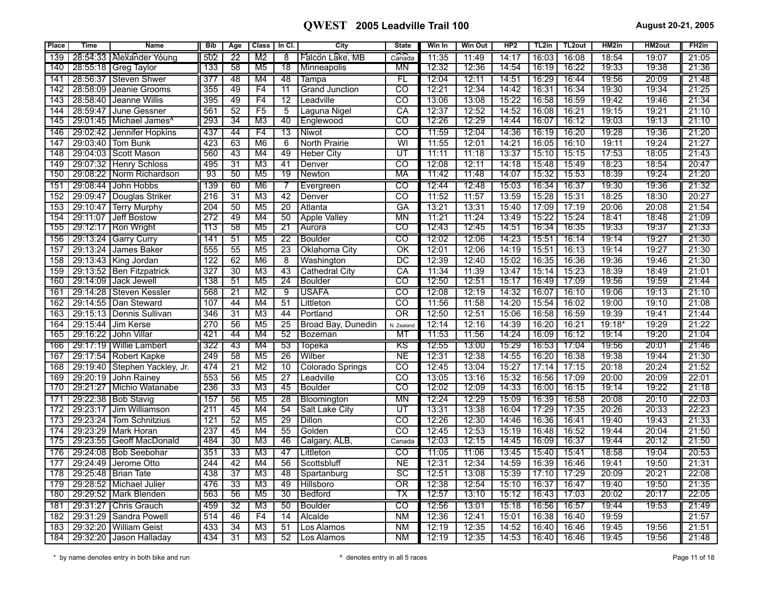# QWEST 2005 Leadville Trail 100

August 20-21, 2005

| Place | Time | Name | Bib | Age | Class | In Cl. | City | State | Win In | Win Out | HP2 | TL2in | TL2out | HM2in | HM2out | FH2in |
|---|---|---|---|---|---|---|---|---|---|---|---|---|---|---|---|---|
| 139 | 28:54:33 | Alexander Young | 502 | 22 | M2 | 8 | Falcon Lake, MB | Canada | 11:35 | 11:49 | 14:17 | 16:03 | 16:08 | 18:54 | 19:07 | 21:05 |
| 140 | 28:55:18 | Greg Taylor | 133 | 58 | M5 | 18 | Minneapolis | MN | 12:32 | 12:36 | 14:54 | 16:19 | 16:22 | 19:33 | 19:38 | 21:36 |
| 141 | 28:56:37 | Steven Shwer | 377 | 48 | M4 | 48 | Tampa | FL | 12:04 | 12:11 | 14:51 | 16:29 | 16:44 | 19:56 | 20:09 | 21:48 |
| 142 | 28:58:09 | Jeanie Grooms | 355 | 49 | F4 | 11 | Grand Junction | CO | 12:21 | 12:34 | 14:42 | 16:31 | 16:34 | 19:30 | 19:34 | 21:25 |
| 143 | 28:58:40 | Jeanne Willis | 395 | 49 | F4 | 12 | Leadville | CO | 13:06 | 13:08 | 15:22 | 16:58 | 16:59 | 19:42 | 19:46 | 21:34 |
| 144 | 28:59:47 | June Gessner | 561 | 52 | F5 | 5 | Laguna Nigel | CA | 12:37 | 12:52 | 14:52 | 16:08 | 16:21 | 19:15 | 19:21 | 21:10 |
| 145 | 29:01:45 | Michael James^ | 293 | 34 | M3 | 40 | Englewood | CO | 12:26 | 12:29 | 14:44 | 16:07 | 16:12 | 19:03 | 19:13 | 21:10 |
| 146 | 29:02:42 | Jennifer Hopkins | 437 | 44 | F4 | 13 | Niwot | CO | 11:59 | 12:04 | 14:36 | 16:19 | 16:20 | 19:28 | 19:36 | 21:20 |
| 147 | 29:03:40 | Tom Bunk | 423 | 63 | M6 | 6 | North Prairie | WI | 11:55 | 12:01 | 14:21 | 16:05 | 16:10 | 19:11 | 19:24 | 21:27 |
| 148 | 29:04:03 | Scott Mason | 560 | 43 | M4 | 49 | Heber City | UT | 11:11 | 11:18 | 13:37 | 15:10 | 15:15 | 17:53 | 18:05 | 21:43 |
| 149 | 29:07:32 | Henry Schloss | 495 | 31 | M3 | 41 | Denver | CO | 12:08 | 12:11 | 14:18 | 15:48 | 15:49 | 18:23 | 18:54 | 20:47 |
| 150 | 29:08:22 | Norm Richardson | 93 | 50 | M5 | 19 | Newton | MA | 11:42 | 11:48 | 14:07 | 15:32 | 15:53 | 18:39 | 19:24 | 21:20 |
| 151 | 29:08:44 | John Hobbs | 139 | 60 | M6 | 7 | Evergreen | CO | 12:44 | 12:48 | 15:03 | 16:34 | 16:37 | 19:30 | 19:36 | 21:32 |
| 152 | 29:09:47 | Douglas Striker | 216 | 31 | M3 | 42 | Denver | CO | 11:52 | 11:57 | 13:59 | 15:28 | 15:31 | 18:25 | 18:30 | 20:27 |
| 153 | 29:10:47 | Terry Murphy | 204 | 50 | M5 | 20 | Atlanta | GA | 13:21 | 13:31 | 15:40 | 17:09 | 17:19 | 20:06 | 20:08 | 21:54 |
| 154 | 29:11:07 | Jeff Bostow | 272 | 49 | M4 | 50 | Apple Valley | MN | 11:21 | 11:24 | 13:49 | 15:22 | 15:24 | 18:41 | 18:48 | 21:09 |
| 155 | 29:12:17 | Ron Wright | 113 | 58 | M5 | 21 | Aurora | CO | 12:43 | 12:45 | 14:51 | 16:34 | 16:35 | 19:33 | 19:37 | 21:33 |
| 156 | 29:13:24 | Garry Curry | 141 | 51 | M5 | 22 | Boulder | CO | 12:02 | 12:06 | 14:23 | 15:51 | 16:14 | 19:14 | 19:27 | 21:30 |
| 157 | 29:13:24 | James Baker | 555 | 55 | M5 | 23 | Oklahoma City | OK | 12:01 | 12:06 | 14:19 | 15:51 | 16:13 | 19:14 | 19:27 | 21:30 |
| 158 | 29:13:43 | King Jordan | 122 | 62 | M6 | 8 | Washington | DC | 12:39 | 12:40 | 15:02 | 16:35 | 16:36 | 19:36 | 19:46 | 21:30 |
| 159 | 29:13:52 | Ben Fitzpatrick | 327 | 30 | M3 | 43 | Cathedral City | CA | 11:34 | 11:39 | 13:47 | 15:14 | 15:23 | 18:39 | 18:49 | 21:01 |
| 160 | 29:14:09 | Jack Jewell | 138 | 51 | M5 | 24 | Boulder | CO | 12:50 | 12:51 | 15:17 | 16:49 | 17:09 | 19:56 | 19:59 | 21:44 |
| 161 | 29:14:28 | Steven Kessler | 568 | 21 | M2 | 9 | USAFA | CO | 12:08 | 12:19 | 14:32 | 16:07 | 16:10 | 19:06 | 19:13 | 21:10 |
| 162 | 29:14:55 | Dan Steward | 107 | 44 | M4 | 51 | Littleton | CO | 11:56 | 11:58 | 14:20 | 15:54 | 16:02 | 19:00 | 19:10 | 21:08 |
| 163 | 29:15:13 | Dennis Sullivan | 346 | 31 | M3 | 44 | Portland | OR | 12:50 | 12:51 | 15:06 | 16:58 | 16:59 | 19:39 | 19:41 | 21:44 |
| 164 | 29:15:44 | Jim Kerse | 270 | 56 | M5 | 25 | Broad Bay, Dunedin | N. Zealand | 12:14 | 12:16 | 14:39 | 16:20 | 16:21 | 19:18* | 19:29 | 21:22 |
| 165 | 29:16:22 | John Villar | 421 | 44 | M4 | 52 | Bozeman | MT | 11:53 | 11:56 | 14:24 | 16:09 | 16:12 | 19:14 | 19:20 | 21:04 |
| 166 | 29:17:19 | Willie Lambert | 322 | 43 | M4 | 53 | Topeka | KS | 12:55 | 13:00 | 15:29 | 16:53 | 17:04 | 19:56 | 20:01 | 21:46 |
| 167 | 29:17:54 | Robert Kapke | 249 | 58 | M5 | 26 | Wilber | NE | 12:31 | 12:38 | 14:55 | 16:20 | 16:38 | 19:38 | 19:44 | 21:30 |
| 168 | 29:19:40 | Stephen Yackley, Jr. | 474 | 21 | M2 | 10 | Colorado Springs | CO | 12:45 | 13:04 | 15:27 | 17:14 | 17:15 | 20:18 | 20:24 | 21:52 |
| 169 | 29:20:19 | John Rainey | 553 | 56 | M5 | 27 | Leadville | CO | 13:05 | 13:16 | 15:32 | 16:56 | 17:09 | 20:00 | 20:09 | 22:01 |
| 170 | 29:21:27 | Michio Watanabe | 236 | 33 | M3 | 45 | Boulder | CO | 12:02 | 12:09 | 14:33 | 16:00 | 16:15 | 19:14 | 19:22 | 21:18 |
| 171 | 29:22:38 | Bob Stavig | 157 | 56 | M5 | 28 | Bloomington | MN | 12:24 | 12:29 | 15:09 | 16:39 | 16:58 | 20:08 | 20:10 | 22:03 |
| 172 | 29:23:17 | Jim Williamson | 211 | 45 | M4 | 54 | Salt Lake City | UT | 13:31 | 13:38 | 16:04 | 17:29 | 17:35 | 20:26 | 20:33 | 22:23 |
| 173 | 29:23:24 | Tom Schnitzius | 121 | 52 | M5 | 29 | Dillon | CO | 12:26 | 12:30 | 14:46 | 16:36 | 16:41 | 19:40 | 19:43 | 21:33 |
| 174 | 29:23:29 | Mark Horan | 237 | 45 | M4 | 55 | Golden | CO | 12:45 | 12:53 | 15:19 | 16:48 | 16:52 | 19:44 | 20:04 | 21:50 |
| 175 | 29:23:55 | Geoff MacDonald | 484 | 30 | M3 | 46 | Calgary, ALB, | Canada | 12:03 | 12:15 | 14:45 | 16:09 | 16:37 | 19:44 | 20:12 | 21:50 |
| 176 | 29:24:08 | Bob Seebohar | 351 | 33 | M3 | 47 | Littleton | CO | 11:05 | 11:06 | 13:45 | 15:40 | 15:41 | 18:58 | 19:04 | 20:53 |
| 177 | 29:24:49 | Jerome Otto | 244 | 42 | M4 | 56 | Scottsbluff | NE | 12:31 | 12:34 | 14:59 | 16:39 | 16:46 | 19:41 | 19:50 | 21:31 |
| 178 | 29:25:48 | Brian Tate | 438 | 37 | M3 | 48 | Spartanburg | SC | 12:51 | 13:08 | 15:39 | 17:10 | 17:29 | 20:09 | 20:21 | 22:08 |
| 179 | 29:28:52 | Michael Julier | 476 | 33 | M3 | 49 | Hillsboro | OR | 12:38 | 12:54 | 15:10 | 16:37 | 16:47 | 19:40 | 19:50 | 21:35 |
| 180 | 29:29:52 | Mark Blenden | 563 | 56 | M5 | 30 | Bedford | TX | 12:57 | 13:10 | 15:12 | 16:43 | 17:03 | 20:02 | 20:17 | 22:05 |
| 181 | 29:31:27 | Chris Grauch | 459 | 32 | M3 | 50 | Boulder | CO | 12:56 | 13:01 | 15:18 | 16:56 | 16:57 | 19:44 | 19:53 | 21:49 |
| 182 | 29:31:29 | Sandra Powell | 514 | 46 | F4 | 14 | Alcalde | NM | 12:36 | 12:41 | 15:01 | 16:38 | 16:40 | 19:59 | | 21:57 |
| 183 | 29:32:20 | William Geist | 433 | 34 | M3 | 51 | Los Alamos | NM | 12:19 | 12:35 | 14:52 | 16:40 | 16:46 | 19:45 | 19:56 | 21:51 |
| 184 | 29:32:20 | Jason Halladay | 434 | 31 | M3 | 52 | Los Alamos | NM | 12:19 | 12:35 | 14:53 | 16:40 | 16:46 | 19:45 | 19:56 | 21:48 |

\* by name denotes entry in both bike and run

^ denotes entry in all 5 races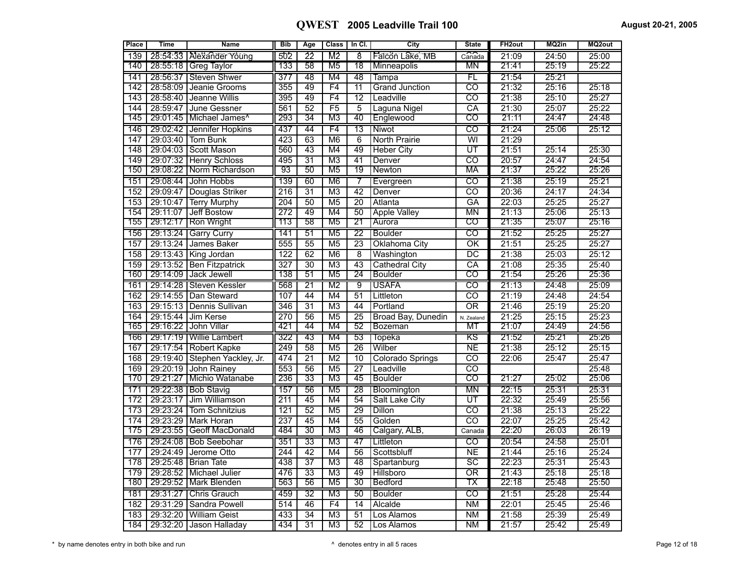# QWEST 2005 Leadville Trail 100

August 20-21, 2005

| Place | Time | Name | Bib | Age | Class | In Cl. | City | State | FH2out | MQ2in | MQ2out |
|---|---|---|---|---|---|---|---|---|---|---|---|
| 139 | 28:54:33 | Alexander Young | 502 | 22 | M2 | 8 | Falcon Lake, MB | Canada | 21:09 | 24:50 | 25:00 |
| 140 | 28:55:18 | Greg Taylor | 133 | 58 | M5 | 18 | Minneapolis | MN | 21:41 | 25:19 | 25:22 |
| 141 | 28:56:37 | Steven Shwer | 377 | 48 | M4 | 48 | Tampa | FL | 21:54 | 25:21 | |
| 142 | 28:58:09 | Jeanie Grooms | 355 | 49 | F4 | 11 | Grand Junction | CO | 21:32 | 25:16 | 25:18 |
| 143 | 28:58:40 | Jeanne Willis | 395 | 49 | F4 | 12 | Leadville | CO | 21:38 | 25:10 | 25:27 |
| 144 | 28:59:47 | June Gessner | 561 | 52 | F5 | 5 | Laguna Nigel | CA | 21:30 | 25:07 | 25:22 |
| 145 | 29:01:45 | Michael James^ | 293 | 34 | M3 | 40 | Englewood | CO | 21:11 | 24:47 | 24:48 |
| 146 | 29:02:42 | Jennifer Hopkins | 437 | 44 | F4 | 13 | Niwot | CO | 21:24 | 25:06 | 25:12 |
| 147 | 29:03:40 | Tom Bunk | 423 | 63 | M6 | 6 | North Prairie | WI | 21:29 | | |
| 148 | 29:04:03 | Scott Mason | 560 | 43 | M4 | 49 | Heber City | UT | 21:51 | 25:14 | 25:30 |
| 149 | 29:07:32 | Henry Schloss | 495 | 31 | M3 | 41 | Denver | CO | 20:57 | 24:47 | 24:54 |
| 150 | 29:08:22 | Norm Richardson | 93 | 50 | M5 | 19 | Newton | MA | 21:37 | 25:22 | 25:26 |
| 151 | 29:08:44 | John Hobbs | 139 | 60 | M6 | 7 | Evergreen | CO | 21:38 | 25:19 | 25:21 |
| 152 | 29:09:47 | Douglas Striker | 216 | 31 | M3 | 42 | Denver | CO | 20:36 | 24:17 | 24:34 |
| 153 | 29:10:47 | Terry Murphy | 204 | 50 | M5 | 20 | Atlanta | GA | 22:03 | 25:25 | 25:27 |
| 154 | 29:11:07 | Jeff Bostow | 272 | 49 | M4 | 50 | Apple Valley | MN | 21:13 | 25:06 | 25:13 |
| 155 | 29:12:17 | Ron Wright | 113 | 58 | M5 | 21 | Aurora | CO | 21:35 | 25:07 | 25:16 |
| 156 | 29:13:24 | Garry Curry | 141 | 51 | M5 | 22 | Boulder | CO | 21:52 | 25:25 | 25:27 |
| 157 | 29:13:24 | James Baker | 555 | 55 | M5 | 23 | Oklahoma City | OK | 21:51 | 25:25 | 25:27 |
| 158 | 29:13:43 | King Jordan | 122 | 62 | M6 | 8 | Washington | DC | 21:38 | 25:03 | 25:12 |
| 159 | 29:13:52 | Ben Fitzpatrick | 327 | 30 | M3 | 43 | Cathedral City | CA | 21:08 | 25:35 | 25:40 |
| 160 | 29:14:09 | Jack Jewell | 138 | 51 | M5 | 24 | Boulder | CO | 21:54 | 25:26 | 25:36 |
| 161 | 29:14:28 | Steven Kessler | 568 | 21 | M2 | 9 | USAFA | CO | 21:13 | 24:48 | 25:09 |
| 162 | 29:14:55 | Dan Steward | 107 | 44 | M4 | 51 | Littleton | CO | 21:19 | 24:48 | 24:54 |
| 163 | 29:15:13 | Dennis Sullivan | 346 | 31 | M3 | 44 | Portland | OR | 21:46 | 25:19 | 25:20 |
| 164 | 29:15:44 | Jim Kerse | 270 | 56 | M5 | 25 | Broad Bay, Dunedin | N. Zealand | 21:25 | 25:15 | 25:23 |
| 165 | 29:16:22 | John Villar | 421 | 44 | M4 | 52 | Bozeman | MT | 21:07 | 24:49 | 24:56 |
| 166 | 29:17:19 | Willie Lambert | 322 | 43 | M4 | 53 | Topeka | KS | 21:52 | 25:21 | 25:26 |
| 167 | 29:17:54 | Robert Kapke | 249 | 58 | M5 | 26 | Wilber | NE | 21:38 | 25:12 | 25:15 |
| 168 | 29:19:40 | Stephen Yackley, Jr. | 474 | 21 | M2 | 10 | Colorado Springs | CO | 22:06 | 25:47 | 25:47 |
| 169 | 29:20:19 | John Rainey | 553 | 56 | M5 | 27 | Leadville | CO | | | 25:48 |
| 170 | 29:21:27 | Michio Watanabe | 236 | 33 | M3 | 45 | Boulder | CO | 21:27 | 25:02 | 25:06 |
| 171 | 29:22:38 | Bob Stavig | 157 | 56 | M5 | 28 | Bloomington | MN | 22:15 | 25:31 | 25:31 |
| 172 | 29:23:17 | Jim Williamson | 211 | 45 | M4 | 54 | Salt Lake City | UT | 22:32 | 25:49 | 25:56 |
| 173 | 29:23:24 | Tom Schnitzius | 121 | 52 | M5 | 29 | Dillon | CO | 21:38 | 25:13 | 25:22 |
| 174 | 29:23:29 | Mark Horan | 237 | 45 | M4 | 55 | Golden | CO | 22:07 | 25:25 | 25:42 |
| 175 | 29:23:55 | Geoff MacDonald | 484 | 30 | M3 | 46 | Calgary, ALB, | Canada | 22:20 | 26:03 | 26:19 |
| 176 | 29:24:08 | Bob Seebohar | 351 | 33 | M3 | 47 | Littleton | CO | 20:54 | 24:58 | 25:01 |
| 177 | 29:24:49 | Jerome Otto | 244 | 42 | M4 | 56 | Scottsbluff | NE | 21:44 | 25:16 | 25:24 |
| 178 | 29:25:48 | Brian Tate | 438 | 37 | M3 | 48 | Spartanburg | SC | 22:23 | 25:31 | 25:43 |
| 179 | 29:28:52 | Michael Julier | 476 | 33 | M3 | 49 | Hillsboro | OR | 21:43 | 25:18 | 25:18 |
| 180 | 29:29:52 | Mark Blenden | 563 | 56 | M5 | 30 | Bedford | TX | 22:18 | 25:48 | 25:50 |
| 181 | 29:31:27 | Chris Grauch | 459 | 32 | M3 | 50 | Boulder | CO | 21:51 | 25:28 | 25:44 |
| 182 | 29:31:29 | Sandra Powell | 514 | 46 | F4 | 14 | Alcalde | NM | 22:01 | 25:45 | 25:46 |
| 183 | 29:32:20 | William Geist | 433 | 34 | M3 | 51 | Los Alamos | NM | 21:58 | 25:39 | 25:49 |
| 184 | 29:32:20 | Jason Halladay | 434 | 31 | M3 | 52 | Los Alamos | NM | 21:57 | 25:42 | 25:49 |

\* by name denotes entry in both bike and run

^ denotes entry in all 5 races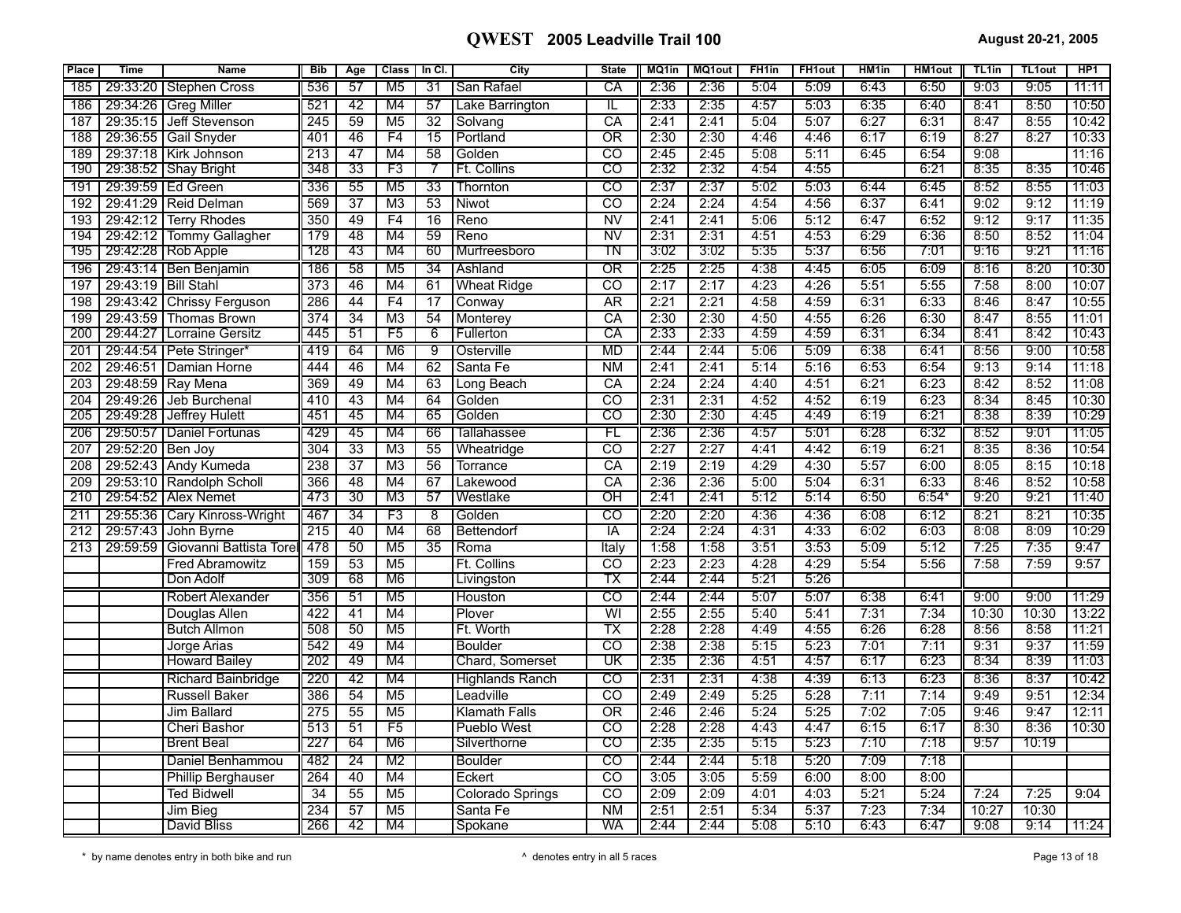# QWEST 2005 Leadville Trail 100

August 20-21, 2005

| Place | Time | Name | Bib | Age | Class | In Cl. | City | State | MQ1in | MQ1out | FH1in | FH1out | HM1in | HM1out | TL1in | TL1out | HP1 |
|---|---|---|---|---|---|---|---|---|---|---|---|---|---|---|---|---|---|
| 185 | 29:33:20 | Stephen Cross | 536 | 57 | M5 | 31 | San Rafael | CA | 2:36 | 2:36 | 5:04 | 5:09 | 6:43 | 6:50 | 9:03 | 9:05 | 11:11 |
| 186 | 29:34:26 | Greg Miller | 521 | 42 | M4 | 57 | Lake Barrington | IL | 2:33 | 2:35 | 4:57 | 5:03 | 6:35 | 6:40 | 8:41 | 8:50 | 10:50 |
| 187 | 29:35:15 | Jeff Stevenson | 245 | 59 | M5 | 32 | Solvang | CA | 2:41 | 2:41 | 5:04 | 5:07 | 6:27 | 6:31 | 8:47 | 8:55 | 10:42 |
| 188 | 29:36:55 | Gail Snyder | 401 | 46 | F4 | 15 | Portland | OR | 2:30 | 2:30 | 4:46 | 4:46 | 6:17 | 6:19 | 8:27 | 8:27 | 10:33 |
| 189 | 29:37:18 | Kirk Johnson | 213 | 47 | M4 | 58 | Golden | CO | 2:45 | 2:45 | 5:08 | 5:11 | 6:45 | 6:54 | 9:08 | | 11:16 |
| 190 | 29:38:52 | Shay Bright | 348 | 33 | F3 | 7 | Ft. Collins | CO | 2:32 | 2:32 | 4:54 | 4:55 | | 6:21 | 8:35 | 8:35 | 10:46 |
| 191 | 29:39:59 | Ed Green | 336 | 55 | M5 | 33 | Thornton | CO | 2:37 | 2:37 | 5:02 | 5:03 | 6:44 | 6:45 | 8:52 | 8:55 | 11:03 |
| 192 | 29:41:29 | Reid Delman | 569 | 37 | M3 | 53 | Niwot | CO | 2:24 | 2:24 | 4:54 | 4:56 | 6:37 | 6:41 | 9:02 | 9:12 | 11:19 |
| 193 | 29:42:12 | Terry Rhodes | 350 | 49 | F4 | 16 | Reno | NV | 2:41 | 2:41 | 5:06 | 5:12 | 6:47 | 6:52 | 9:12 | 9:17 | 11:35 |
| 194 | 29:42:12 | Tommy Gallagher | 179 | 48 | M4 | 59 | Reno | NV | 2:31 | 2:31 | 4:51 | 4:53 | 6:29 | 6:36 | 8:50 | 8:52 | 11:04 |
| 195 | 29:42:28 | Rob Apple | 128 | 43 | M4 | 60 | Murfreesboro | TN | 3:02 | 3:02 | 5:35 | 5:37 | 6:56 | 7:01 | 9:16 | 9:21 | 11:16 |
| 196 | 29:43:14 | Ben Benjamin | 186 | 58 | M5 | 34 | Ashland | OR | 2:25 | 2:25 | 4:38 | 4:45 | 6:05 | 6:09 | 8:16 | 8:20 | 10:30 |
| 197 | 29:43:19 | Bill Stahl | 373 | 46 | M4 | 61 | Wheat Ridge | CO | 2:17 | 2:17 | 4:23 | 4:26 | 5:51 | 5:55 | 7:58 | 8:00 | 10:07 |
| 198 | 29:43:42 | Chrissy Ferguson | 286 | 44 | F4 | 17 | Conway | AR | 2:21 | 2:21 | 4:58 | 4:59 | 6:31 | 6:33 | 8:46 | 8:47 | 10:55 |
| 199 | 29:43:59 | Thomas Brown | 374 | 34 | M3 | 54 | Monterey | CA | 2:30 | 2:30 | 4:50 | 4:55 | 6:26 | 6:30 | 8:47 | 8:55 | 11:01 |
| 200 | 29:44:27 | Lorraine Gersitz | 445 | 51 | F5 | 6 | Fullerton | CA | 2:33 | 2:33 | 4:59 | 4:59 | 6:31 | 6:34 | 8:41 | 8:42 | 10:43 |
| 201 | 29:44:54 | Pete Stringer* | 419 | 64 | M6 | 9 | Osterville | MD | 2:44 | 2:44 | 5:06 | 5:09 | 6:38 | 6:41 | 8:56 | 9:00 | 10:58 |
| 202 | 29:46:51 | Damian Horne | 444 | 46 | M4 | 62 | Santa Fe | NM | 2:41 | 2:41 | 5:14 | 5:16 | 6:53 | 6:54 | 9:13 | 9:14 | 11:18 |
| 203 | 29:48:59 | Ray Mena | 369 | 49 | M4 | 63 | Long Beach | CA | 2:24 | 2:24 | 4:40 | 4:51 | 6:21 | 6:23 | 8:42 | 8:52 | 11:08 |
| 204 | 29:49:26 | Jeb Burchenal | 410 | 43 | M4 | 64 | Golden | CO | 2:31 | 2:31 | 4:52 | 4:52 | 6:19 | 6:23 | 8:34 | 8:45 | 10:30 |
| 205 | 29:49:28 | Jeffrey Hulett | 451 | 45 | M4 | 65 | Golden | CO | 2:30 | 2:30 | 4:45 | 4:49 | 6:19 | 6:21 | 8:38 | 8:39 | 10:29 |
| 206 | 29:50:57 | Daniel Fortunas | 429 | 45 | M4 | 66 | Tallahassee | FL | 2:36 | 2:36 | 4:57 | 5:01 | 6:28 | 6:32 | 8:52 | 9:01 | 11:05 |
| 207 | 29:52:20 | Ben Joy | 304 | 33 | M3 | 55 | Wheatridge | CO | 2:27 | 2:27 | 4:41 | 4:42 | 6:19 | 6:21 | 8:35 | 8:36 | 10:54 |
| 208 | 29:52:43 | Andy Kumeda | 238 | 37 | M3 | 56 | Torrance | CA | 2:19 | 2:19 | 4:29 | 4:30 | 5:57 | 6:00 | 8:05 | 8:15 | 10:18 |
| 209 | 29:53:10 | Randolph Scholl | 366 | 48 | M4 | 67 | Lakewood | CA | 2:36 | 2:36 | 5:00 | 5:04 | 6:31 | 6:33 | 8:46 | 8:52 | 10:58 |
| 210 | 29:54:52 | Alex Nemet | 473 | 30 | M3 | 57 | Westlake | OH | 2:41 | 2:41 | 5:12 | 5:14 | 6:50 | 6:54* | 9:20 | 9:21 | 11:40 |
| 211 | 29:55:36 | Cary Kinross-Wright | 467 | 34 | F3 | 8 | Golden | CO | 2:20 | 2:20 | 4:36 | 4:36 | 6:08 | 6:12 | 8:21 | 8:21 | 10:35 |
| 212 | 29:57:43 | John Byrne | 215 | 40 | M4 | 68 | Bettendorf | IA | 2:24 | 2:24 | 4:31 | 4:33 | 6:02 | 6:03 | 8:08 | 8:09 | 10:29 |
| 213 | 29:59:59 | Giovanni Battista Torel | 478 | 50 | M5 | 35 | Roma | Italy | 1:58 | 1:58 | 3:51 | 3:53 | 5:09 | 5:12 | 7:25 | 7:35 | 9:47 |
| | | Fred Abramowitz | 159 | 53 | M5 | | Ft. Collins | CO | 2:23 | 2:23 | 4:28 | 4:29 | 5:54 | 5:56 | 7:58 | 7:59 | 9:57 |
| | | Don Adolf | 309 | 68 | M6 | | Livingston | TX | 2:44 | 2:44 | 5:21 | 5:26 | | | | | |
| | | Robert Alexander | 356 | 51 | M5 | | Houston | CO | 2:44 | 2:44 | 5:07 | 5:07 | 6:38 | 6:41 | 9:00 | 9:00 | 11:29 |
| | | Douglas Allen | 422 | 41 | M4 | | Plover | WI | 2:55 | 2:55 | 5:40 | 5:41 | 7:31 | 7:34 | 10:30 | 10:30 | 13:22 |
| | | Butch Allmon | 508 | 50 | M5 | | Ft. Worth | TX | 2:28 | 2:28 | 4:49 | 4:55 | 6:26 | 6:28 | 8:56 | 8:58 | 11:21 |
| | | Jorge Arias | 542 | 49 | M4 | | Boulder | CO | 2:38 | 2:38 | 5:15 | 5:23 | 7:01 | 7:11 | 9:31 | 9:37 | 11:59 |
| | | Howard Bailey | 202 | 49 | M4 | | Chard, Somerset | UK | 2:35 | 2:36 | 4:51 | 4:57 | 6:17 | 6:23 | 8:34 | 8:39 | 11:03 |
| | | Richard Bainbridge | 220 | 42 | M4 | | Highlands Ranch | CO | 2:31 | 2:31 | 4:38 | 4:39 | 6:13 | 6:23 | 8:36 | 8:37 | 10:42 |
| | | Russell Baker | 386 | 54 | M5 | | Leadville | CO | 2:49 | 2:49 | 5:25 | 5:28 | 7:11 | 7:14 | 9:49 | 9:51 | 12:34 |
| | | Jim Ballard | 275 | 55 | M5 | | Klamath Falls | OR | 2:46 | 2:46 | 5:24 | 5:25 | 7:02 | 7:05 | 9:46 | 9:47 | 12:11 |
| | | Cheri Bashor | 513 | 51 | F5 | | Pueblo West | CO | 2:28 | 2:28 | 4:43 | 4:47 | 6:15 | 6:17 | 8:30 | 8:36 | 10:30 |
| | | Brent Beal | 227 | 64 | M6 | | Silverthorne | CO | 2:35 | 2:35 | 5:15 | 5:23 | 7:10 | 7:18 | 9:57 | 10:19 | |
| | | Daniel Benhammou | 482 | 24 | M2 | | Boulder | CO | 2:44 | 2:44 | 5:18 | 5:20 | 7:09 | 7:18 | | | |
| | | Phillip Berghauser | 264 | 40 | M4 | | Eckert | CO | 3:05 | 3:05 | 5:59 | 6:00 | 8:00 | 8:00 | | | |
| | | Ted Bidwell | 34 | 55 | M5 | | Colorado Springs | CO | 2:09 | 2:09 | 4:01 | 4:03 | 5:21 | 5:24 | 7:24 | 7:25 | 9:04 |
| | | Jim Bieg | 234 | 57 | M5 | | Santa Fe | NM | 2:51 | 2:51 | 5:34 | 5:37 | 7:23 | 7:34 | 10:27 | 10:30 | |
| | | David Bliss | 266 | 42 | M4 | | Spokane | WA | 2:44 | 2:44 | 5:08 | 5:10 | 6:43 | 6:47 | 9:08 | 9:14 | 11:24 |

\* by name denotes entry in both bike and run

^ denotes entry in all 5 races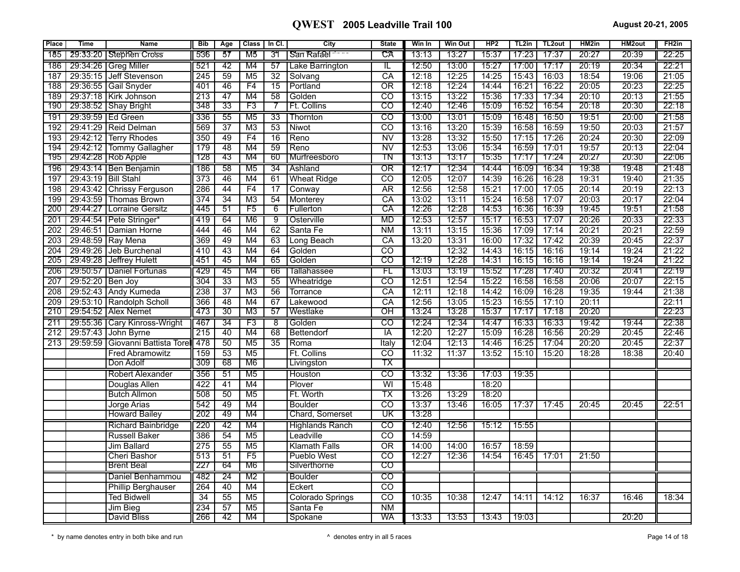| Place | Time | Name | Bib | Age | Class | In Cl. | City | State | Win In | Win Out | HP2 | TL2in | TL2out | HM2in | HM2out | FH2in |
|---|---|---|---|---|---|---|---|---|---|---|---|---|---|---|---|---|
| 185 | 29:33:20 | Stephen Cross | 536 | 57 | M5 | 31 | San Rafael | CA | 13:13 | 13:27 | 15:37 | 17:23 | 17:37 | 20:27 | 20:39 | 22:25 |
| 186 | 29:34:26 | Greg Miller | 521 | 42 | M4 | 57 | Lake Barrington | IL | 12:50 | 13:00 | 15:27 | 17:00 | 17:17 | 20:19 | 20:34 | 22:21 |
| 187 | 29:35:15 | Jeff Stevenson | 245 | 59 | M5 | 32 | Solvang | CA | 12:18 | 12:25 | 14:25 | 15:43 | 16:03 | 18:54 | 19:06 | 21:05 |
| 188 | 29:36:55 | Gail Snyder | 401 | 46 | F4 | 15 | Portland | OR | 12:18 | 12:24 | 14:44 | 16:21 | 16:22 | 20:05 | 20:23 | 22:25 |
| 189 | 29:37:18 | Kirk Johnson | 213 | 47 | M4 | 58 | Golden | CO | 13:15 | 13:22 | 15:36 | 17:33 | 17:34 | 20:10 | 20:13 | 21:55 |
| 190 | 29:38:52 | Shay Bright | 348 | 33 | F3 | 7 | Ft. Collins | CO | 12:40 | 12:46 | 15:09 | 16:52 | 16:54 | 20:18 | 20:30 | 22:18 |
| 191 | 29:39:59 | Ed Green | 336 | 55 | M5 | 33 | Thornton | CO | 13:00 | 13:01 | 15:09 | 16:48 | 16:50 | 19:51 | 20:00 | 21:58 |
| 192 | 29:41:29 | Reid Delman | 569 | 37 | M3 | 53 | Niwot | CO | 13:16 | 13:20 | 15:39 | 16:58 | 16:59 | 19:50 | 20:03 | 21:57 |
| 193 | 29:42:12 | Terry Rhodes | 350 | 49 | F4 | 16 | Reno | NV | 13:28 | 13:32 | 15:50 | 17:15 | 17:26 | 20:24 | 20:30 | 22:09 |
| 194 | 29:42:12 | Tommy Gallagher | 179 | 48 | M4 | 59 | Reno | NV | 12:53 | 13:06 | 15:34 | 16:59 | 17:01 | 19:57 | 20:13 | 22:04 |
| 195 | 29:42:28 | Rob Apple | 128 | 43 | M4 | 60 | Murfreesboro | TN | 13:13 | 13:17 | 15:35 | 17:17 | 17:24 | 20:27 | 20:30 | 22:06 |
| 196 | 29:43:14 | Ben Benjamin | 186 | 58 | M5 | 34 | Ashland | OR | 12:17 | 12:34 | 14:44 | 16:09 | 16:34 | 19:38 | 19:48 | 21:48 |
| 197 | 29:43:19 | Bill Stahl | 373 | 46 | M4 | 61 | Wheat Ridge | CO | 12:05 | 12:07 | 14:39 | 16:26 | 16:28 | 19:31 | 19:40 | 21:35 |
| 198 | 29:43:42 | Chrissy Ferguson | 286 | 44 | F4 | 17 | Conway | AR | 12:56 | 12:58 | 15:21 | 17:00 | 17:05 | 20:14 | 20:19 | 22:13 |
| 199 | 29:43:59 | Thomas Brown | 374 | 34 | M3 | 54 | Monterey | CA | 13:02 | 13:11 | 15:24 | 16:58 | 17:07 | 20:03 | 20:17 | 22:04 |
| 200 | 29:44:27 | Lorraine Gersitz | 445 | 51 | F5 | 6 | Fullerton | CA | 12:26 | 12:28 | 14:53 | 16:36 | 16:39 | 19:45 | 19:51 | 21:58 |
| 201 | 29:44:54 | Pete Stringer* | 419 | 64 | M6 | 9 | Osterville | MD | 12:53 | 12:57 | 15:17 | 16:53 | 17:07 | 20:26 | 20:33 | 22:33 |
| 202 | 29:46:51 | Damian Horne | 444 | 46 | M4 | 62 | Santa Fe | NM | 13:11 | 13:15 | 15:36 | 17:09 | 17:14 | 20:21 | 20:21 | 22:59 |
| 203 | 29:48:59 | Ray Mena | 369 | 49 | M4 | 63 | Long Beach | CA | 13:20 | 13:31 | 16:00 | 17:32 | 17:42 | 20:39 | 20:45 | 22:37 |
| 204 | 29:49:26 | Jeb Burchenal | 410 | 43 | M4 | 64 | Golden | CO | | 12:32 | 14:43 | 16:15 | 16:16 | 19:14 | 19:24 | 21:22 |
| 205 | 29:49:28 | Jeffrey Hulett | 451 | 45 | M4 | 65 | Golden | CO | 12:19 | 12:28 | 14:31 | 16:15 | 16:16 | 19:14 | 19:24 | 21:22 |
| 206 | 29:50:57 | Daniel Fortunas | 429 | 45 | M4 | 66 | Tallahassee | FL | 13:03 | 13:19 | 15:52 | 17:28 | 17:40 | 20:32 | 20:41 | 22:19 |
| 207 | 29:52:20 | Ben Joy | 304 | 33 | M3 | 55 | Wheatridge | CO | 12:51 | 12:54 | 15:22 | 16:58 | 16:58 | 20:06 | 20:07 | 22:15 |
| 208 | 29:52:43 | Andy Kumeda | 238 | 37 | M3 | 56 | Torrance | CA | 12:11 | 12:18 | 14:42 | 16:09 | 16:28 | 19:35 | 19:44 | 21:38 |
| 209 | 29:53:10 | Randolph Scholl | 366 | 48 | M4 | 67 | Lakewood | CA | 12:56 | 13:05 | 15:23 | 16:55 | 17:10 | 20:11 | | 22:11 |
| 210 | 29:54:52 | Alex Nemet | 473 | 30 | M3 | 57 | Westlake | OH | 13:24 | 13:28 | 15:37 | 17:17 | 17:18 | 20:20 | | 22:23 |
| 211 | 29:55:36 | Cary Kinross-Wright | 467 | 34 | F3 | 8 | Golden | CO | 12:24 | 12:34 | 14:47 | 16:33 | 16:33 | 19:42 | 19:44 | 22:38 |
| 212 | 29:57:43 | John Byrne | 215 | 40 | M4 | 68 | Bettendorf | IA | 12:20 | 12:27 | 15:09 | 16:28 | 16:56 | 20:29 | 20:45 | 22:46 |
| 213 | 29:59:59 | Giovanni Battista Torel | 478 | 50 | M5 | 35 | Roma | Italy | 12:04 | 12:13 | 14:46 | 16:25 | 17:04 | 20:20 | 20:45 | 22:37 |
| | | Fred Abramowitz | 159 | 53 | M5 | | Ft. Collins | CO | 11:32 | 11:37 | 13:52 | 15:10 | 15:20 | 18:28 | 18:38 | 20:40 |
| | | Don Adolf | 309 | 68 | M6 | | Livingston | TX | | | | | | | | |
| | | Robert Alexander | 356 | 51 | M5 | | Houston | CO | 13:32 | 13:36 | 17:03 | 19:35 | | | | |
| | | Douglas Allen | 422 | 41 | M4 | | Plover | WI | 15:48 | | 18:20 | | | | | |
| | | Butch Allmon | 508 | 50 | M5 | | Ft. Worth | TX | 13:26 | 13:29 | 18:20 | | | | | |
| | | Jorge Arias | 542 | 49 | M4 | | Boulder | CO | 13:37 | 13:46 | 16:05 | 17:37 | 17:45 | 20:45 | 20:45 | 22:51 |
| | | Howard Bailey | 202 | 49 | M4 | | Chard, Somerset | UK | 13:28 | | | | | | | |
| | | Richard Bainbridge | 220 | 42 | M4 | | Highlands Ranch | CO | 12:40 | 12:56 | 15:12 | 15:55 | | | | |
| | | Russell Baker | 386 | 54 | M5 | | Leadville | CO | 14:59 | | | | | | | |
| | | Jim Ballard | 275 | 55 | M5 | | Klamath Falls | OR | 14:00 | 14:00 | 16:57 | 18:59 | | | | |
| | | Cheri Bashor | 513 | 51 | F5 | | Pueblo West | CO | 12:27 | 12:36 | 14:54 | 16:45 | 17:01 | 21:50 | | |
| | | Brent Beal | 227 | 64 | M6 | | Silverthorne | CO | | | | | | | | |
| | | Daniel Benhammou | 482 | 24 | M2 | | Boulder | CO | | | | | | | | |
| | | Phillip Berghauser | 264 | 40 | M4 | | Eckert | CO | | | | | | | | |
| | | Ted Bidwell | 34 | 55 | M5 | | Colorado Springs | CO | 10:35 | 10:38 | 12:47 | 14:11 | 14:12 | 16:37 | 16:46 | 18:34 |
| | | Jim Bieg | 234 | 57 | M5 | | Santa Fe | NM | | | | | | | | |
| | | David Bliss | 266 | 42 | M4 | | Spokane | WA | 13:33 | 13:53 | 13:43 | 19:03 | | | 20:20 | |

* by name denotes entry in both bike and run

^ denotes entry in all 5 races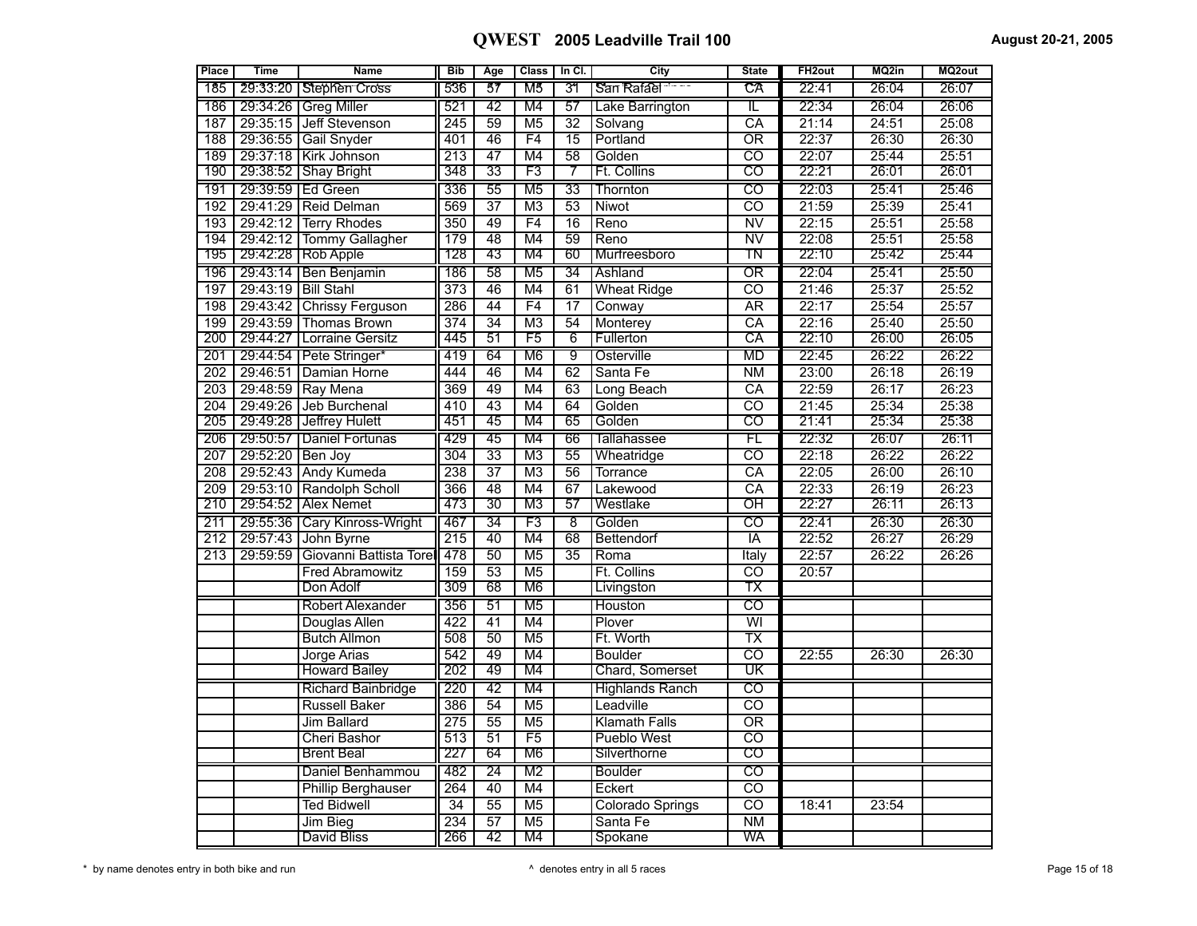# QWEST 2005 Leadville Trail 100

August 20-21, 2005

| Place | Time | Name | Bib | Age | Class | In Cl. | City | State | FH2out | MQ2in | MQ2out |
|---|---|---|---|---|---|---|---|---|---|---|---|
| 185 | 29:33:20 | Stephen Cross | 536 | 57 | M5 | 31 | San Rafael | CA | 22:41 | 26:04 | 26:07 |
| 186 | 29:34:26 | Greg Miller | 521 | 42 | M4 | 57 | Lake Barrington | IL | 22:34 | 26:04 | 26:06 |
| 187 | 29:35:15 | Jeff Stevenson | 245 | 59 | M5 | 32 | Solvang | CA | 21:14 | 24:51 | 25:08 |
| 188 | 29:36:55 | Gail Snyder | 401 | 46 | F4 | 15 | Portland | OR | 22:37 | 26:30 | 26:30 |
| 189 | 29:37:18 | Kirk Johnson | 213 | 47 | M4 | 58 | Golden | CO | 22:07 | 25:44 | 25:51 |
| 190 | 29:38:52 | Shay Bright | 348 | 33 | F3 | 7 | Ft. Collins | CO | 22:21 | 26:01 | 26:01 |
| 191 | 29:39:59 | Ed Green | 336 | 55 | M5 | 33 | Thornton | CO | 22:03 | 25:41 | 25:46 |
| 192 | 29:41:29 | Reid Delman | 569 | 37 | M3 | 53 | Niwot | CO | 21:59 | 25:39 | 25:41 |
| 193 | 29:42:12 | Terry Rhodes | 350 | 49 | F4 | 16 | Reno | NV | 22:15 | 25:51 | 25:58 |
| 194 | 29:42:12 | Tommy Gallagher | 179 | 48 | M4 | 59 | Reno | NV | 22:08 | 25:51 | 25:58 |
| 195 | 29:42:28 | Rob Apple | 128 | 43 | M4 | 60 | Murfreesboro | TN | 22:10 | 25:42 | 25:44 |
| 196 | 29:43:14 | Ben Benjamin | 186 | 58 | M5 | 34 | Ashland | OR | 22:04 | 25:41 | 25:50 |
| 197 | 29:43:19 | Bill Stahl | 373 | 46 | M4 | 61 | Wheat Ridge | CO | 21:46 | 25:37 | 25:52 |
| 198 | 29:43:42 | Chrissy Ferguson | 286 | 44 | F4 | 17 | Conway | AR | 22:17 | 25:54 | 25:57 |
| 199 | 29:43:59 | Thomas Brown | 374 | 34 | M3 | 54 | Monterey | CA | 22:16 | 25:40 | 25:50 |
| 200 | 29:44:27 | Lorraine Gersitz | 445 | 51 | F5 | 6 | Fullerton | CA | 22:10 | 26:00 | 26:05 |
| 201 | 29:44:54 | Pete Stringer* | 419 | 64 | M6 | 9 | Osterville | MD | 22:45 | 26:22 | 26:22 |
| 202 | 29:46:51 | Damian Horne | 444 | 46 | M4 | 62 | Santa Fe | NM | 23:00 | 26:18 | 26:19 |
| 203 | 29:48:59 | Ray Mena | 369 | 49 | M4 | 63 | Long Beach | CA | 22:59 | 26:17 | 26:23 |
| 204 | 29:49:26 | Jeb Burchenal | 410 | 43 | M4 | 64 | Golden | CO | 21:45 | 25:34 | 25:38 |
| 205 | 29:49:28 | Jeffrey Hulett | 451 | 45 | M4 | 65 | Golden | CO | 21:41 | 25:34 | 25:38 |
| 206 | 29:50:57 | Daniel Fortunas | 429 | 45 | M4 | 66 | Tallahassee | FL | 22:32 | 26:07 | 26:11 |
| 207 | 29:52:20 | Ben Joy | 304 | 33 | M3 | 55 | Wheatridge | CO | 22:18 | 26:22 | 26:22 |
| 208 | 29:52:43 | Andy Kumeda | 238 | 37 | M3 | 56 | Torrance | CA | 22:05 | 26:00 | 26:10 |
| 209 | 29:53:10 | Randolph Scholl | 366 | 48 | M4 | 67 | Lakewood | CA | 22:33 | 26:19 | 26:23 |
| 210 | 29:54:52 | Alex Nemet | 473 | 30 | M3 | 57 | Westlake | OH | 22:27 | 26:11 | 26:13 |
| 211 | 29:55:36 | Cary Kinross-Wright | 467 | 34 | F3 | 8 | Golden | CO | 22:41 | 26:30 | 26:30 |
| 212 | 29:57:43 | John Byrne | 215 | 40 | M4 | 68 | Bettendorf | IA | 22:52 | 26:27 | 26:29 |
| 213 | 29:59:59 | Giovanni Battista Torel | 478 | 50 | M5 | 35 | Roma | Italy | 22:57 | 26:22 | 26:26 |
| | | Fred Abramowitz | 159 | 53 | M5 | | Ft. Collins | CO | 20:57 | | |
| | | Don Adolf | 309 | 68 | M6 | | Livingston | TX | | | |
| | | Robert Alexander | 356 | 51 | M5 | | Houston | CO | | | |
| | | Douglas Allen | 422 | 41 | M4 | | Plover | WI | | | |
| | | Butch Allmon | 508 | 50 | M5 | | Ft. Worth | TX | | | |
| | | Jorge Arias | 542 | 49 | M4 | | Boulder | CO | 22:55 | 26:30 | 26:30 |
| | | Howard Bailey | 202 | 49 | M4 | | Chard, Somerset | UK | | | |
| | | Richard Bainbridge | 220 | 42 | M4 | | Highlands Ranch | CO | | | |
| | | Russell Baker | 386 | 54 | M5 | | Leadville | CO | | | |
| | | Jim Ballard | 275 | 55 | M5 | | Klamath Falls | OR | | | |
| | | Cheri Bashor | 513 | 51 | F5 | | Pueblo West | CO | | | |
| | | Brent Beal | 227 | 64 | M6 | | Silverthorne | CO | | | |
| | | Daniel Benhammou | 482 | 24 | M2 | | Boulder | CO | | | |
| | | Phillip Berghauser | 264 | 40 | M4 | | Eckert | CO | | | |
| | | Ted Bidwell | 34 | 55 | M5 | | Colorado Springs | CO | 18:41 | 23:54 | |
| | | Jim Bieg | 234 | 57 | M5 | | Santa Fe | NM | | | |
| | | David Bliss | 266 | 42 | M4 | | Spokane | WA | | | |

\* by name denotes entry in both bike and run

^ denotes entry in all 5 races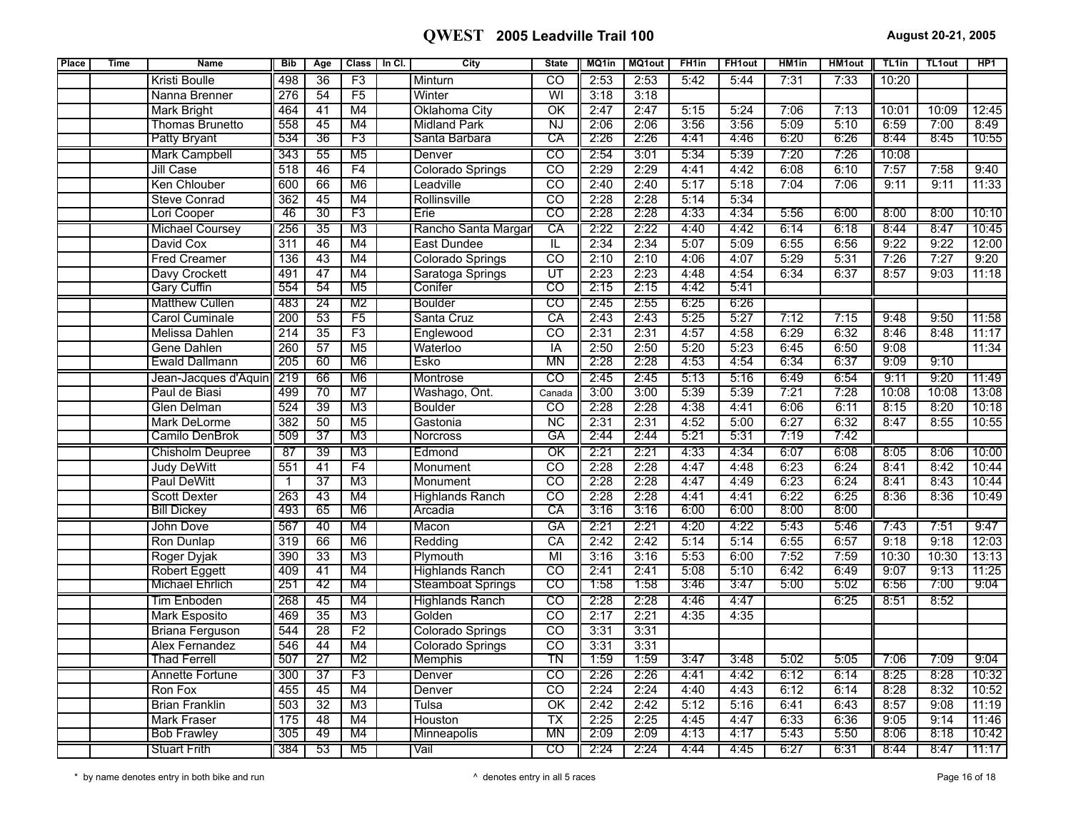# QWEST 2005 Leadville Trail 100

August 20-21, 2005

| Place | Time | Name | Bib | Age | Class | In Cl. | City | State | MQ1in | MQ1out | FH1in | FH1out | HM1in | HM1out | TL1in | TL1out | HP1 |
|---|---|---|---|---|---|---|---|---|---|---|---|---|---|---|---|---|---|
| | | Kristi Boulle | 498 | 36 | F3 | | Minturn | CO | 2:53 | 2:53 | 5:42 | 5:44 | 7:31 | 7:33 | 10:20 | | |
| | | Nanna Brenner | 276 | 54 | F5 | | Winter | WI | 3:18 | 3:18 | | | | | | | |
| | | Mark Bright | 464 | 41 | M4 | | Oklahoma City | OK | 2:47 | 2:47 | 5:15 | 5:24 | 7:06 | 7:13 | 10:01 | 10:09 | 12:45 |
| | | Thomas Brunetto | 558 | 45 | M4 | | Midland Park | NJ | 2:06 | 2:06 | 3:56 | 3:56 | 5:09 | 5:10 | 6:59 | 7:00 | 8:49 |
| | | Patty Bryant | 534 | 36 | F3 | | Santa Barbara | CA | 2:26 | 2:26 | 4:41 | 4:46 | 6:20 | 6:26 | 8:44 | 8:45 | 10:55 |
| | | Mark Campbell | 343 | 55 | M5 | | Denver | CO | 2:54 | 3:01 | 5:34 | 5:39 | 7:20 | 7:26 | 10:08 | | |
| | | Jill Case | 518 | 46 | F4 | | Colorado Springs | CO | 2:29 | 2:29 | 4:41 | 4:42 | 6:08 | 6:10 | 7:57 | 7:58 | 9:40 |
| | | Ken Chlouber | 600 | 66 | M6 | | Leadville | CO | 2:40 | 2:40 | 5:17 | 5:18 | 7:04 | 7:06 | 9:11 | 9:11 | 11:33 |
| | | Steve Conrad | 362 | 45 | M4 | | Rollinsville | CO | 2:28 | 2:28 | 5:14 | 5:34 | | | | | |
| | | Lori Cooper | 46 | 30 | F3 | | Erie | CO | 2:28 | 2:28 | 4:33 | 4:34 | 5:56 | 6:00 | 8:00 | 8:00 | 10:10 |
| | | Michael Coursey | 256 | 35 | M3 | | Rancho Santa Margar | CA | 2:22 | 2:22 | 4:40 | 4:42 | 6:14 | 6:18 | 8:44 | 8:47 | 10:45 |
| | | David Cox | 311 | 46 | M4 | | East Dundee | IL | 2:34 | 2:34 | 5:07 | 5:09 | 6:55 | 6:56 | 9:22 | 9:22 | 12:00 |
| | | Fred Creamer | 136 | 43 | M4 | | Colorado Springs | CO | 2:10 | 2:10 | 4:06 | 4:07 | 5:29 | 5:31 | 7:26 | 7:27 | 9:20 |
| | | Davy Crockett | 491 | 47 | M4 | | Saratoga Springs | UT | 2:23 | 2:23 | 4:48 | 4:54 | 6:34 | 6:37 | 8:57 | 9:03 | 11:18 |
| | | Gary Cuffin | 554 | 54 | M5 | | Conifer | CO | 2:15 | 2:15 | 4:42 | 5:41 | | | | | |
| | | Matthew Cullen | 483 | 24 | M2 | | Boulder | CO | 2:45 | 2:55 | 6:25 | 6:26 | | | | | |
| | | Carol Cuminale | 200 | 53 | F5 | | Santa Cruz | CA | 2:43 | 2:43 | 5:25 | 5:27 | 7:12 | 7:15 | 9:48 | 9:50 | 11:58 |
| | | Melissa Dahlen | 214 | 35 | F3 | | Englewood | CO | 2:31 | 2:31 | 4:57 | 4:58 | 6:29 | 6:32 | 8:46 | 8:48 | 11:17 |
| | | Gene Dahlen | 260 | 57 | M5 | | Waterloo | IA | 2:50 | 2:50 | 5:20 | 5:23 | 6:45 | 6:50 | 9:08 | | 11:34 |
| | | Ewald Dallmann | 205 | 60 | M6 | | Esko | MN | 2:28 | 2:28 | 4:53 | 4:54 | 6:34 | 6:37 | 9:09 | 9:10 | |
| | | Jean-Jacques d'Aquin | 219 | 66 | M6 | | Montrose | CO | 2:45 | 2:45 | 5:13 | 5:16 | 6:49 | 6:54 | 9:11 | 9:20 | 11:49 |
| | | Paul de Biasi | 499 | 70 | M7 | | Washago, Ont. | Canada | 3:00 | 3:00 | 5:39 | 5:39 | 7:21 | 7:28 | 10:08 | 10:08 | 13:08 |
| | | Glen Delman | 524 | 39 | M3 | | Boulder | CO | 2:28 | 2:28 | 4:38 | 4:41 | 6:06 | 6:11 | 8:15 | 8:20 | 10:18 |
| | | Mark DeLorme | 382 | 50 | M5 | | Gastonia | NC | 2:31 | 2:31 | 4:52 | 5:00 | 6:27 | 6:32 | 8:47 | 8:55 | 10:55 |
| | | Camilo DenBrok | 509 | 37 | M3 | | Norcross | GA | 2:44 | 2:44 | 5:21 | 5:31 | 7:19 | 7:42 | | | |
| | | Chisholm Deupree | 87 | 39 | M3 | | Edmond | OK | 2:21 | 2:21 | 4:33 | 4:34 | 6:07 | 6:08 | 8:05 | 8:06 | 10:00 |
| | | Judy DeWitt | 551 | 41 | F4 | | Monument | CO | 2:28 | 2:28 | 4:47 | 4:48 | 6:23 | 6:24 | 8:41 | 8:42 | 10:44 |
| | | Paul DeWitt | 1 | 37 | M3 | | Monument | CO | 2:28 | 2:28 | 4:47 | 4:49 | 6:23 | 6:24 | 8:41 | 8:43 | 10:44 |
| | | Scott Dexter | 263 | 43 | M4 | | Highlands Ranch | CO | 2:28 | 2:28 | 4:41 | 4:41 | 6:22 | 6:25 | 8:36 | 8:36 | 10:49 |
| | | Bill Dickey | 493 | 65 | M6 | | Arcadia | CA | 3:16 | 3:16 | 6:00 | 6:00 | 8:00 | 8:00 | | | |
| | | John Dove | 567 | 40 | M4 | | Macon | GA | 2:21 | 2:21 | 4:20 | 4:22 | 5:43 | 5:46 | 7:43 | 7:51 | 9:47 |
| | | Ron Dunlap | 319 | 66 | M6 | | Redding | CA | 2:42 | 2:42 | 5:14 | 5:14 | 6:55 | 6:57 | 9:18 | 9:18 | 12:03 |
| | | Roger Dyjak | 390 | 33 | M3 | | Plymouth | MI | 3:16 | 3:16 | 5:53 | 6:00 | 7:52 | 7:59 | 10:30 | 10:30 | 13:13 |
| | | Robert Eggett | 409 | 41 | M4 | | Highlands Ranch | CO | 2:41 | 2:41 | 5:08 | 5:10 | 6:42 | 6:49 | 9:07 | 9:13 | 11:25 |
| | | Michael Ehrlich | 251 | 42 | M4 | | Steamboat Springs | CO | 1:58 | 1:58 | 3:46 | 3:47 | 5:00 | 5:02 | 6:56 | 7:00 | 9:04 |
| | | Tim Enboden | 268 | 45 | M4 | | Highlands Ranch | CO | 2:28 | 2:28 | 4:46 | 4:47 | | 6:25 | 8:51 | 8:52 | |
| | | Mark Esposito | 469 | 35 | M3 | | Golden | CO | 2:17 | 2:21 | 4:35 | 4:35 | | | | | |
| | | Briana Ferguson | 544 | 28 | F2 | | Colorado Springs | CO | 3:31 | 3:31 | | | | | | | |
| | | Alex Fernandez | 546 | 44 | M4 | | Colorado Springs | CO | 3:31 | 3:31 | | | | | | | |
| | | Thad Ferrell | 507 | 27 | M2 | | Memphis | TN | 1:59 | 1:59 | 3:47 | 3:48 | 5:02 | 5:05 | 7:06 | 7:09 | 9:04 |
| | | Annette Fortune | 300 | 37 | F3 | | Denver | CO | 2:26 | 2:26 | 4:41 | 4:42 | 6:12 | 6:14 | 8:25 | 8:28 | 10:32 |
| | | Ron Fox | 455 | 45 | M4 | | Denver | CO | 2:24 | 2:24 | 4:40 | 4:43 | 6:12 | 6:14 | 8:28 | 8:32 | 10:52 |
| | | Brian Franklin | 503 | 32 | M3 | | Tulsa | OK | 2:42 | 2:42 | 5:12 | 5:16 | 6:41 | 6:43 | 8:57 | 9:08 | 11:19 |
| | | Mark Fraser | 175 | 48 | M4 | | Houston | TX | 2:25 | 2:25 | 4:45 | 4:47 | 6:33 | 6:36 | 9:05 | 9:14 | 11:46 |
| | | Bob Frawley | 305 | 49 | M4 | | Minneapolis | MN | 2:09 | 2:09 | 4:13 | 4:17 | 5:43 | 5:50 | 8:06 | 8:18 | 10:42 |
| | | Stuart Frith | 384 | 53 | M5 | | Vail | CO | 2:24 | 2:24 | 4:44 | 4:45 | 6:27 | 6:31 | 8:44 | 8:47 | 11:17 |

\* by name denotes entry in both bike and run

^ denotes entry in all 5 races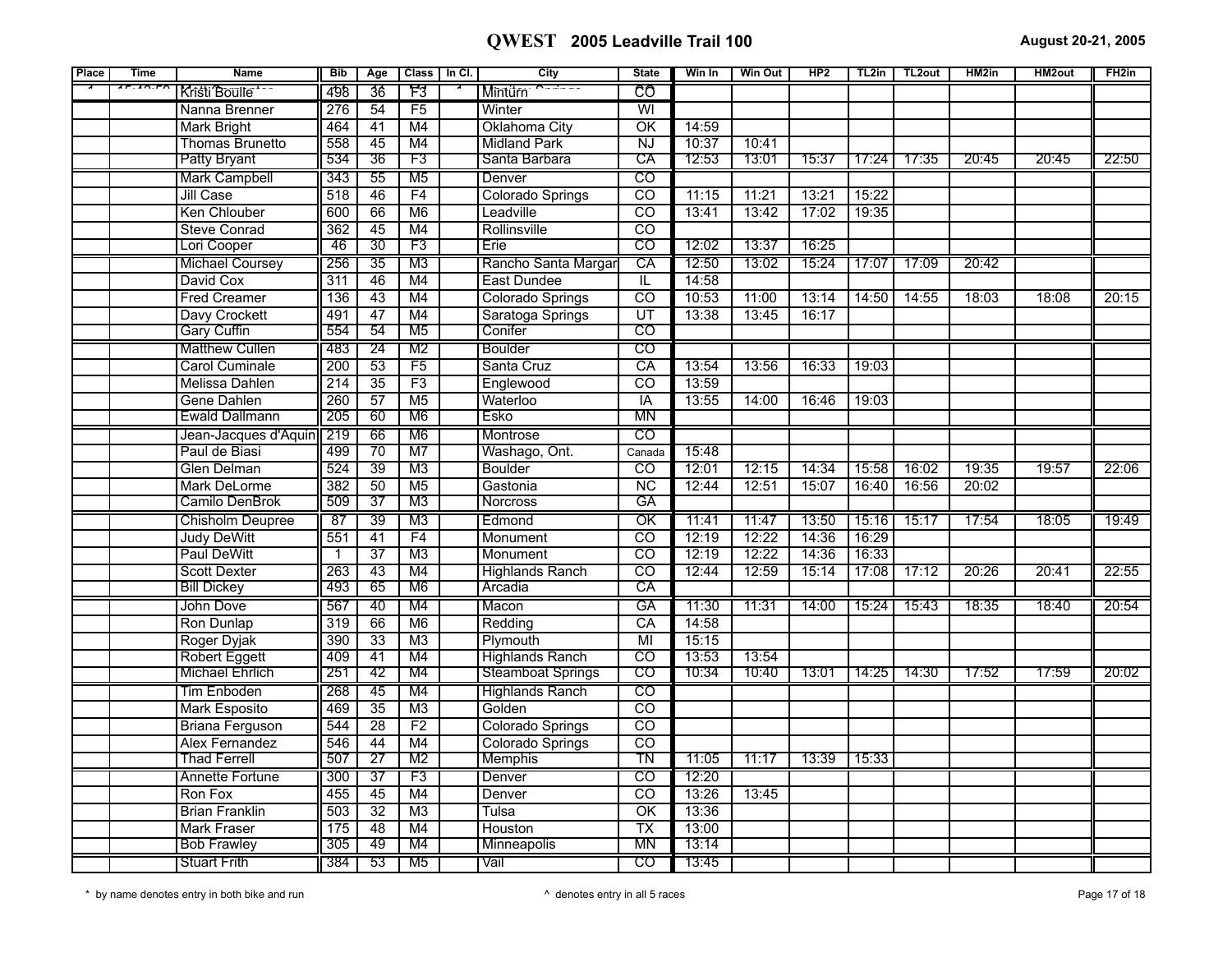# QWEST 2005 Leadville Trail 100

August 20-21, 2005

| Place | Time | Name | Bib | Age | Class | In Cl. | City | State | Win In | Win Out | HP2 | TL2in | TL2out | HM2in | HM2out | FH2in |
|---|---|---|---|---|---|---|---|---|---|---|---|---|---|---|---|---|
| | | Kristi Boulle | 498 | 36 | F3 | | Minturn | CO | | | | | | | | |
| | | Nanna Brenner | 276 | 54 | F5 | | Winter | WI | | | | | | | | |
| | | Mark Bright | 464 | 41 | M4 | | Oklahoma City | OK | 14:59 | | | | | | | |
| | | Thomas Brunetto | 558 | 45 | M4 | | Midland Park | NJ | 10:37 | 10:41 | | | | | | |
| | | Patty Bryant | 534 | 36 | F3 | | Santa Barbara | CA | 12:53 | 13:01 | 15:37 | 17:24 | 17:35 | 20:45 | 20:45 | 22:50 |
| | | Mark Campbell | 343 | 55 | M5 | | Denver | CO | | | | | | | | |
| | | Jill Case | 518 | 46 | F4 | | Colorado Springs | CO | 11:15 | 11:21 | 13:21 | 15:22 | | | | |
| | | Ken Chlouber | 600 | 66 | M6 | | Leadville | CO | 13:41 | 13:42 | 17:02 | 19:35 | | | | |
| | | Steve Conrad | 362 | 45 | M4 | | Rollinsville | CO | | | | | | | | |
| | | Lori Cooper | 46 | 30 | F3 | | Erie | CO | 12:02 | 13:37 | 16:25 | | | | | |
| | | Michael Coursey | 256 | 35 | M3 | | Rancho Santa Margar | CA | 12:50 | 13:02 | 15:24 | 17:07 | 17:09 | 20:42 | | |
| | | David Cox | 311 | 46 | M4 | | East Dundee | IL | 14:58 | | | | | | | |
| | | Fred Creamer | 136 | 43 | M4 | | Colorado Springs | CO | 10:53 | 11:00 | 13:14 | 14:50 | 14:55 | 18:03 | 18:08 | 20:15 |
| | | Davy Crockett | 491 | 47 | M4 | | Saratoga Springs | UT | 13:38 | 13:45 | 16:17 | | | | | |
| | | Gary Cuffin | 554 | 54 | M5 | | Conifer | CO | | | | | | | | |
| | | Matthew Cullen | 483 | 24 | M2 | | Boulder | CO | | | | | | | | |
| | | Carol Cuminale | 200 | 53 | F5 | | Santa Cruz | CA | 13:54 | 13:56 | 16:33 | 19:03 | | | | |
| | | Melissa Dahlen | 214 | 35 | F3 | | Englewood | CO | 13:59 | | | | | | | |
| | | Gene Dahlen | 260 | 57 | M5 | | Waterloo | IA | 13:55 | 14:00 | 16:46 | 19:03 | | | | |
| | | Ewald Dallmann | 205 | 60 | M6 | | Esko | MN | | | | | | | | |
| | | Jean-Jacques d'Aquin | 219 | 66 | M6 | | Montrose | CO | | | | | | | | |
| | | Paul de Biasi | 499 | 70 | M7 | | Washago, Ont. | Canada | 15:48 | | | | | | | |
| | | Glen Delman | 524 | 39 | M3 | | Boulder | CO | 12:01 | 12:15 | 14:34 | 15:58 | 16:02 | 19:35 | 19:57 | 22:06 |
| | | Mark DeLorme | 382 | 50 | M5 | | Gastonia | NC | 12:44 | 12:51 | 15:07 | 16:40 | 16:56 | 20:02 | | |
| | | Camilo DenBrok | 509 | 37 | M3 | | Norcross | GA | | | | | | | | |
| | | Chisholm Deupree | 87 | 39 | M3 | | Edmond | OK | 11:41 | 11:47 | 13:50 | 15:16 | 15:17 | 17:54 | 18:05 | 19:49 |
| | | Judy DeWitt | 551 | 41 | F4 | | Monument | CO | 12:19 | 12:22 | 14:36 | 16:29 | | | | |
| | | Paul DeWitt | 1 | 37 | M3 | | Monument | CO | 12:19 | 12:22 | 14:36 | 16:33 | | | | |
| | | Scott Dexter | 263 | 43 | M4 | | Highlands Ranch | CO | 12:44 | 12:59 | 15:14 | 17:08 | 17:12 | 20:26 | 20:41 | 22:55 |
| | | Bill Dickey | 493 | 65 | M6 | | Arcadia | CA | | | | | | | | |
| | | John Dove | 567 | 40 | M4 | | Macon | GA | 11:30 | 11:31 | 14:00 | 15:24 | 15:43 | 18:35 | 18:40 | 20:54 |
| | | Ron Dunlap | 319 | 66 | M6 | | Redding | CA | 14:58 | | | | | | | |
| | | Roger Dyjak | 390 | 33 | M3 | | Plymouth | MI | 15:15 | | | | | | | |
| | | Robert Eggett | 409 | 41 | M4 | | Highlands Ranch | CO | 13:53 | 13:54 | | | | | | |
| | | Michael Ehrlich | 251 | 42 | M4 | | Steamboat Springs | CO | 10:34 | 10:40 | 13:01 | 14:25 | 14:30 | 17:52 | 17:59 | 20:02 |
| | | Tim Enboden | 268 | 45 | M4 | | Highlands Ranch | CO | | | | | | | | |
| | | Mark Esposito | 469 | 35 | M3 | | Golden | CO | | | | | | | | |
| | | Briana Ferguson | 544 | 28 | F2 | | Colorado Springs | CO | | | | | | | | |
| | | Alex Fernandez | 546 | 44 | M4 | | Colorado Springs | CO | | | | | | | | |
| | | Thad Ferrell | 507 | 27 | M2 | | Memphis | TN | 11:05 | 11:17 | 13:39 | 15:33 | | | | |
| | | Annette Fortune | 300 | 37 | F3 | | Denver | CO | 12:20 | | | | | | | |
| | | Ron Fox | 455 | 45 | M4 | | Denver | CO | 13:26 | 13:45 | | | | | | |
| | | Brian Franklin | 503 | 32 | M3 | | Tulsa | OK | 13:36 | | | | | | | |
| | | Mark Fraser | 175 | 48 | M4 | | Houston | TX | 13:00 | | | | | | | |
| | | Bob Frawley | 305 | 49 | M4 | | Minneapolis | MN | 13:14 | | | | | | | |
| | | Stuart Frith | 384 | 53 | M5 | | Vail | CO | 13:45 | | | | | | | |

\* by name denotes entry in both bike and run

^ denotes entry in all 5 races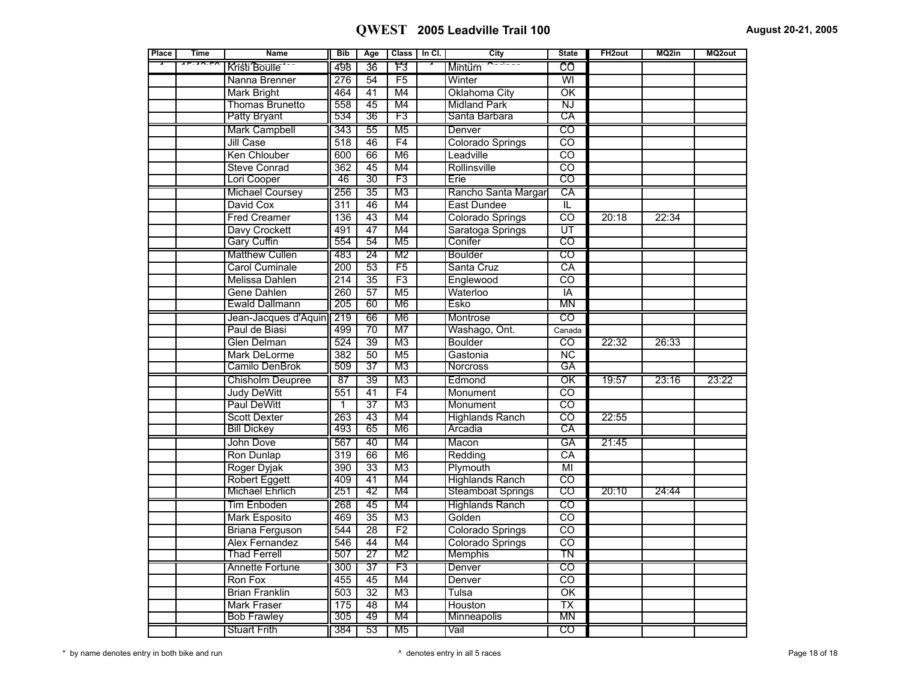# QWEST 2005 Leadville Trail 100

August 20-21, 2005

| Place | Time | Name | Bib | Age | Class | In Cl. | City | State | FH2out | MQ2in | MQ2out |
|---|---|---|---|---|---|---|---|---|---|---|---|
| | | Kristi Boulle | 498 | 36 | F3 | | Minturn | CO | | | |
| | | Nanna Brenner | 276 | 54 | F5 | | Winter | WI | | | |
| | | Mark Bright | 464 | 41 | M4 | | Oklahoma City | OK | | | |
| | | Thomas Brunetto | 558 | 45 | M4 | | Midland Park | NJ | | | |
| | | Patty Bryant | 534 | 36 | F3 | | Santa Barbara | CA | | | |
| | | Mark Campbell | 343 | 55 | M5 | | Denver | CO | | | |
| | | Jill Case | 518 | 46 | F4 | | Colorado Springs | CO | | | |
| | | Ken Chlouber | 600 | 66 | M6 | | Leadville | CO | | | |
| | | Steve Conrad | 362 | 45 | M4 | | Rollinsville | CO | | | |
| | | Lori Cooper | 46 | 30 | F3 | | Erie | CO | | | |
| | | Michael Coursey | 256 | 35 | M3 | | Rancho Santa Margar | CA | | | |
| | | David Cox | 311 | 46 | M4 | | East Dundee | IL | | | |
| | | Fred Creamer | 136 | 43 | M4 | | Colorado Springs | CO | 20:18 | 22:34 | |
| | | Davy Crockett | 491 | 47 | M4 | | Saratoga Springs | UT | | | |
| | | Gary Cuffin | 554 | 54 | M5 | | Conifer | CO | | | |
| | | Matthew Cullen | 483 | 24 | M2 | | Boulder | CO | | | |
| | | Carol Cuminale | 200 | 53 | F5 | | Santa Cruz | CA | | | |
| | | Melissa Dahlen | 214 | 35 | F3 | | Englewood | CO | | | |
| | | Gene Dahlen | 260 | 57 | M5 | | Waterloo | IA | | | |
| | | Ewald Dallmann | 205 | 60 | M6 | | Esko | MN | | | |
| | | Jean-Jacques d'Aquin | 219 | 66 | M6 | | Montrose | CO | | | |
| | | Paul de Biasi | 499 | 70 | M7 | | Washago, Ont. | Canada | | | |
| | | Glen Delman | 524 | 39 | M3 | | Boulder | CO | 22:32 | 26:33 | |
| | | Mark DeLorme | 382 | 50 | M5 | | Gastonia | NC | | | |
| | | Camilo DenBrok | 509 | 37 | M3 | | Norcross | GA | | | |
| | | Chisholm Deupree | 87 | 39 | M3 | | Edmond | OK | 19:57 | 23:16 | 23:22 |
| | | Judy DeWitt | 551 | 41 | F4 | | Monument | CO | | | |
| | | Paul DeWitt | 1 | 37 | M3 | | Monument | CO | | | |
| | | Scott Dexter | 263 | 43 | M4 | | Highlands Ranch | CO | 22:55 | | |
| | | Bill Dickey | 493 | 65 | M6 | | Arcadia | CA | | | |
| | | John Dove | 567 | 40 | M4 | | Macon | GA | 21:45 | | |
| | | Ron Dunlap | 319 | 66 | M6 | | Redding | CA | | | |
| | | Roger Dyjak | 390 | 33 | M3 | | Plymouth | MI | | | |
| | | Robert Eggett | 409 | 41 | M4 | | Highlands Ranch | CO | | | |
| | | Michael Ehrlich | 251 | 42 | M4 | | Steamboat Springs | CO | 20:10 | 24:44 | |
| | | Tim Enboden | 268 | 45 | M4 | | Highlands Ranch | CO | | | |
| | | Mark Esposito | 469 | 35 | M3 | | Golden | CO | | | |
| | | Briana Ferguson | 544 | 28 | F2 | | Colorado Springs | CO | | | |
| | | Alex Fernandez | 546 | 44 | M4 | | Colorado Springs | CO | | | |
| | | Thad Ferrell | 507 | 27 | M2 | | Memphis | TN | | | |
| | | Annette Fortune | 300 | 37 | F3 | | Denver | CO | | | |
| | | Ron Fox | 455 | 45 | M4 | | Denver | CO | | | |
| | | Brian Franklin | 503 | 32 | M3 | | Tulsa | OK | | | |
| | | Mark Fraser | 175 | 48 | M4 | | Houston | TX | | | |
| | | Bob Frawley | 305 | 49 | M4 | | Minneapolis | MN | | | |
| | | Stuart Frith | 384 | 53 | M5 | | Vail | CO | | | |

* by name denotes entry in both bike and run

^ denotes entry in all 5 races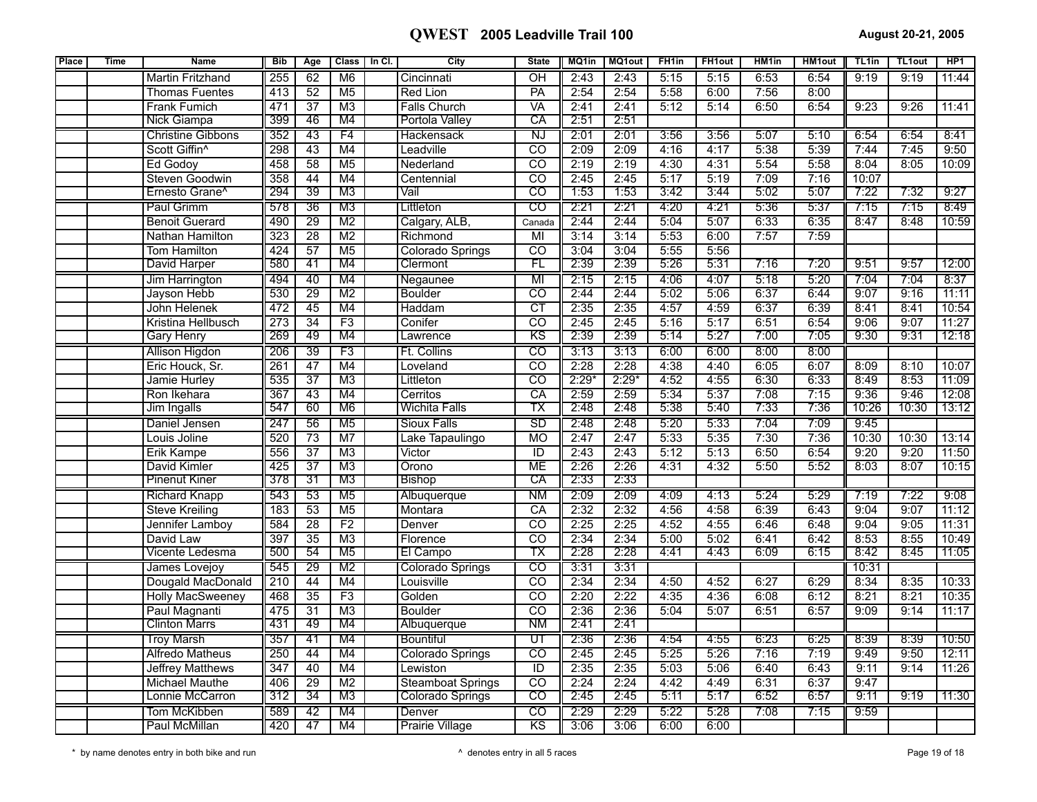# QWEST 2005 Leadville Trail 100

August 20-21, 2005

| Place | Time | Name | Bib | Age | Class | In Cl. | City | State | MQ1in | MQ1out | FH1in | FH1out | HM1in | HM1out | TL1in | TL1out | HP1 |
|---|---|---|---|---|---|---|---|---|---|---|---|---|---|---|---|---|---|
| | | Martin Fritzhand | 255 | 62 | M6 | | Cincinnati | OH | 2:43 | 2:43 | 5:15 | 5:15 | 6:53 | 6:54 | 9:19 | 9:19 | 11:44 |
| | | Thomas Fuentes | 413 | 52 | M5 | | Red Lion | PA | 2:54 | 2:54 | 5:58 | 6:00 | 7:56 | 8:00 | | | |
| | | Frank Fumich | 471 | 37 | M3 | | Falls Church | VA | 2:41 | 2:41 | 5:12 | 5:14 | 6:50 | 6:54 | 9:23 | 9:26 | 11:41 |
| | | Nick Giampa | 399 | 46 | M4 | | Portola Valley | CA | 2:51 | 2:51 | | | | | | | |
| | | Christine Gibbons | 352 | 43 | F4 | | Hackensack | NJ | 2:01 | 2:01 | 3:56 | 3:56 | 5:07 | 5:10 | 6:54 | 6:54 | 8:41 |
| | | Scott Giffin^ | 298 | 43 | M4 | | Leadville | CO | 2:09 | 2:09 | 4:16 | 4:17 | 5:38 | 5:39 | 7:44 | 7:45 | 9:50 |
| | | Ed Godoy | 458 | 58 | M5 | | Nederland | CO | 2:19 | 2:19 | 4:30 | 4:31 | 5:54 | 5:58 | 8:04 | 8:05 | 10:09 |
| | | Steven Goodwin | 358 | 44 | M4 | | Centennial | CO | 2:45 | 2:45 | 5:17 | 5:19 | 7:09 | 7:16 | 10:07 | | |
| | | Ernesto Grane^ | 294 | 39 | M3 | | Vail | CO | 1:53 | 1:53 | 3:42 | 3:44 | 5:02 | 5:07 | 7:22 | 7:32 | 9:27 |
| | | Paul Grimm | 578 | 36 | M3 | | Littleton | CO | 2:21 | 2:21 | 4:20 | 4:21 | 5:36 | 5:37 | 7:15 | 7:15 | 8:49 |
| | | Benoit Guerard | 490 | 29 | M2 | | Calgary, ALB, | Canada | 2:44 | 2:44 | 5:04 | 5:07 | 6:33 | 6:35 | 8:47 | 8:48 | 10:59 |
| | | Nathan Hamilton | 323 | 28 | M2 | | Richmond | MI | 3:14 | 3:14 | 5:53 | 6:00 | 7:57 | 7:59 | | | |
| | | Tom Hamilton | 424 | 57 | M5 | | Colorado Springs | CO | 3:04 | 3:04 | 5:55 | 5:56 | | | | | |
| | | David Harper | 580 | 41 | M4 | | Clermont | FL | 2:39 | 2:39 | 5:26 | 5:31 | 7:16 | 7:20 | 9:51 | 9:57 | 12:00 |
| | | Jim Harrington | 494 | 40 | M4 | | Negaunee | MI | 2:15 | 2:15 | 4:06 | 4:07 | 5:18 | 5:20 | 7:04 | 7:04 | 8:37 |
| | | Jayson Hebb | 530 | 29 | M2 | | Boulder | CO | 2:44 | 2:44 | 5:02 | 5:06 | 6:37 | 6:44 | 9:07 | 9:16 | 11:11 |
| | | John Helenek | 472 | 45 | M4 | | Haddam | CT | 2:35 | 2:35 | 4:57 | 4:59 | 6:37 | 6:39 | 8:41 | 8:41 | 10:54 |
| | | Kristina Hellbusch | 273 | 34 | F3 | | Conifer | CO | 2:45 | 2:45 | 5:16 | 5:17 | 6:51 | 6:54 | 9:06 | 9:07 | 11:27 |
| | | Gary Henry | 269 | 49 | M4 | | Lawrence | KS | 2:39 | 2:39 | 5:14 | 5:27 | 7:00 | 7:05 | 9:30 | 9:31 | 12:18 |
| | | Allison Higdon | 206 | 39 | F3 | | Ft. Collins | CO | 3:13 | 3:13 | 6:00 | 6:00 | 8:00 | 8:00 | | | |
| | | Eric Houck, Sr. | 261 | 47 | M4 | | Loveland | CO | 2:28 | 2:28 | 4:38 | 4:40 | 6:05 | 6:07 | 8:09 | 8:10 | 10:07 |
| | | Jamie Hurley | 535 | 37 | M3 | | Littleton | CO | 2:29* | 2:29* | 4:52 | 4:55 | 6:30 | 6:33 | 8:49 | 8:53 | 11:09 |
| | | Ron Ikehara | 367 | 43 | M4 | | Cerritos | CA | 2:59 | 2:59 | 5:34 | 5:37 | 7:08 | 7:15 | 9:36 | 9:46 | 12:08 |
| | | Jim Ingalls | 547 | 60 | M6 | | Wichita Falls | TX | 2:48 | 2:48 | 5:38 | 5:40 | 7:33 | 7:36 | 10:26 | 10:30 | 13:12 |
| | | Daniel Jensen | 247 | 56 | M5 | | Sioux Falls | SD | 2:48 | 2:48 | 5:20 | 5:33 | 7:04 | 7:09 | 9:45 | | |
| | | Louis Joline | 520 | 73 | M7 | | Lake Tapaulingo | MO | 2:47 | 2:47 | 5:33 | 5:35 | 7:30 | 7:36 | 10:30 | 10:30 | 13:14 |
| | | Erik Kampe | 556 | 37 | M3 | | Victor | ID | 2:43 | 2:43 | 5:12 | 5:13 | 6:50 | 6:54 | 9:20 | 9:20 | 11:50 |
| | | David Kimler | 425 | 37 | M3 | | Orono | ME | 2:26 | 2:26 | 4:31 | 4:32 | 5:50 | 5:52 | 8:03 | 8:07 | 10:15 |
| | | Pinenut Kiner | 378 | 31 | M3 | | Bishop | CA | 2:33 | 2:33 | | | | | | | |
| | | Richard Knapp | 543 | 53 | M5 | | Albuquerque | NM | 2:09 | 2:09 | 4:09 | 4:13 | 5:24 | 5:29 | 7:19 | 7:22 | 9:08 |
| | | Steve Kreiling | 183 | 53 | M5 | | Montara | CA | 2:32 | 2:32 | 4:56 | 4:58 | 6:39 | 6:43 | 9:04 | 9:07 | 11:12 |
| | | Jennifer Lamboy | 584 | 28 | F2 | | Denver | CO | 2:25 | 2:25 | 4:52 | 4:55 | 6:46 | 6:48 | 9:04 | 9:05 | 11:31 |
| | | David Law | 397 | 35 | M3 | | Florence | CO | 2:34 | 2:34 | 5:00 | 5:02 | 6:41 | 6:42 | 8:53 | 8:55 | 10:49 |
| | | Vicente Ledesma | 500 | 54 | M5 | | El Campo | TX | 2:28 | 2:28 | 4:41 | 4:43 | 6:09 | 6:15 | 8:42 | 8:45 | 11:05 |
| | | James Lovejoy | 545 | 29 | M2 | | Colorado Springs | CO | 3:31 | 3:31 | | | | | 10:31 | | |
| | | Dougald MacDonald | 210 | 44 | M4 | | Louisville | CO | 2:34 | 2:34 | 4:50 | 4:52 | 6:27 | 6:29 | 8:34 | 8:35 | 10:33 |
| | | Holly MacSweeney | 468 | 35 | F3 | | Golden | CO | 2:20 | 2:22 | 4:35 | 4:36 | 6:08 | 6:12 | 8:21 | 8:21 | 10:35 |
| | | Paul Magnanti | 475 | 31 | M3 | | Boulder | CO | 2:36 | 2:36 | 5:04 | 5:07 | 6:51 | 6:57 | 9:09 | 9:14 | 11:17 |
| | | Clinton Marrs | 431 | 49 | M4 | | Albuquerque | NM | 2:41 | 2:41 | | | | | | | |
| | | Troy Marsh | 357 | 41 | M4 | | Bountiful | UT | 2:36 | 2:36 | 4:54 | 4:55 | 6:23 | 6:25 | 8:39 | 8:39 | 10:50 |
| | | Alfredo Matheus | 250 | 44 | M4 | | Colorado Springs | CO | 2:45 | 2:45 | 5:25 | 5:26 | 7:16 | 7:19 | 9:49 | 9:50 | 12:11 |
| | | Jeffrey Matthews | 347 | 40 | M4 | | Lewiston | ID | 2:35 | 2:35 | 5:03 | 5:06 | 6:40 | 6:43 | 9:11 | 9:14 | 11:26 |
| | | Michael Mauthe | 406 | 29 | M2 | | Steamboat Springs | CO | 2:24 | 2:24 | 4:42 | 4:49 | 6:31 | 6:37 | 9:47 | | |
| | | Lonnie McCarron | 312 | 34 | M3 | | Colorado Springs | CO | 2:45 | 2:45 | 5:11 | 5:17 | 6:52 | 6:57 | 9:11 | 9:19 | 11:30 |
| | | Tom McKibben | 589 | 42 | M4 | | Denver | CO | 2:29 | 2:29 | 5:22 | 5:28 | 7:08 | 7:15 | 9:59 | | |
| | | Paul McMillan | 420 | 47 | M4 | | Prairie Village | KS | 3:06 | 3:06 | 6:00 | 6:00 | | | | | |

\* by name denotes entry in both bike and run

^ denotes entry in all 5 races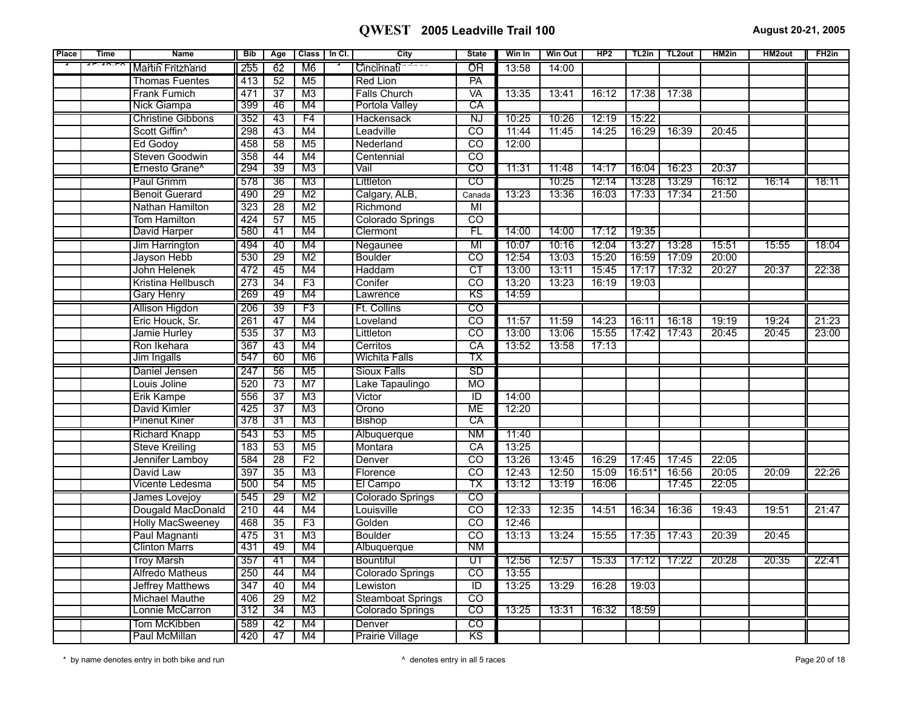# QWEST 2005 Leadville Trail 100

August 20-21, 2005

| Place | Time | Name | Bib | Age | Class | In Cl. | City | State | Win In | Win Out | HP2 | TL2in | TL2out | HM2in | HM2out | FH2in |
|---|---|---|---|---|---|---|---|---|---|---|---|---|---|---|---|---|
| | | Martin Fritzhand | 255 | 62 | M6 | | Cincinnati | OH | 13:58 | 14:00 | | | | | | |
| | | Thomas Fuentes | 413 | 52 | M5 | | Red Lion | PA | | | | | | | | |
| | | Frank Fumich | 471 | 37 | M3 | | Falls Church | VA | 13:35 | 13:41 | 16:12 | 17:38 | 17:38 | | | |
| | | Nick Giampa | 399 | 46 | M4 | | Portola Valley | CA | | | | | | | | |
| | | Christine Gibbons | 352 | 43 | F4 | | Hackensack | NJ | 10:25 | 10:26 | 12:19 | 15:22 | | | | |
| | | Scott Giffin^ | 298 | 43 | M4 | | Leadville | CO | 11:44 | 11:45 | 14:25 | 16:29 | 16:39 | 20:45 | | |
| | | Ed Godoy | 458 | 58 | M5 | | Nederland | CO | 12:00 | | | | | | | |
| | | Steven Goodwin | 358 | 44 | M4 | | Centennial | CO | | | | | | | | |
| | | Ernesto Grane^ | 294 | 39 | M3 | | Vail | CO | 11:31 | 11:48 | 14:17 | 16:04 | 16:23 | 20:37 | | |
| | | Paul Grimm | 578 | 36 | M3 | | Littleton | CO | | 10:25 | 12:14 | 13:28 | 13:29 | 16:12 | 16:14 | 18:11 |
| | | Benoit Guerard | 490 | 29 | M2 | | Calgary, ALB, | Canada | 13:23 | 13:36 | 16:03 | 17:33 | 17:34 | 21:50 | | |
| | | Nathan Hamilton | 323 | 28 | M2 | | Richmond | MI | | | | | | | | |
| | | Tom Hamilton | 424 | 57 | M5 | | Colorado Springs | CO | | | | | | | | |
| | | David Harper | 580 | 41 | M4 | | Clermont | FL | 14:00 | 14:00 | 17:12 | 19:35 | | | | |
| | | Jim Harrington | 494 | 40 | M4 | | Negaunee | MI | 10:07 | 10:16 | 12:04 | 13:27 | 13:28 | 15:51 | 15:55 | 18:04 |
| | | Jayson Hebb | 530 | 29 | M2 | | Boulder | CO | 12:54 | 13:03 | 15:20 | 16:59 | 17:09 | 20:00 | | |
| | | John Helenek | 472 | 45 | M4 | | Haddam | CT | 13:00 | 13:11 | 15:45 | 17:17 | 17:32 | 20:27 | 20:37 | 22:38 |
| | | Kristina Hellbusch | 273 | 34 | F3 | | Conifer | CO | 13:20 | 13:23 | 16:19 | 19:03 | | | | |
| | | Gary Henry | 269 | 49 | M4 | | Lawrence | KS | 14:59 | | | | | | | |
| | | Allison Higdon | 206 | 39 | F3 | | Ft. Collins | CO | | | | | | | | |
| | | Eric Houck, Sr. | 261 | 47 | M4 | | Loveland | CO | 11:57 | 11:59 | 14:23 | 16:11 | 16:18 | 19:19 | 19:24 | 21:23 |
| | | Jamie Hurley | 535 | 37 | M3 | | Littleton | CO | 13:00 | 13:06 | 15:55 | 17:42 | 17:43 | 20:45 | 20:45 | 23:00 |
| | | Ron Ikehara | 367 | 43 | M4 | | Cerritos | CA | 13:52 | 13:58 | 17:13 | | | | | |
| | | Jim Ingalls | 547 | 60 | M6 | | Wichita Falls | TX | | | | | | | | |
| | | Daniel Jensen | 247 | 56 | M5 | | Sioux Falls | SD | | | | | | | | |
| | | Louis Joline | 520 | 73 | M7 | | Lake Tapaulingo | MO | | | | | | | | |
| | | Erik Kampe | 556 | 37 | M3 | | Victor | ID | 14:00 | | | | | | | |
| | | David Kimler | 425 | 37 | M3 | | Orono | ME | 12:20 | | | | | | | |
| | | Pinenut Kiner | 378 | 31 | M3 | | Bishop | CA | | | | | | | | |
| | | Richard Knapp | 543 | 53 | M5 | | Albuquerque | NM | 11:40 | | | | | | | |
| | | Steve Kreiling | 183 | 53 | M5 | | Montara | CA | 13:25 | | | | | | | |
| | | Jennifer Lamboy | 584 | 28 | F2 | | Denver | CO | 13:26 | 13:45 | 16:29 | 17:45 | 17:45 | 22:05 | | |
| | | David Law | 397 | 35 | M3 | | Florence | CO | 12:43 | 12:50 | 15:09 | 16:51* | 16:56 | 20:05 | 20:09 | 22:26 |
| | | Vicente Ledesma | 500 | 54 | M5 | | El Campo | TX | 13:12 | 13:19 | 16:06 | | 17:45 | 22:05 | | |
| | | James Lovejoy | 545 | 29 | M2 | | Colorado Springs | CO | | | | | | | | |
| | | Dougald MacDonald | 210 | 44 | M4 | | Louisville | CO | 12:33 | 12:35 | 14:51 | 16:34 | 16:36 | 19:43 | 19:51 | 21:47 |
| | | Holly MacSweeney | 468 | 35 | F3 | | Golden | CO | 12:46 | | | | | | | |
| | | Paul Magnanti | 475 | 31 | M3 | | Boulder | CO | 13:13 | 13:24 | 15:55 | 17:35 | 17:43 | 20:39 | 20:45 | |
| | | Clinton Marrs | 431 | 49 | M4 | | Albuquerque | NM | | | | | | | | |
| | | Troy Marsh | 357 | 41 | M4 | | Bountiful | UT | 12:56 | 12:57 | 15:33 | 17:12 | 17:22 | 20:28 | 20:35 | 22:41 |
| | | Alfredo Matheus | 250 | 44 | M4 | | Colorado Springs | CO | 13:55 | | | | | | | |
| | | Jeffrey Matthews | 347 | 40 | M4 | | Lewiston | ID | 13:25 | 13:29 | 16:28 | 19:03 | | | | |
| | | Michael Mauthe | 406 | 29 | M2 | | Steamboat Springs | CO | | | | | | | | |
| | | Lonnie McCarron | 312 | 34 | M3 | | Colorado Springs | CO | 13:25 | 13:31 | 16:32 | 18:59 | | | | |
| | | Tom McKibben | 589 | 42 | M4 | | Denver | CO | | | | | | | | |
| | | Paul McMillan | 420 | 47 | M4 | | Prairie Village | KS | | | | | | | | |

\* by name denotes entry in both bike and run

^ denotes entry in all 5 races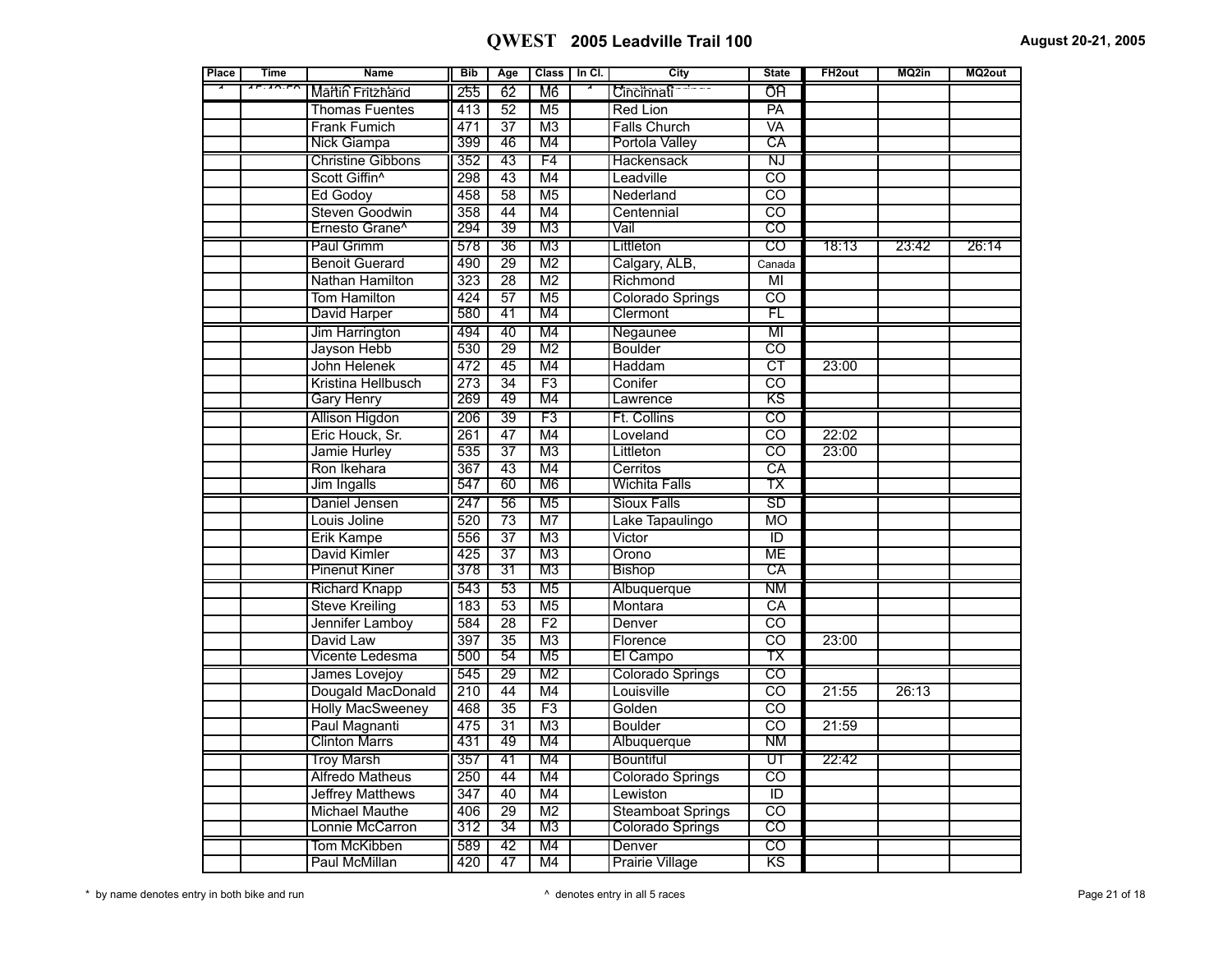# QWEST 2005 Leadville Trail 100

August 20-21, 2005

| Place | Time | Name | Bib | Age | Class | In Cl. | City | State | FH2out | MQ2in | MQ2out |
|---|---|---|---|---|---|---|---|---|---|---|---|
| | | Martin Fritzhand | 255 | 62 | M6 | | Cincinnati | OH | | | |
| | | Thomas Fuentes | 413 | 52 | M5 | | Red Lion | PA | | | |
| | | Frank Fumich | 471 | 37 | M3 | | Falls Church | VA | | | |
| | | Nick Giampa | 399 | 46 | M4 | | Portola Valley | CA | | | |
| | | Christine Gibbons | 352 | 43 | F4 | | Hackensack | NJ | | | |
| | | Scott Giffin^ | 298 | 43 | M4 | | Leadville | CO | | | |
| | | Ed Godoy | 458 | 58 | M5 | | Nederland | CO | | | |
| | | Steven Goodwin | 358 | 44 | M4 | | Centennial | CO | | | |
| | | Ernesto Grane^ | 294 | 39 | M3 | | Vail | CO | | | |
| | | Paul Grimm | 578 | 36 | M3 | | Littleton | CO | 18:13 | 23:42 | 26:14 |
| | | Benoit Guerard | 490 | 29 | M2 | | Calgary, ALB, | Canada | | | |
| | | Nathan Hamilton | 323 | 28 | M2 | | Richmond | MI | | | |
| | | Tom Hamilton | 424 | 57 | M5 | | Colorado Springs | CO | | | |
| | | David Harper | 580 | 41 | M4 | | Clermont | FL | | | |
| | | Jim Harrington | 494 | 40 | M4 | | Negaunee | MI | | | |
| | | Jayson Hebb | 530 | 29 | M2 | | Boulder | CO | | | |
| | | John Helenek | 472 | 45 | M4 | | Haddam | CT | 23:00 | | |
| | | Kristina Hellbusch | 273 | 34 | F3 | | Conifer | CO | | | |
| | | Gary Henry | 269 | 49 | M4 | | Lawrence | KS | | | |
| | | Allison Higdon | 206 | 39 | F3 | | Ft. Collins | CO | | | |
| | | Eric Houck, Sr. | 261 | 47 | M4 | | Loveland | CO | 22:02 | | |
| | | Jamie Hurley | 535 | 37 | M3 | | Littleton | CO | 23:00 | | |
| | | Ron Ikehara | 367 | 43 | M4 | | Cerritos | CA | | | |
| | | Jim Ingalls | 547 | 60 | M6 | | Wichita Falls | TX | | | |
| | | Daniel Jensen | 247 | 56 | M5 | | Sioux Falls | SD | | | |
| | | Louis Joline | 520 | 73 | M7 | | Lake Tapaulingo | MO | | | |
| | | Erik Kampe | 556 | 37 | M3 | | Victor | ID | | | |
| | | David Kimler | 425 | 37 | M3 | | Orono | ME | | | |
| | | Pinenut Kiner | 378 | 31 | M3 | | Bishop | CA | | | |
| | | Richard Knapp | 543 | 53 | M5 | | Albuquerque | NM | | | |
| | | Steve Kreiling | 183 | 53 | M5 | | Montara | CA | | | |
| | | Jennifer Lamboy | 584 | 28 | F2 | | Denver | CO | | | |
| | | David Law | 397 | 35 | M3 | | Florence | CO | 23:00 | | |
| | | Vicente Ledesma | 500 | 54 | M5 | | El Campo | TX | | | |
| | | James Lovejoy | 545 | 29 | M2 | | Colorado Springs | CO | | | |
| | | Dougald MacDonald | 210 | 44 | M4 | | Louisville | CO | 21:55 | 26:13 | |
| | | Holly MacSweeney | 468 | 35 | F3 | | Golden | CO | | | |
| | | Paul Magnanti | 475 | 31 | M3 | | Boulder | CO | 21:59 | | |
| | | Clinton Marrs | 431 | 49 | M4 | | Albuquerque | NM | | | |
| | | Troy Marsh | 357 | 41 | M4 | | Bountiful | UT | 22:42 | | |
| | | Alfredo Matheus | 250 | 44 | M4 | | Colorado Springs | CO | | | |
| | | Jeffrey Matthews | 347 | 40 | M4 | | Lewiston | ID | | | |
| | | Michael Mauthe | 406 | 29 | M2 | | Steamboat Springs | CO | | | |
| | | Lonnie McCarron | 312 | 34 | M3 | | Colorado Springs | CO | | | |
| | | Tom McKibben | 589 | 42 | M4 | | Denver | CO | | | |
| | | Paul McMillan | 420 | 47 | M4 | | Prairie Village | KS | | | |

\* by name denotes entry in both bike and run

^ denotes entry in all 5 races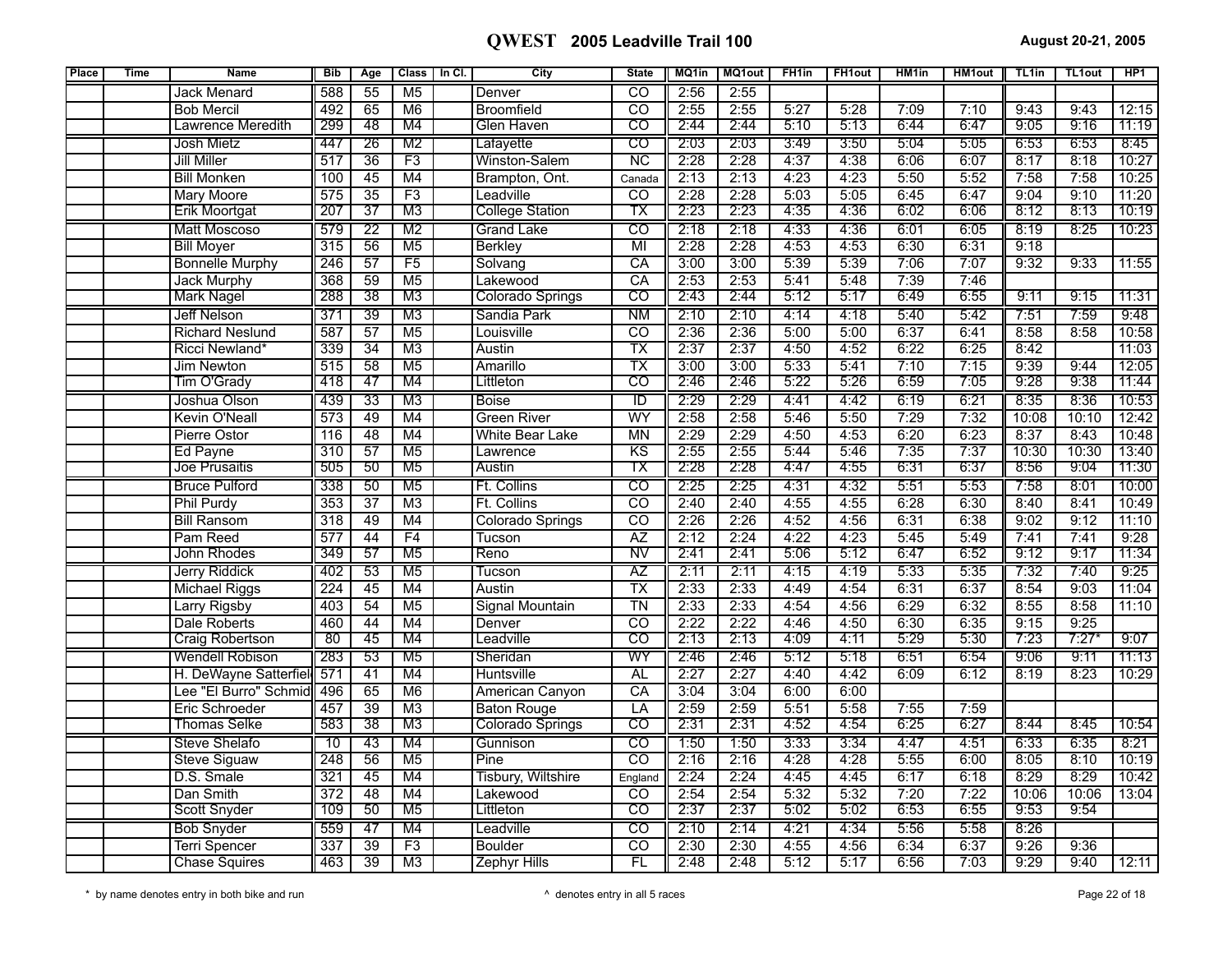# QWEST 2005 Leadville Trail 100

August 20-21, 2005

| Place | Time | Name | Bib | Age | Class | In Cl. | City | State | MQ1in | MQ1out | FH1in | FH1out | HM1in | HM1out | TL1in | TL1out | HP1 |
|---|---|---|---|---|---|---|---|---|---|---|---|---|---|---|---|---|---|
| | | Jack Menard | 588 | 55 | M5 | | Denver | CO | 2:56 | 2:55 | | | | | | | |
| | | Bob Mercil | 492 | 65 | M6 | | Broomfield | CO | 2:55 | 2:55 | 5:27 | 5:28 | 7:09 | 7:10 | 9:43 | 9:43 | 12:15 |
| | | Lawrence Meredith | 299 | 48 | M4 | | Glen Haven | CO | 2:44 | 2:44 | 5:10 | 5:13 | 6:44 | 6:47 | 9:05 | 9:16 | 11:19 |
| | | Josh Mietz | 447 | 26 | M2 | | Lafayette | CO | 2:03 | 2:03 | 3:49 | 3:50 | 5:04 | 5:05 | 6:53 | 6:53 | 8:45 |
| | | Jill Miller | 517 | 36 | F3 | | Winston-Salem | NC | 2:28 | 2:28 | 4:37 | 4:38 | 6:06 | 6:07 | 8:17 | 8:18 | 10:27 |
| | | Bill Monken | 100 | 45 | M4 | | Brampton, Ont. | Canada | 2:13 | 2:13 | 4:23 | 4:23 | 5:50 | 5:52 | 7:58 | 7:58 | 10:25 |
| | | Mary Moore | 575 | 35 | F3 | | Leadville | CO | 2:28 | 2:28 | 5:03 | 5:05 | 6:45 | 6:47 | 9:04 | 9:10 | 11:20 |
| | | Erik Moortgat | 207 | 37 | M3 | | College Station | TX | 2:23 | 2:23 | 4:35 | 4:36 | 6:02 | 6:06 | 8:12 | 8:13 | 10:19 |
| | | Matt Moscoso | 579 | 22 | M2 | | Grand Lake | CO | 2:18 | 2:18 | 4:33 | 4:36 | 6:01 | 6:05 | 8:19 | 8:25 | 10:23 |
| | | Bill Moyer | 315 | 56 | M5 | | Berkley | MI | 2:28 | 2:28 | 4:53 | 4:53 | 6:30 | 6:31 | 9:18 | | |
| | | Bonnelle Murphy | 246 | 57 | F5 | | Solvang | CA | 3:00 | 3:00 | 5:39 | 5:39 | 7:06 | 7:07 | 9:32 | 9:33 | 11:55 |
| | | Jack Murphy | 368 | 59 | M5 | | Lakewood | CA | 2:53 | 2:53 | 5:41 | 5:48 | 7:39 | 7:46 | | | |
| | | Mark Nagel | 288 | 38 | M3 | | Colorado Springs | CO | 2:43 | 2:44 | 5:12 | 5:17 | 6:49 | 6:55 | 9:11 | 9:15 | 11:31 |
| | | Jeff Nelson | 371 | 39 | M3 | | Sandia Park | NM | 2:10 | 2:10 | 4:14 | 4:18 | 5:40 | 5:42 | 7:51 | 7:59 | 9:48 |
| | | Richard Neslund | 587 | 57 | M5 | | Louisville | CO | 2:36 | 2:36 | 5:00 | 5:00 | 6:37 | 6:41 | 8:58 | 8:58 | 10:58 |
| | | Ricci Newland* | 339 | 34 | M3 | | Austin | TX | 2:37 | 2:37 | 4:50 | 4:52 | 6:22 | 6:25 | 8:42 | | 11:03 |
| | | Jim Newton | 515 | 58 | M5 | | Amarillo | TX | 3:00 | 3:00 | 5:33 | 5:41 | 7:10 | 7:15 | 9:39 | 9:44 | 12:05 |
| | | Tim O'Grady | 418 | 47 | M4 | | Littleton | CO | 2:46 | 2:46 | 5:22 | 5:26 | 6:59 | 7:05 | 9:28 | 9:38 | 11:44 |
| | | Joshua Olson | 439 | 33 | M3 | | Boise | ID | 2:29 | 2:29 | 4:41 | 4:42 | 6:19 | 6:21 | 8:35 | 8:36 | 10:53 |
| | | Kevin O'Neall | 573 | 49 | M4 | | Green River | WY | 2:58 | 2:58 | 5:46 | 5:50 | 7:29 | 7:32 | 10:08 | 10:10 | 12:42 |
| | | Pierre Ostor | 116 | 48 | M4 | | White Bear Lake | MN | 2:29 | 2:29 | 4:50 | 4:53 | 6:20 | 6:23 | 8:37 | 8:43 | 10:48 |
| | | Ed Payne | 310 | 57 | M5 | | Lawrence | KS | 2:55 | 2:55 | 5:44 | 5:46 | 7:35 | 7:37 | 10:30 | 10:30 | 13:40 |
| | | Joe Prusaitis | 505 | 50 | M5 | | Austin | TX | 2:28 | 2:28 | 4:47 | 4:55 | 6:31 | 6:37 | 8:56 | 9:04 | 11:30 |
| | | Bruce Pulford | 338 | 50 | M5 | | Ft. Collins | CO | 2:25 | 2:25 | 4:31 | 4:32 | 5:51 | 5:53 | 7:58 | 8:01 | 10:00 |
| | | Phil Purdy | 353 | 37 | M3 | | Ft. Collins | CO | 2:40 | 2:40 | 4:55 | 4:55 | 6:28 | 6:30 | 8:40 | 8:41 | 10:49 |
| | | Bill Ransom | 318 | 49 | M4 | | Colorado Springs | CO | 2:26 | 2:26 | 4:52 | 4:56 | 6:31 | 6:38 | 9:02 | 9:12 | 11:10 |
| | | Pam Reed | 577 | 44 | F4 | | Tucson | AZ | 2:12 | 2:24 | 4:22 | 4:23 | 5:45 | 5:49 | 7:41 | 7:41 | 9:28 |
| | | John Rhodes | 349 | 57 | M5 | | Reno | NV | 2:41 | 2:41 | 5:06 | 5:12 | 6:47 | 6:52 | 9:12 | 9:17 | 11:34 |
| | | Jerry Riddick | 402 | 53 | M5 | | Tucson | AZ | 2:11 | 2:11 | 4:15 | 4:19 | 5:33 | 5:35 | 7:32 | 7:40 | 9:25 |
| | | Michael Riggs | 224 | 45 | M4 | | Austin | TX | 2:33 | 2:33 | 4:49 | 4:54 | 6:31 | 6:37 | 8:54 | 9:03 | 11:04 |
| | | Larry Rigsby | 403 | 54 | M5 | | Signal Mountain | TN | 2:33 | 2:33 | 4:54 | 4:56 | 6:29 | 6:32 | 8:55 | 8:58 | 11:10 |
| | | Dale Roberts | 460 | 44 | M4 | | Denver | CO | 2:22 | 2:22 | 4:46 | 4:50 | 6:30 | 6:35 | 9:15 | 9:25 | |
| | | Craig Robertson | 80 | 45 | M4 | | Leadville | CO | 2:13 | 2:13 | 4:09 | 4:11 | 5:29 | 5:30 | 7:23 | 7:27* | 9:07 |
| | | Wendell Robison | 283 | 53 | M5 | | Sheridan | WY | 2:46 | 2:46 | 5:12 | 5:18 | 6:51 | 6:54 | 9:06 | 9:11 | 11:13 |
| | | H. DeWayne Satterfiel | 571 | 41 | M4 | | Huntsville | AL | 2:27 | 2:27 | 4:40 | 4:42 | 6:09 | 6:12 | 8:19 | 8:23 | 10:29 |
| | | Lee "El Burro" Schmid | 496 | 65 | M6 | | American Canyon | CA | 3:04 | 3:04 | 6:00 | 6:00 | | | | | |
| | | Eric Schroeder | 457 | 39 | M3 | | Baton Rouge | LA | 2:59 | 2:59 | 5:51 | 5:58 | 7:55 | 7:59 | | | |
| | | Thomas Selke | 583 | 38 | M3 | | Colorado Springs | CO | 2:31 | 2:31 | 4:52 | 4:54 | 6:25 | 6:27 | 8:44 | 8:45 | 10:54 |
| | | Steve Shelafo | 10 | 43 | M4 | | Gunnison | CO | 1:50 | 1:50 | 3:33 | 3:34 | 4:47 | 4:51 | 6:33 | 6:35 | 8:21 |
| | | Steve Siguaw | 248 | 56 | M5 | | Pine | CO | 2:16 | 2:16 | 4:28 | 4:28 | 5:55 | 6:00 | 8:05 | 8:10 | 10:19 |
| | | D.S. Smale | 321 | 45 | M4 | | Tisbury, Wiltshire | England | 2:24 | 2:24 | 4:45 | 4:45 | 6:17 | 6:18 | 8:29 | 8:29 | 10:42 |
| | | Dan Smith | 372 | 48 | M4 | | Lakewood | CO | 2:54 | 2:54 | 5:32 | 5:32 | 7:20 | 7:22 | 10:06 | 10:06 | 13:04 |
| | | Scott Snyder | 109 | 50 | M5 | | Littleton | CO | 2:37 | 2:37 | 5:02 | 5:02 | 6:53 | 6:55 | 9:53 | 9:54 | |
| | | Bob Snyder | 559 | 47 | M4 | | Leadville | CO | 2:10 | 2:14 | 4:21 | 4:34 | 5:56 | 5:58 | 8:26 | | |
| | | Terri Spencer | 337 | 39 | F3 | | Boulder | CO | 2:30 | 2:30 | 4:55 | 4:56 | 6:34 | 6:37 | 9:26 | 9:36 | |
| | | Chase Squires | 463 | 39 | M3 | | Zephyr Hills | FL | 2:48 | 2:48 | 5:12 | 5:17 | 6:56 | 7:03 | 9:29 | 9:40 | 12:11 |

\* by name denotes entry in both bike and run

^ denotes entry in all 5 races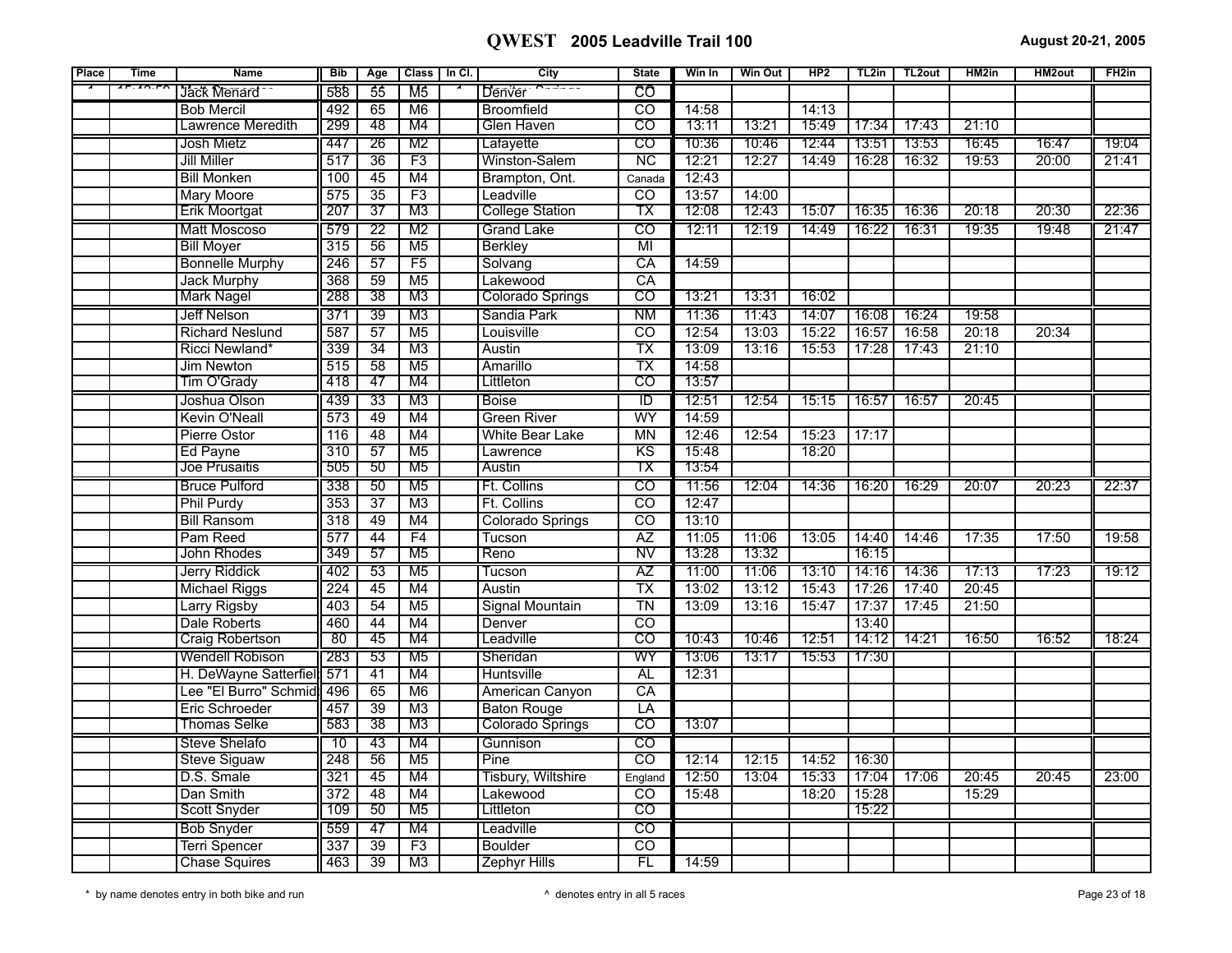# QWEST 2005 Leadville Trail 100

August 20-21, 2005

| Place | Time | Name | Bib | Age | Class | In Cl. | City | State | Win In | Win Out | HP2 | TL2in | TL2out | HM2in | HM2out | FH2in |
|---|---|---|---|---|---|---|---|---|---|---|---|---|---|---|---|---|
| | | Jack Menard | 588 | 55 | M5 | | Denver | CO | | | | | | | | |
| | | Bob Mercil | 492 | 65 | M6 | | Broomfield | CO | 14:58 | | 14:13 | | | | | |
| | | Lawrence Meredith | 299 | 48 | M4 | | Glen Haven | CO | 13:11 | 13:21 | 15:49 | 17:34 | 17:43 | 21:10 | | |
| | | Josh Mietz | 447 | 26 | M2 | | Lafayette | CO | 10:36 | 10:46 | 12:44 | 13:51 | 13:53 | 16:45 | 16:47 | 19:04 |
| | | Jill Miller | 517 | 36 | F3 | | Winston-Salem | NC | 12:21 | 12:27 | 14:49 | 16:28 | 16:32 | 19:53 | 20:00 | 21:41 |
| | | Bill Monken | 100 | 45 | M4 | | Brampton, Ont. | Canada | 12:43 | | | | | | | |
| | | Mary Moore | 575 | 35 | F3 | | Leadville | CO | 13:57 | 14:00 | | | | | | |
| | | Erik Moortgat | 207 | 37 | M3 | | College Station | TX | 12:08 | 12:43 | 15:07 | 16:35 | 16:36 | 20:18 | 20:30 | 22:36 |
| | | Matt Moscoso | 579 | 22 | M2 | | Grand Lake | CO | 12:11 | 12:19 | 14:49 | 16:22 | 16:31 | 19:35 | 19:48 | 21:47 |
| | | Bill Moyer | 315 | 56 | M5 | | Berkley | MI | | | | | | | | |
| | | Bonnelle Murphy | 246 | 57 | F5 | | Solvang | CA | 14:59 | | | | | | | |
| | | Jack Murphy | 368 | 59 | M5 | | Lakewood | CA | | | | | | | | |
| | | Mark Nagel | 288 | 38 | M3 | | Colorado Springs | CO | 13:21 | 13:31 | 16:02 | | | | | |
| | | Jeff Nelson | 371 | 39 | M3 | | Sandia Park | NM | 11:36 | 11:43 | 14:07 | 16:08 | 16:24 | 19:58 | | |
| | | Richard Neslund | 587 | 57 | M5 | | Louisville | CO | 12:54 | 13:03 | 15:22 | 16:57 | 16:58 | 20:18 | 20:34 | |
| | | Ricci Newland* | 339 | 34 | M3 | | Austin | TX | 13:09 | 13:16 | 15:53 | 17:28 | 17:43 | 21:10 | | |
| | | Jim Newton | 515 | 58 | M5 | | Amarillo | TX | 14:58 | | | | | | | |
| | | Tim O'Grady | 418 | 47 | M4 | | Littleton | CO | 13:57 | | | | | | | |
| | | Joshua Olson | 439 | 33 | M3 | | Boise | ID | 12:51 | 12:54 | 15:15 | 16:57 | 16:57 | 20:45 | | |
| | | Kevin O'Neall | 573 | 49 | M4 | | Green River | WY | 14:59 | | | | | | | |
| | | Pierre Ostor | 116 | 48 | M4 | | White Bear Lake | MN | 12:46 | 12:54 | 15:23 | 17:17 | | | | |
| | | Ed Payne | 310 | 57 | M5 | | Lawrence | KS | 15:48 | | 18:20 | | | | | |
| | | Joe Prusaitis | 505 | 50 | M5 | | Austin | TX | 13:54 | | | | | | | |
| | | Bruce Pulford | 338 | 50 | M5 | | Ft. Collins | CO | 11:56 | 12:04 | 14:36 | 16:20 | 16:29 | 20:07 | 20:23 | 22:37 |
| | | Phil Purdy | 353 | 37 | M3 | | Ft. Collins | CO | 12:47 | | | | | | | |
| | | Bill Ransom | 318 | 49 | M4 | | Colorado Springs | CO | 13:10 | | | | | | | |
| | | Pam Reed | 577 | 44 | F4 | | Tucson | AZ | 11:05 | 11:06 | 13:05 | 14:40 | 14:46 | 17:35 | 17:50 | 19:58 |
| | | John Rhodes | 349 | 57 | M5 | | Reno | NV | 13:28 | 13:32 | | 16:15 | | | | |
| | | Jerry Riddick | 402 | 53 | M5 | | Tucson | AZ | 11:00 | 11:06 | 13:10 | 14:16 | 14:36 | 17:13 | 17:23 | 19:12 |
| | | Michael Riggs | 224 | 45 | M4 | | Austin | TX | 13:02 | 13:12 | 15:43 | 17:26 | 17:40 | 20:45 | | |
| | | Larry Rigsby | 403 | 54 | M5 | | Signal Mountain | TN | 13:09 | 13:16 | 15:47 | 17:37 | 17:45 | 21:50 | | |
| | | Dale Roberts | 460 | 44 | M4 | | Denver | CO | | | | 13:40 | | | | |
| | | Craig Robertson | 80 | 45 | M4 | | Leadville | CO | 10:43 | 10:46 | 12:51 | 14:12 | 14:21 | 16:50 | 16:52 | 18:24 |
| | | Wendell Robison | 283 | 53 | M5 | | Sheridan | WY | 13:06 | 13:17 | 15:53 | 17:30 | | | | |
| | | H. DeWayne Satterfiel | 571 | 41 | M4 | | Huntsville | AL | 12:31 | | | | | | | |
| | | Lee "El Burro" Schmid | 496 | 65 | M6 | | American Canyon | CA | | | | | | | | |
| | | Eric Schroeder | 457 | 39 | M3 | | Baton Rouge | LA | | | | | | | | |
| | | Thomas Selke | 583 | 38 | M3 | | Colorado Springs | CO | 13:07 | | | | | | | |
| | | Steve Shelafo | 10 | 43 | M4 | | Gunnison | CO | | | | | | | | |
| | | Steve Siguaw | 248 | 56 | M5 | | Pine | CO | 12:14 | 12:15 | 14:52 | 16:30 | | | | |
| | | D.S. Smale | 321 | 45 | M4 | | Tisbury, Wiltshire | England | 12:50 | 13:04 | 15:33 | 17:04 | 17:06 | 20:45 | 20:45 | 23:00 |
| | | Dan Smith | 372 | 48 | M4 | | Lakewood | CO | 15:48 | | 18:20 | 15:28 | | 15:29 | | |
| | | Scott Snyder | 109 | 50 | M5 | | Littleton | CO | | | | 15:22 | | | | |
| | | Bob Snyder | 559 | 47 | M4 | | Leadville | CO | | | | | | | | |
| | | Terri Spencer | 337 | 39 | F3 | | Boulder | CO | | | | | | | | |
| | | Chase Squires | 463 | 39 | M3 | | Zephyr Hills | FL | 14:59 | | | | | | | |

\* by name denotes entry in both bike and run

^ denotes entry in all 5 races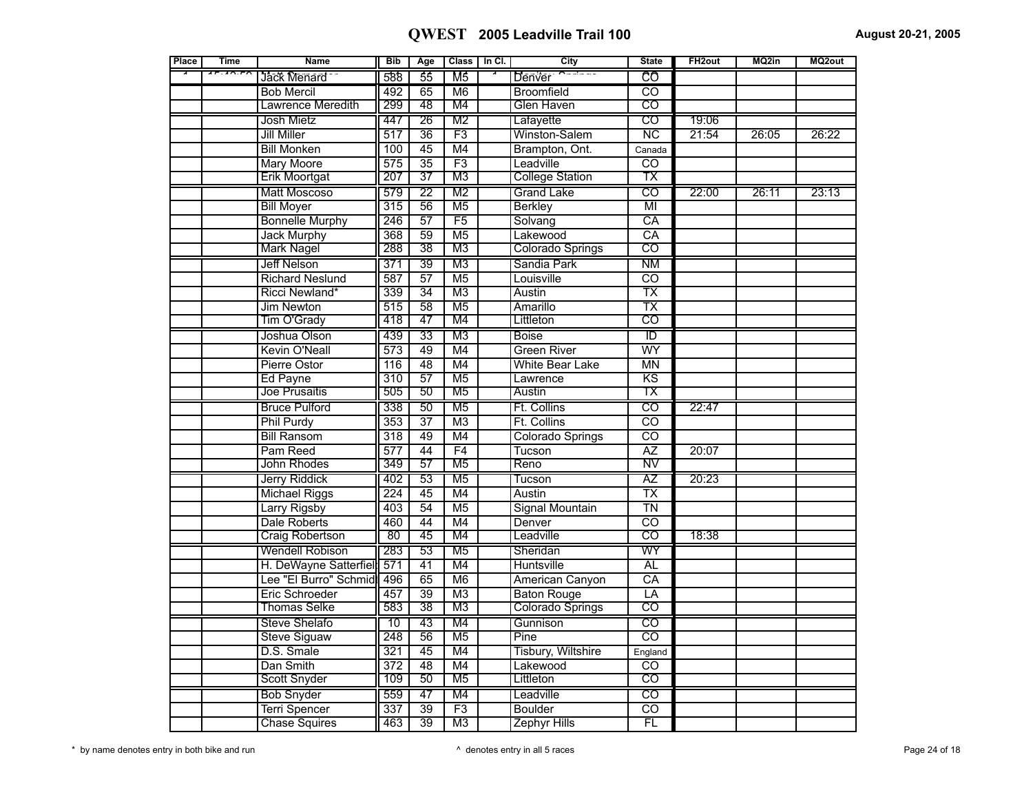# QWEST 2005 Leadville Trail 100

August 20-21, 2005

| Place | Time | Name | Bib | Age | Class | In Cl. | City | State | FH2out | MQ2in | MQ2out |
|---|---|---|---|---|---|---|---|---|---|---|---|
| | | Jack Menard | 588 | 55 | M5 | | Denver | CO | | | |
| | | Bob Mercil | 492 | 65 | M6 | | Broomfield | CO | | | |
| | | Lawrence Meredith | 299 | 48 | M4 | | Glen Haven | CO | | | |
| | | Josh Mietz | 447 | 26 | M2 | | Lafayette | CO | 19:06 | | |
| | | Jill Miller | 517 | 36 | F3 | | Winston-Salem | NC | 21:54 | 26:05 | 26:22 |
| | | Bill Monken | 100 | 45 | M4 | | Brampton, Ont. | Canada | | | |
| | | Mary Moore | 575 | 35 | F3 | | Leadville | CO | | | |
| | | Erik Moortgat | 207 | 37 | M3 | | College Station | TX | | | |
| | | Matt Moscoso | 579 | 22 | M2 | | Grand Lake | CO | 22:00 | 26:11 | 23:13 |
| | | Bill Moyer | 315 | 56 | M5 | | Berkley | MI | | | |
| | | Bonnelle Murphy | 246 | 57 | F5 | | Solvang | CA | | | |
| | | Jack Murphy | 368 | 59 | M5 | | Lakewood | CA | | | |
| | | Mark Nagel | 288 | 38 | M3 | | Colorado Springs | CO | | | |
| | | Jeff Nelson | 371 | 39 | M3 | | Sandia Park | NM | | | |
| | | Richard Neslund | 587 | 57 | M5 | | Louisville | CO | | | |
| | | Ricci Newland* | 339 | 34 | M3 | | Austin | TX | | | |
| | | Jim Newton | 515 | 58 | M5 | | Amarillo | TX | | | |
| | | Tim O'Grady | 418 | 47 | M4 | | Littleton | CO | | | |
| | | Joshua Olson | 439 | 33 | M3 | | Boise | ID | | | |
| | | Kevin O'Neall | 573 | 49 | M4 | | Green River | WY | | | |
| | | Pierre Ostor | 116 | 48 | M4 | | White Bear Lake | MN | | | |
| | | Ed Payne | 310 | 57 | M5 | | Lawrence | KS | | | |
| | | Joe Prusaitis | 505 | 50 | M5 | | Austin | TX | | | |
| | | Bruce Pulford | 338 | 50 | M5 | | Ft. Collins | CO | 22:47 | | |
| | | Phil Purdy | 353 | 37 | M3 | | Ft. Collins | CO | | | |
| | | Bill Ransom | 318 | 49 | M4 | | Colorado Springs | CO | | | |
| | | Pam Reed | 577 | 44 | F4 | | Tucson | AZ | 20:07 | | |
| | | John Rhodes | 349 | 57 | M5 | | Reno | NV | | | |
| | | Jerry Riddick | 402 | 53 | M5 | | Tucson | AZ | 20:23 | | |
| | | Michael Riggs | 224 | 45 | M4 | | Austin | TX | | | |
| | | Larry Rigsby | 403 | 54 | M5 | | Signal Mountain | TN | | | |
| | | Dale Roberts | 460 | 44 | M4 | | Denver | CO | | | |
| | | Craig Robertson | 80 | 45 | M4 | | Leadville | CO | 18:38 | | |
| | | Wendell Robison | 283 | 53 | M5 | | Sheridan | WY | | | |
| | | H. DeWayne Satterfiel | 571 | 41 | M4 | | Huntsville | AL | | | |
| | | Lee "El Burro" Schmid | 496 | 65 | M6 | | American Canyon | CA | | | |
| | | Eric Schroeder | 457 | 39 | M3 | | Baton Rouge | LA | | | |
| | | Thomas Selke | 583 | 38 | M3 | | Colorado Springs | CO | | | |
| | | Steve Shelafo | 10 | 43 | M4 | | Gunnison | CO | | | |
| | | Steve Siguaw | 248 | 56 | M5 | | Pine | CO | | | |
| | | D.S. Smale | 321 | 45 | M4 | | Tisbury, Wiltshire | England | | | |
| | | Dan Smith | 372 | 48 | M4 | | Lakewood | CO | | | |
| | | Scott Snyder | 109 | 50 | M5 | | Littleton | CO | | | |
| | | Bob Snyder | 559 | 47 | M4 | | Leadville | CO | | | |
| | | Terri Spencer | 337 | 39 | F3 | | Boulder | CO | | | |
| | | Chase Squires | 463 | 39 | M3 | | Zephyr Hills | FL | | | |

* by name denotes entry in both bike and run

^ denotes entry in all 5 races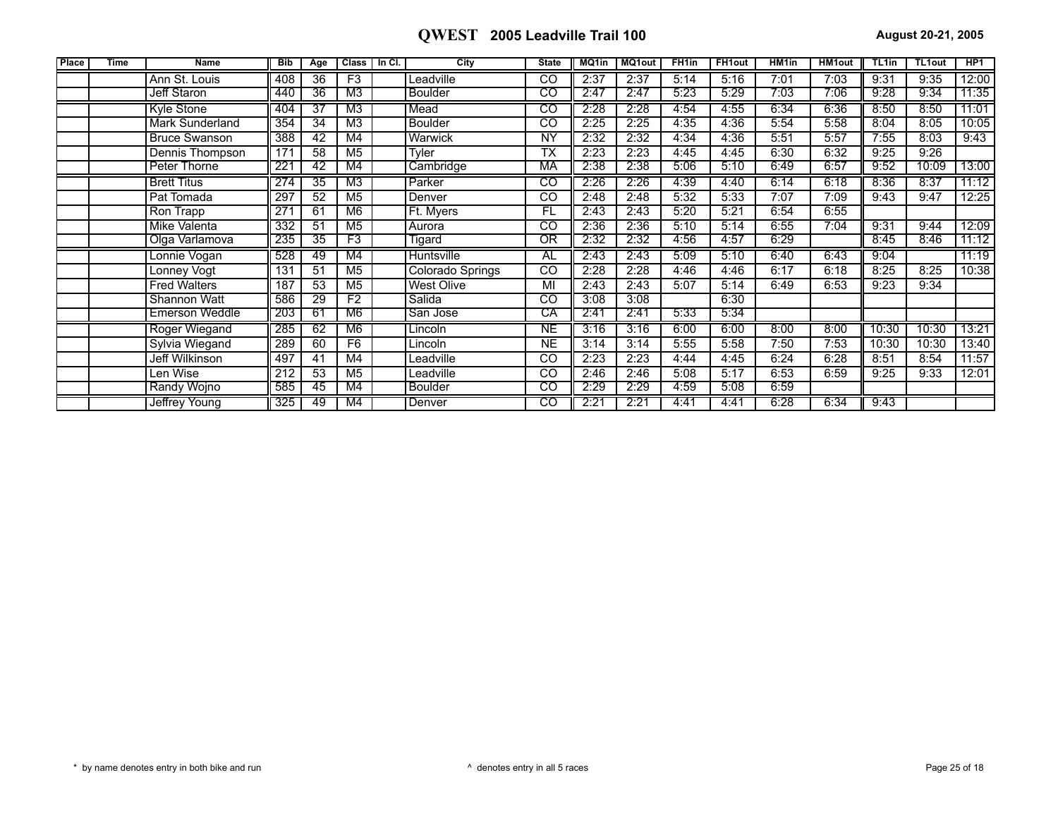# QWEST 2005 Leadville Trail 100

August 20-21, 2005

| Place | Time | Name | Bib | Age | Class | In Cl. | City | State | MQ1in | MQ1out | FH1in | FH1out | HM1in | HM1out | TL1in | TL1out | HP1 |
|---|---|---|---|---|---|---|---|---|---|---|---|---|---|---|---|---|---|
| | | Ann St. Louis | 408 | 36 | F3 | | Leadville | CO | 2:37 | 2:37 | 5:14 | 5:16 | 7:01 | 7:03 | 9:31 | 9:35 | 12:00 |
| | | Jeff Staron | 440 | 36 | M3 | | Boulder | CO | 2:47 | 2:47 | 5:23 | 5:29 | 7:03 | 7:06 | 9:28 | 9:34 | 11:35 |
| | | Kyle Stone | 404 | 37 | M3 | | Mead | CO | 2:28 | 2:28 | 4:54 | 4:55 | 6:34 | 6:36 | 8:50 | 8:50 | 11:01 |
| | | Mark Sunderland | 354 | 34 | M3 | | Boulder | CO | 2:25 | 2:25 | 4:35 | 4:36 | 5:54 | 5:58 | 8:04 | 8:05 | 10:05 |
| | | Bruce Swanson | 388 | 42 | M4 | | Warwick | NY | 2:32 | 2:32 | 4:34 | 4:36 | 5:51 | 5:57 | 7:55 | 8:03 | 9:43 |
| | | Dennis Thompson | 171 | 58 | M5 | | Tyler | TX | 2:23 | 2:23 | 4:45 | 4:45 | 6:30 | 6:32 | 9:25 | 9:26 | |
| | | Peter Thorne | 221 | 42 | M4 | | Cambridge | MA | 2:38 | 2:38 | 5:06 | 5:10 | 6:49 | 6:57 | 9:52 | 10:09 | 13:00 |
| | | Brett Titus | 274 | 35 | M3 | | Parker | CO | 2:26 | 2:26 | 4:39 | 4:40 | 6:14 | 6:18 | 8:36 | 8:37 | 11:12 |
| | | Pat Tomada | 297 | 52 | M5 | | Denver | CO | 2:48 | 2:48 | 5:32 | 5:33 | 7:07 | 7:09 | 9:43 | 9:47 | 12:25 |
| | | Ron Trapp | 271 | 61 | M6 | | Ft. Myers | FL | 2:43 | 2:43 | 5:20 | 5:21 | 6:54 | 6:55 | | | |
| | | Mike Valenta | 332 | 51 | M5 | | Aurora | CO | 2:36 | 2:36 | 5:10 | 5:14 | 6:55 | 7:04 | 9:31 | 9:44 | 12:09 |
| | | Olga Varlamova | 235 | 35 | F3 | | Tigard | OR | 2:32 | 2:32 | 4:56 | 4:57 | 6:29 | | 8:45 | 8:46 | 11:12 |
| | | Lonnie Vogan | 528 | 49 | M4 | | Huntsville | AL | 2:43 | 2:43 | 5:09 | 5:10 | 6:40 | 6:43 | 9:04 | | 11:19 |
| | | Lonney Vogt | 131 | 51 | M5 | | Colorado Springs | CO | 2:28 | 2:28 | 4:46 | 4:46 | 6:17 | 6:18 | 8:25 | 8:25 | 10:38 |
| | | Fred Walters | 187 | 53 | M5 | | West Olive | MI | 2:43 | 2:43 | 5:07 | 5:14 | 6:49 | 6:53 | 9:23 | 9:34 | |
| | | Shannon Watt | 586 | 29 | F2 | | Salida | CO | 3:08 | 3:08 | | 6:30 | | | | | |
| | | Emerson Weddle | 203 | 61 | M6 | | San Jose | CA | 2:41 | 2:41 | 5:33 | 5:34 | | | | | |
| | | Roger Wiegand | 285 | 62 | M6 | | Lincoln | NE | 3:16 | 3:16 | 6:00 | 6:00 | 8:00 | 8:00 | 10:30 | 10:30 | 13:21 |
| | | Sylvia Wiegand | 289 | 60 | F6 | | Lincoln | NE | 3:14 | 3:14 | 5:55 | 5:58 | 7:50 | 7:53 | 10:30 | 10:30 | 13:40 |
| | | Jeff Wilkinson | 497 | 41 | M4 | | Leadville | CO | 2:23 | 2:23 | 4:44 | 4:45 | 6:24 | 6:28 | 8:51 | 8:54 | 11:57 |
| | | Len Wise | 212 | 53 | M5 | | Leadville | CO | 2:46 | 2:46 | 5:08 | 5:17 | 6:53 | 6:59 | 9:25 | 9:33 | 12:01 |
| | | Randy Wojno | 585 | 45 | M4 | | Boulder | CO | 2:29 | 2:29 | 4:59 | 5:08 | 6:59 | | | | |
| | | Jeffrey Young | 325 | 49 | M4 | | Denver | CO | 2:21 | 2:21 | 4:41 | 4:41 | 6:28 | 6:34 | 9:43 | | |

* by name denotes entry in both bike and run

^ denotes entry in all 5 races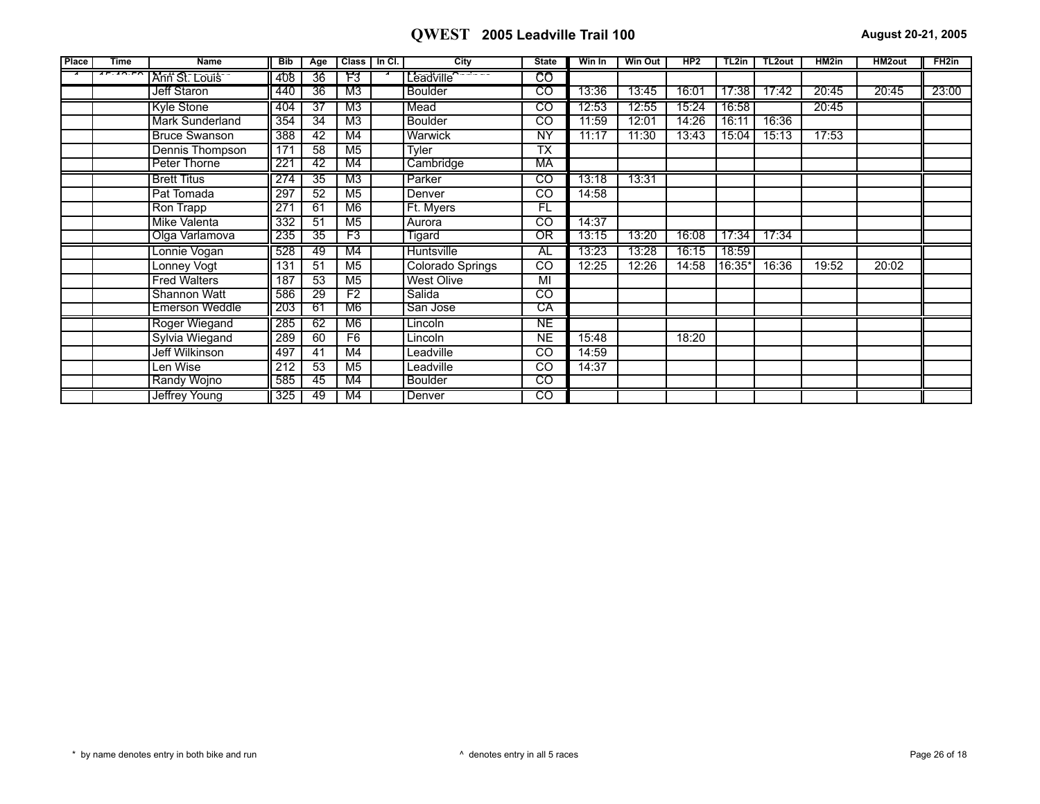# QWEST 2005 Leadville Trail 100

August 20-21, 2005

| Place | Time | Name | Bib | Age | Class | In Cl. | City | State | Win In | Win Out | HP2 | TL2in | TL2out | HM2in | HM2out | FH2in |
|---|---|---|---|---|---|---|---|---|---|---|---|---|---|---|---|---|
| | | Ann St. Louis | 408 | 36 | F3 | | Leadville | CO | | | | | | | | |
| | | Jeff Staron | 440 | 36 | M3 | | Boulder | CO | 13:36 | 13:45 | 16:01 | 17:38 | 17:42 | 20:45 | 20:45 | 23:00 |
| | | Kyle Stone | 404 | 37 | M3 | | Mead | CO | 12:53 | 12:55 | 15:24 | 16:58 | | 20:45 | | |
| | | Mark Sunderland | 354 | 34 | M3 | | Boulder | CO | 11:59 | 12:01 | 14:26 | 16:11 | 16:36 | | | |
| | | Bruce Swanson | 388 | 42 | M4 | | Warwick | NY | 11:17 | 11:30 | 13:43 | 15:04 | 15:13 | 17:53 | | |
| | | Dennis Thompson | 171 | 58 | M5 | | Tyler | TX | | | | | | | | |
| | | Peter Thorne | 221 | 42 | M4 | | Cambridge | MA | | | | | | | | |
| | | Brett Titus | 274 | 35 | M3 | | Parker | CO | 13:18 | 13:31 | | | | | | |
| | | Pat Tomada | 297 | 52 | M5 | | Denver | CO | 14:58 | | | | | | | |
| | | Ron Trapp | 271 | 61 | M6 | | Ft. Myers | FL | | | | | | | | |
| | | Mike Valenta | 332 | 51 | M5 | | Aurora | CO | 14:37 | | | | | | | |
| | | Olga Varlamova | 235 | 35 | F3 | | Tigard | OR | 13:15 | 13:20 | 16:08 | 17:34 | 17:34 | | | |
| | | Lonnie Vogan | 528 | 49 | M4 | | Huntsville | AL | 13:23 | 13:28 | 16:15 | 18:59 | | | | |
| | | Lonney Vogt | 131 | 51 | M5 | | Colorado Springs | CO | 12:25 | 12:26 | 14:58 | 16:35* | 16:36 | 19:52 | 20:02 | |
| | | Fred Walters | 187 | 53 | M5 | | West Olive | MI | | | | | | | | |
| | | Shannon Watt | 586 | 29 | F2 | | Salida | CO | | | | | | | | |
| | | Emerson Weddle | 203 | 61 | M6 | | San Jose | CA | | | | | | | | |
| | | Roger Wiegand | 285 | 62 | M6 | | Lincoln | NE | | | | | | | | |
| | | Sylvia Wiegand | 289 | 60 | F6 | | Lincoln | NE | 15:48 | | 18:20 | | | | | |
| | | Jeff Wilkinson | 497 | 41 | M4 | | Leadville | CO | 14:59 | | | | | | | |
| | | Len Wise | 212 | 53 | M5 | | Leadville | CO | 14:37 | | | | | | | |
| | | Randy Wojno | 585 | 45 | M4 | | Boulder | CO | | | | | | | | |
| | | Jeffrey Young | 325 | 49 | M4 | | Denver | CO | | | | | | | | |

\* by name denotes entry in both bike and run

^ denotes entry in all 5 races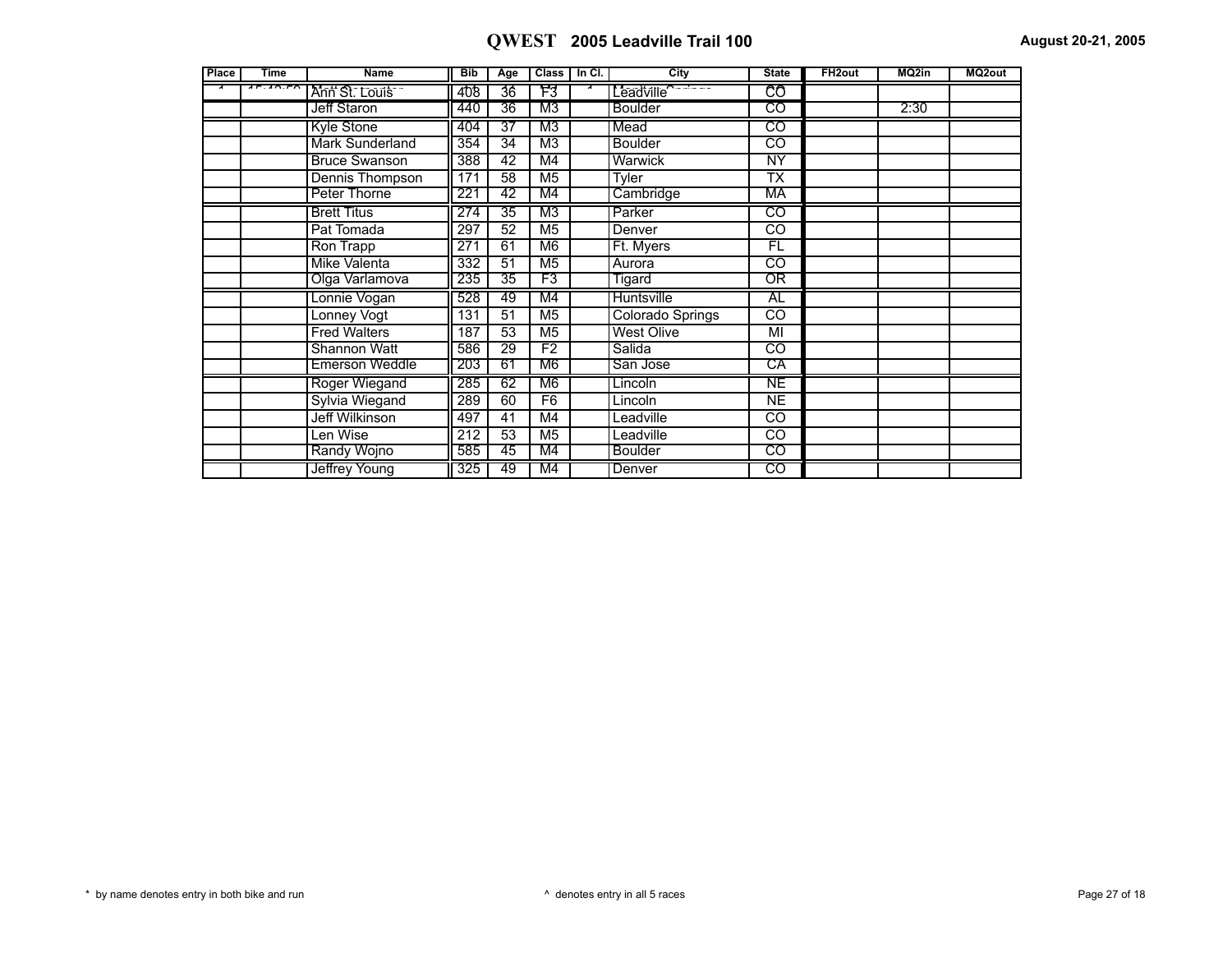# QWEST 2005 Leadville Trail 100

August 20-21, 2005

| Place | Time | Name | Bib | Age | Class | In Cl. | City | State | FH2out | MQ2in | MQ2out |
|---|---|---|---|---|---|---|---|---|---|---|---|
| | | Ann St. Louis | 408 | 36 | F3 | | Leadville | CO | | | |
| | | Jeff Staron | 440 | 36 | M3 | | Boulder | CO | | 2:30 | |
| | | Kyle Stone | 404 | 37 | M3 | | Mead | CO | | | |
| | | Mark Sunderland | 354 | 34 | M3 | | Boulder | CO | | | |
| | | Bruce Swanson | 388 | 42 | M4 | | Warwick | NY | | | |
| | | Dennis Thompson | 171 | 58 | M5 | | Tyler | TX | | | |
| | | Peter Thorne | 221 | 42 | M4 | | Cambridge | MA | | | |
| | | Brett Titus | 274 | 35 | M3 | | Parker | CO | | | |
| | | Pat Tomada | 297 | 52 | M5 | | Denver | CO | | | |
| | | Ron Trapp | 271 | 61 | M6 | | Ft. Myers | FL | | | |
| | | Mike Valenta | 332 | 51 | M5 | | Aurora | CO | | | |
| | | Olga Varlamova | 235 | 35 | F3 | | Tigard | OR | | | |
| | | Lonnie Vogan | 528 | 49 | M4 | | Huntsville | AL | | | |
| | | Lonney Vogt | 131 | 51 | M5 | | Colorado Springs | CO | | | |
| | | Fred Walters | 187 | 53 | M5 | | West Olive | MI | | | |
| | | Shannon Watt | 586 | 29 | F2 | | Salida | CO | | | |
| | | Emerson Weddle | 203 | 61 | M6 | | San Jose | CA | | | |
| | | Roger Wiegand | 285 | 62 | M6 | | Lincoln | NE | | | |
| | | Sylvia Wiegand | 289 | 60 | F6 | | Lincoln | NE | | | |
| | | Jeff Wilkinson | 497 | 41 | M4 | | Leadville | CO | | | |
| | | Len Wise | 212 | 53 | M5 | | Leadville | CO | | | |
| | | Randy Wojno | 585 | 45 | M4 | | Boulder | CO | | | |
| | | Jeffrey Young | 325 | 49 | M4 | | Denver | CO | | | |

* by name denotes entry in both bike and run

^ denotes entry in all 5 races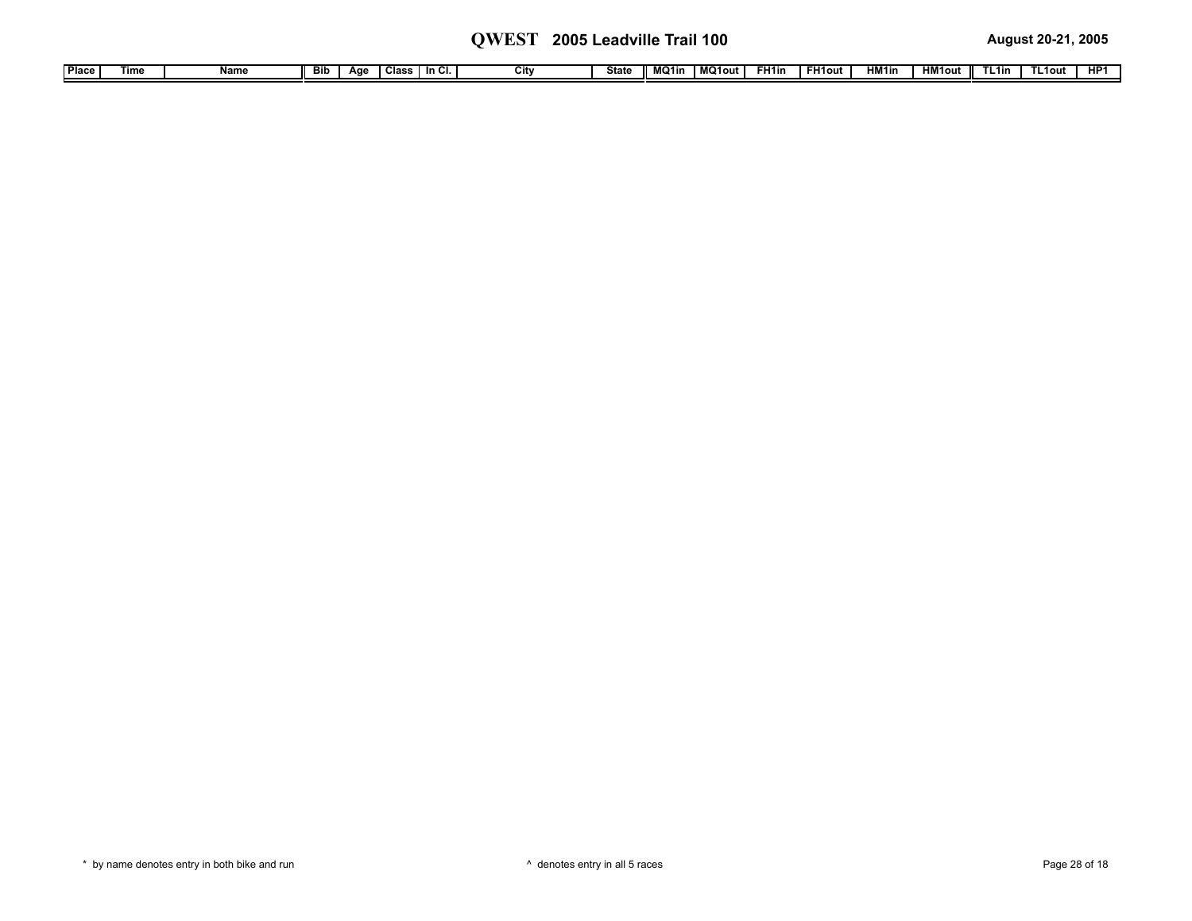| Place | Time | Name | Bib | Age | Class | In Cl. | City | State | MQ1in | MQ1out | FH1in | FH1out | HM1in | HM1out | TL1in | TL1out | HP1 |
|---|---|---|---|---|---|---|---|---|---|---|---|---|---|---|---|---|---|

\* by name denotes entry in both bike and run

^ denotes entry in all 5 races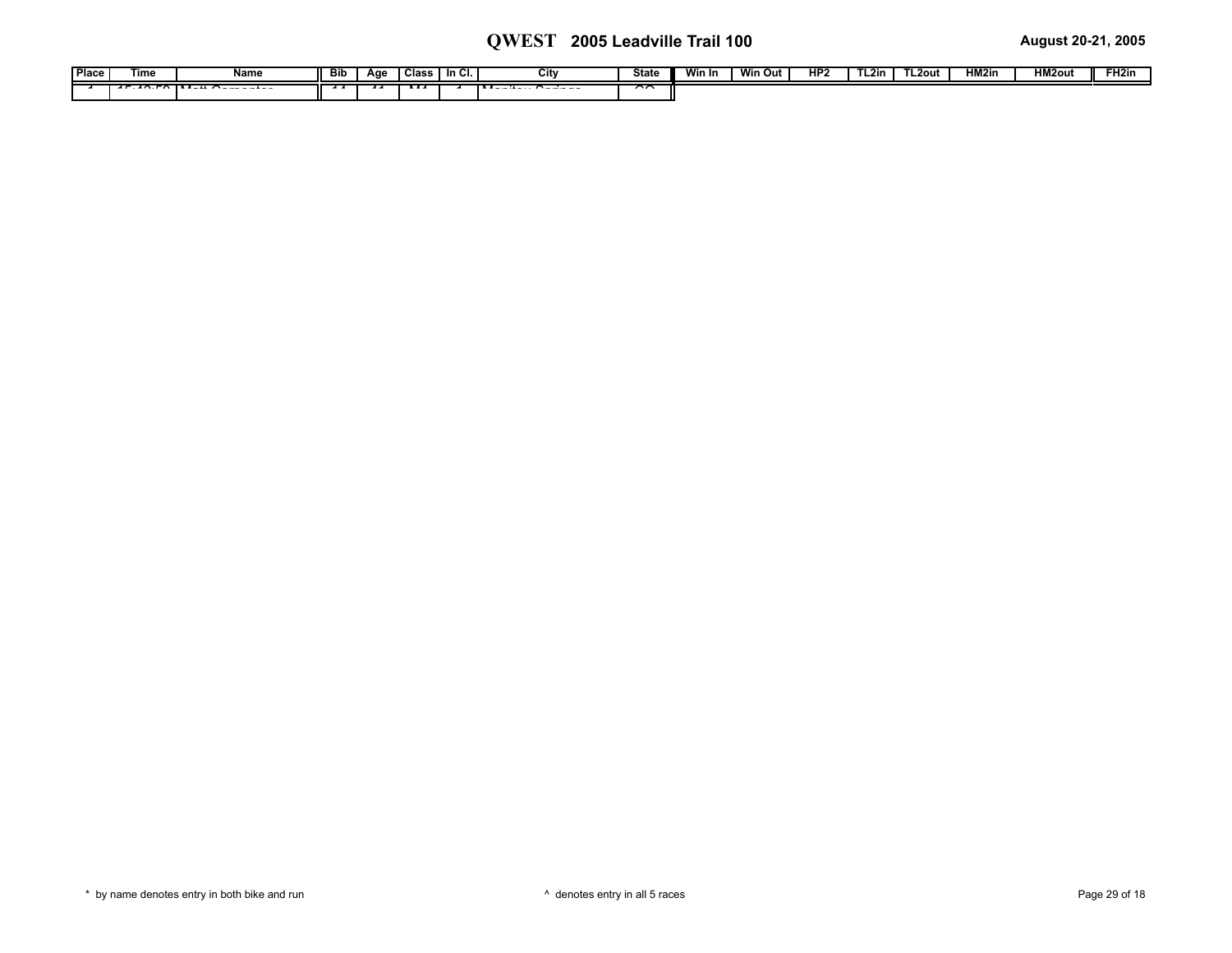| Place | Time | Name | Bib | Age | Class | In Cl. | City | State | Win In | Win Out | HP2 | TL2in | TL2out | HM2in | HM2out | FH2in |
|---|---|---|---|---|---|---|---|---|---|---|---|---|---|---|---|---|
| 1 | 15:42:59 | Matt Carpenter | 11 | 41 | M4 | 1 | Manitou Springs | CO | | | | | | | | |

* by name denotes entry in both bike and run

^ denotes entry in all 5 races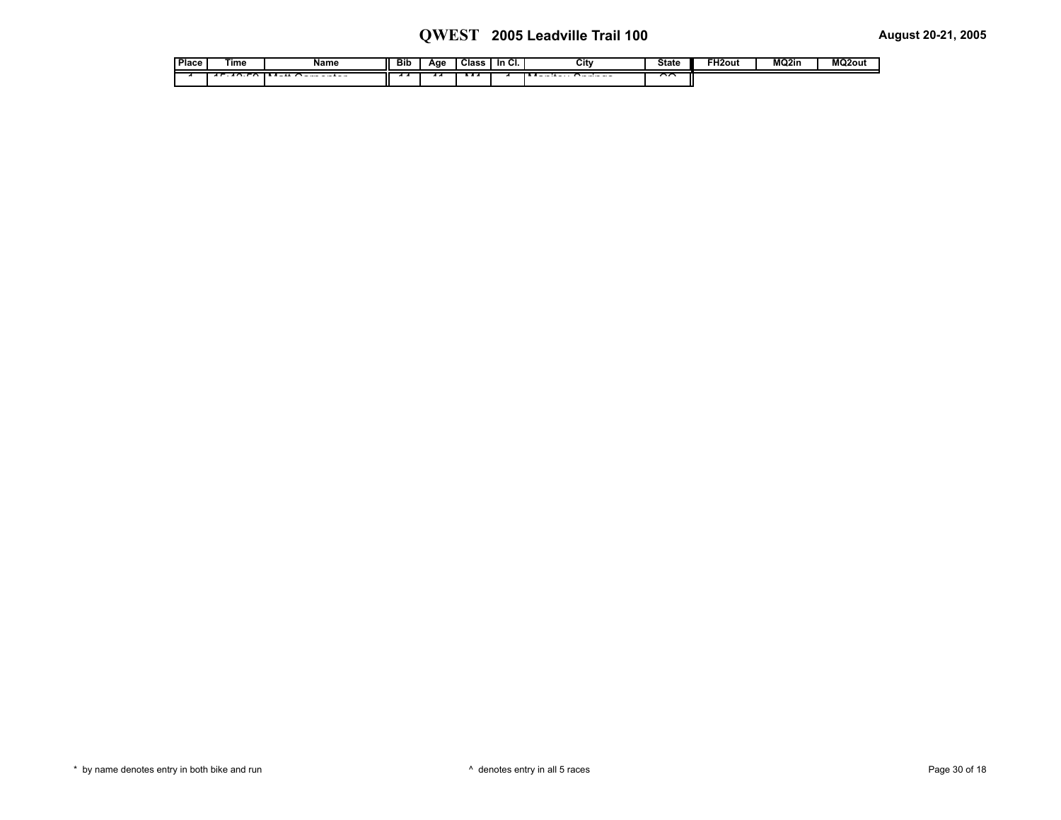# QWEST 2005 Leadville Trail 100

August 20-21, 2005

| Place | Time | Name | Bib | Age | Class | In Cl. | City | State | FH2out | MQ2in | MQ2out |
|---|---|---|---|---|---|---|---|---|---|---|---|
| 1 | 15:42:59 | Matt Carpenter | 14 | 41 | M4 | 1 | Manitou Springs | CO | | | |